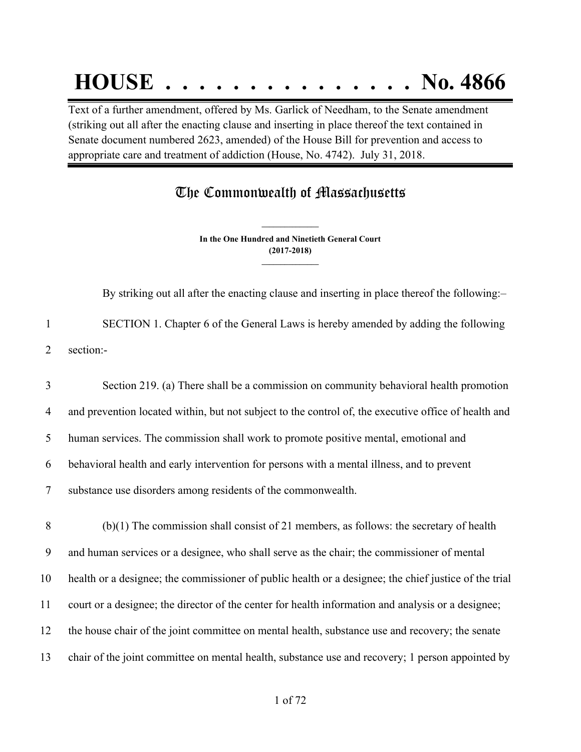# HOUSE . . . . . . . . . . . . . . . No. 4866

Text of a further amendment, offered by Ms. Garlick of Needham, to the Senate amendment (striking out all after the enacting clause and inserting in place thereof the text contained in Senate document numbered 2623, amended) of the House Bill for prevention and access to appropriate care and treatment of addiction (House, No. 4742). July 31, 2018.

## The Commonwealth of Massachusetts

**In the One Hundred and Ninetieth General Court (2017-2018)**

By striking out all after the enacting clause and inserting in place thereof the following:–

SECTION 1. Chapter 6 of the General Laws is hereby amended by adding the following section:-

Section 219. (a) There shall be a commission on community behavioral health promotion and prevention located within, but not subject to the control of, the executive office of health and human services. The commission shall work to promote positive mental, emotional and behavioral health and early intervention for persons with a mental illness, and to prevent substance use disorders among residents of the commonwealth.

(b)(1) The commission shall consist of 21 members, as follows: the secretary of health and human services or a designee, who shall serve as the chair; the commissioner of mental health or a designee; the commissioner of public health or a designee; the chief justice of the trial court or a designee; the director of the center for health information and analysis or a designee; the house chair of the joint committee on mental health, substance use and recovery; the senate chair of the joint committee on mental health, substance use and recovery; 1 person appointed by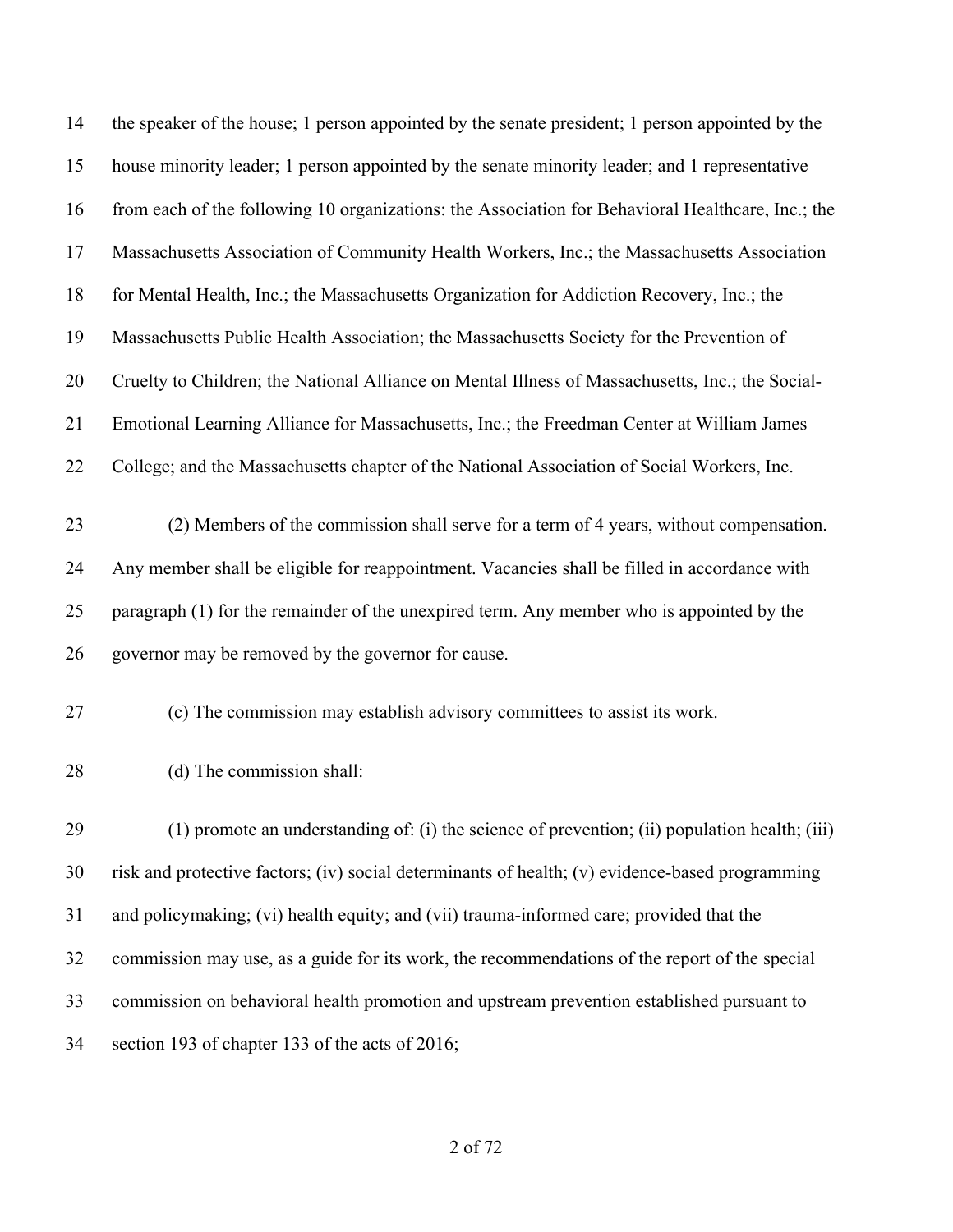the speaker of the house; 1 person appointed by the senate president; 1 person appointed by the house minority leader; 1 person appointed by the senate minority leader; and 1 representative from each of the following 10 organizations: the Association for Behavioral Healthcare, Inc.; the Massachusetts Association of Community Health Workers, Inc.; the Massachusetts Association for Mental Health, Inc.; the Massachusetts Organization for Addiction Recovery, Inc.; the Massachusetts Public Health Association; the Massachusetts Society for the Prevention of Cruelty to Children; the National Alliance on Mental Illness of Massachusetts, Inc.; the Social-Emotional Learning Alliance for Massachusetts, Inc.; the Freedman Center at William James College; and the Massachusetts chapter of the National Association of Social Workers, Inc.

(2) Members of the commission shall serve for a term of 4 years, without compensation. Any member shall be eligible for reappointment. Vacancies shall be filled in accordance with paragraph (1) for the remainder of the unexpired term. Any member who is appointed by the governor may be removed by the governor for cause.

(c) The commission may establish advisory committees to assist its work.

(d) The commission shall:

(1) promote an understanding of: (i) the science of prevention; (ii) population health; (iii) risk and protective factors; (iv) social determinants of health; (v) evidence-based programming and policymaking; (vi) health equity; and (vii) trauma-informed care; provided that the commission may use, as a guide for its work, the recommendations of the report of the special commission on behavioral health promotion and upstream prevention established pursuant to section 193 of chapter 133 of the acts of 2016;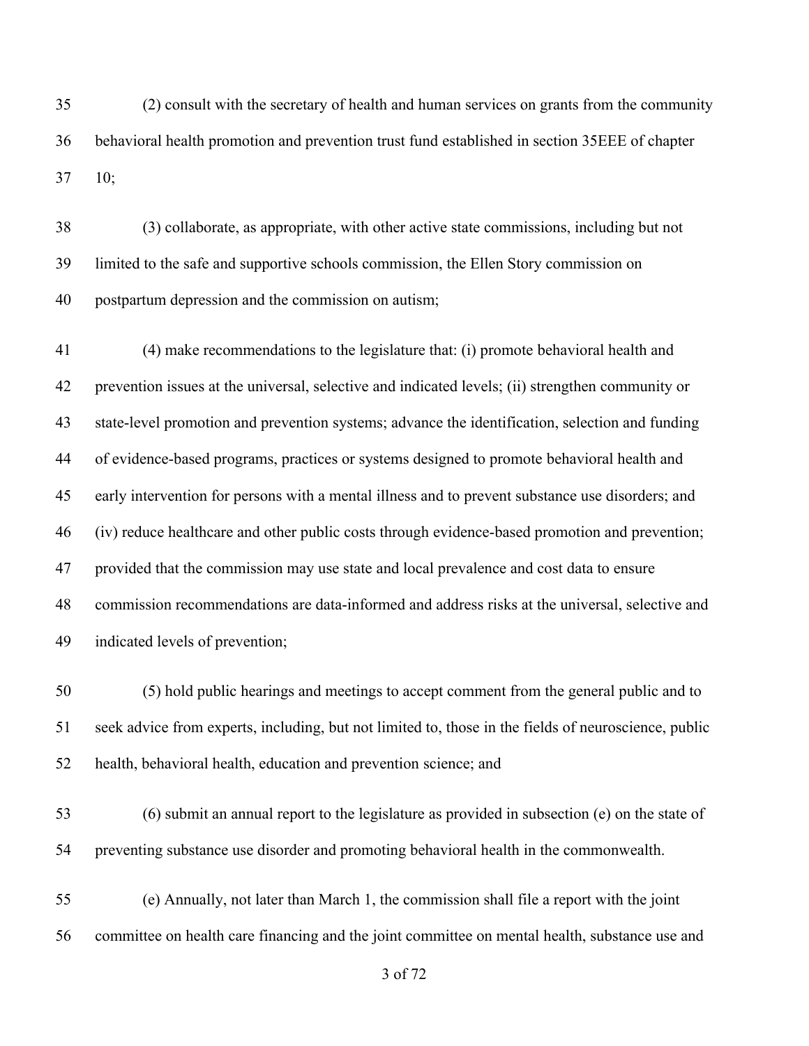35 (2) consult with the secretary of health and human services on grants from the community
36 behavioral health promotion and prevention trust fund established in section 35EEE of chapter
37 10;

38 (3) collaborate, as appropriate, with other active state commissions, including but not
39 limited to the safe and supportive schools commission, the Ellen Story commission on
40 postpartum depression and the commission on autism;

41 (4) make recommendations to the legislature that: (i) promote behavioral health and
42 prevention issues at the universal, selective and indicated levels; (ii) strengthen community or
43 state-level promotion and prevention systems; advance the identification, selection and funding
44 of evidence-based programs, practices or systems designed to promote behavioral health and
45 early intervention for persons with a mental illness and to prevent substance use disorders; and
46 (iv) reduce healthcare and other public costs through evidence-based promotion and prevention;
47 provided that the commission may use state and local prevalence and cost data to ensure
48 commission recommendations are data-informed and address risks at the universal, selective and
49 indicated levels of prevention;

50 (5) hold public hearings and meetings to accept comment from the general public and to
51 seek advice from experts, including, but not limited to, those in the fields of neuroscience, public
52 health, behavioral health, education and prevention science; and

53 (6) submit an annual report to the legislature as provided in subsection (e) on the state of
54 preventing substance use disorder and promoting behavioral health in the commonwealth.

55 (e) Annually, not later than March 1, the commission shall file a report with the joint
56 committee on health care financing and the joint committee on mental health, substance use and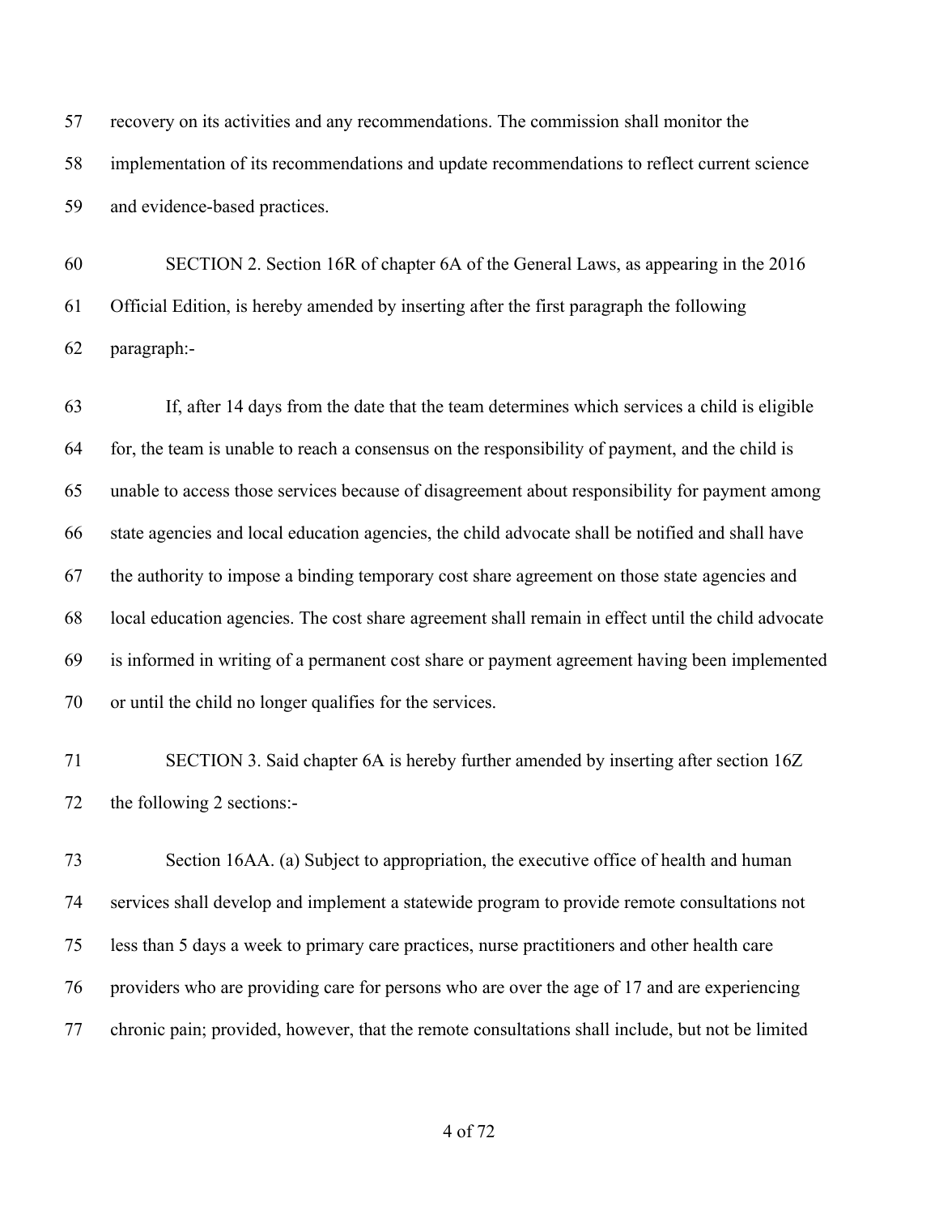recovery on its activities and any recommendations. The commission shall monitor the implementation of its recommendations and update recommendations to reflect current science and evidence-based practices.

SECTION 2. Section 16R of chapter 6A of the General Laws, as appearing in the 2016 Official Edition, is hereby amended by inserting after the first paragraph the following paragraph:-

If, after 14 days from the date that the team determines which services a child is eligible for, the team is unable to reach a consensus on the responsibility of payment, and the child is unable to access those services because of disagreement about responsibility for payment among state agencies and local education agencies, the child advocate shall be notified and shall have the authority to impose a binding temporary cost share agreement on those state agencies and local education agencies. The cost share agreement shall remain in effect until the child advocate is informed in writing of a permanent cost share or payment agreement having been implemented or until the child no longer qualifies for the services.

SECTION 3. Said chapter 6A is hereby further amended by inserting after section 16Z the following 2 sections:-

Section 16AA. (a) Subject to appropriation, the executive office of health and human services shall develop and implement a statewide program to provide remote consultations not less than 5 days a week to primary care practices, nurse practitioners and other health care providers who are providing care for persons who are over the age of 17 and are experiencing chronic pain; provided, however, that the remote consultations shall include, but not be limited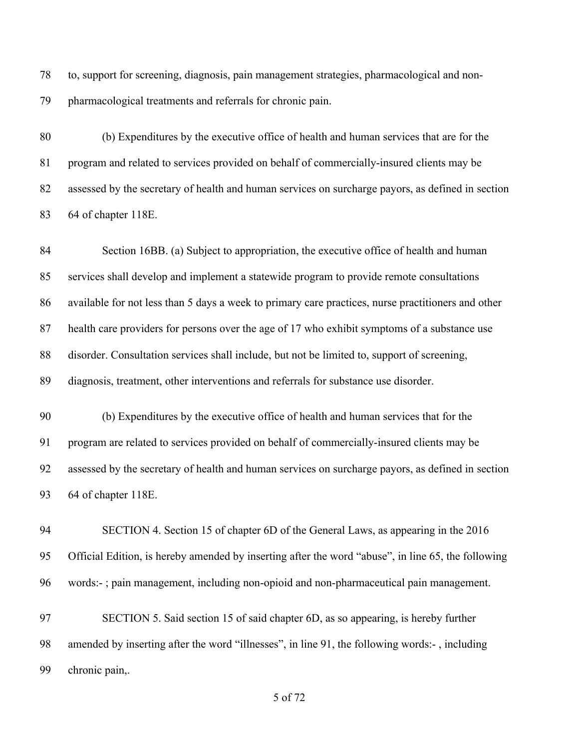to, support for screening, diagnosis, pain management strategies, pharmacological and non-pharmacological treatments and referrals for chronic pain.

(b) Expenditures by the executive office of health and human services that are for the program and related to services provided on behalf of commercially-insured clients may be assessed by the secretary of health and human services on surcharge payors, as defined in section 64 of chapter 118E.

Section 16BB. (a) Subject to appropriation, the executive office of health and human services shall develop and implement a statewide program to provide remote consultations available for not less than 5 days a week to primary care practices, nurse practitioners and other health care providers for persons over the age of 17 who exhibit symptoms of a substance use disorder. Consultation services shall include, but not be limited to, support of screening, diagnosis, treatment, other interventions and referrals for substance use disorder.

(b) Expenditures by the executive office of health and human services that for the program are related to services provided on behalf of commercially-insured clients may be assessed by the secretary of health and human services on surcharge payors, as defined in section 64 of chapter 118E.

SECTION 4. Section 15 of chapter 6D of the General Laws, as appearing in the 2016 Official Edition, is hereby amended by inserting after the word "abuse", in line 65, the following words:- ; pain management, including non-opioid and non-pharmaceutical pain management.

SECTION 5. Said section 15 of said chapter 6D, as so appearing, is hereby further amended by inserting after the word "illnesses", in line 91, the following words:- , including chronic pain,.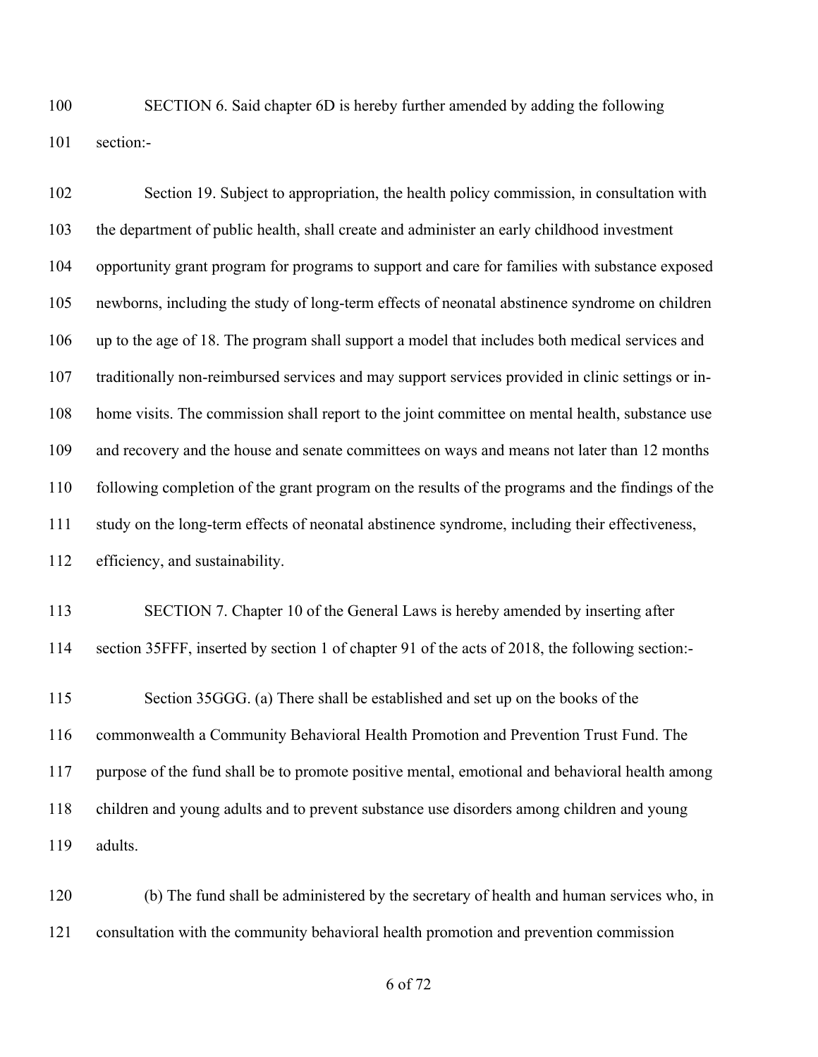SECTION 6. Said chapter 6D is hereby further amended by adding the following section:-

Section 19. Subject to appropriation, the health policy commission, in consultation with the department of public health, shall create and administer an early childhood investment opportunity grant program for programs to support and care for families with substance exposed newborns, including the study of long-term effects of neonatal abstinence syndrome on children up to the age of 18. The program shall support a model that includes both medical services and traditionally non-reimbursed services and may support services provided in clinic settings or in-home visits. The commission shall report to the joint committee on mental health, substance use and recovery and the house and senate committees on ways and means not later than 12 months following completion of the grant program on the results of the programs and the findings of the study on the long-term effects of neonatal abstinence syndrome, including their effectiveness, efficiency, and sustainability.

SECTION 7. Chapter 10 of the General Laws is hereby amended by inserting after section 35FFF, inserted by section 1 of chapter 91 of the acts of 2018, the following section:-

Section 35GGG. (a) There shall be established and set up on the books of the commonwealth a Community Behavioral Health Promotion and Prevention Trust Fund. The purpose of the fund shall be to promote positive mental, emotional and behavioral health among children and young adults and to prevent substance use disorders among children and young adults.

(b) The fund shall be administered by the secretary of health and human services who, in consultation with the community behavioral health promotion and prevention commission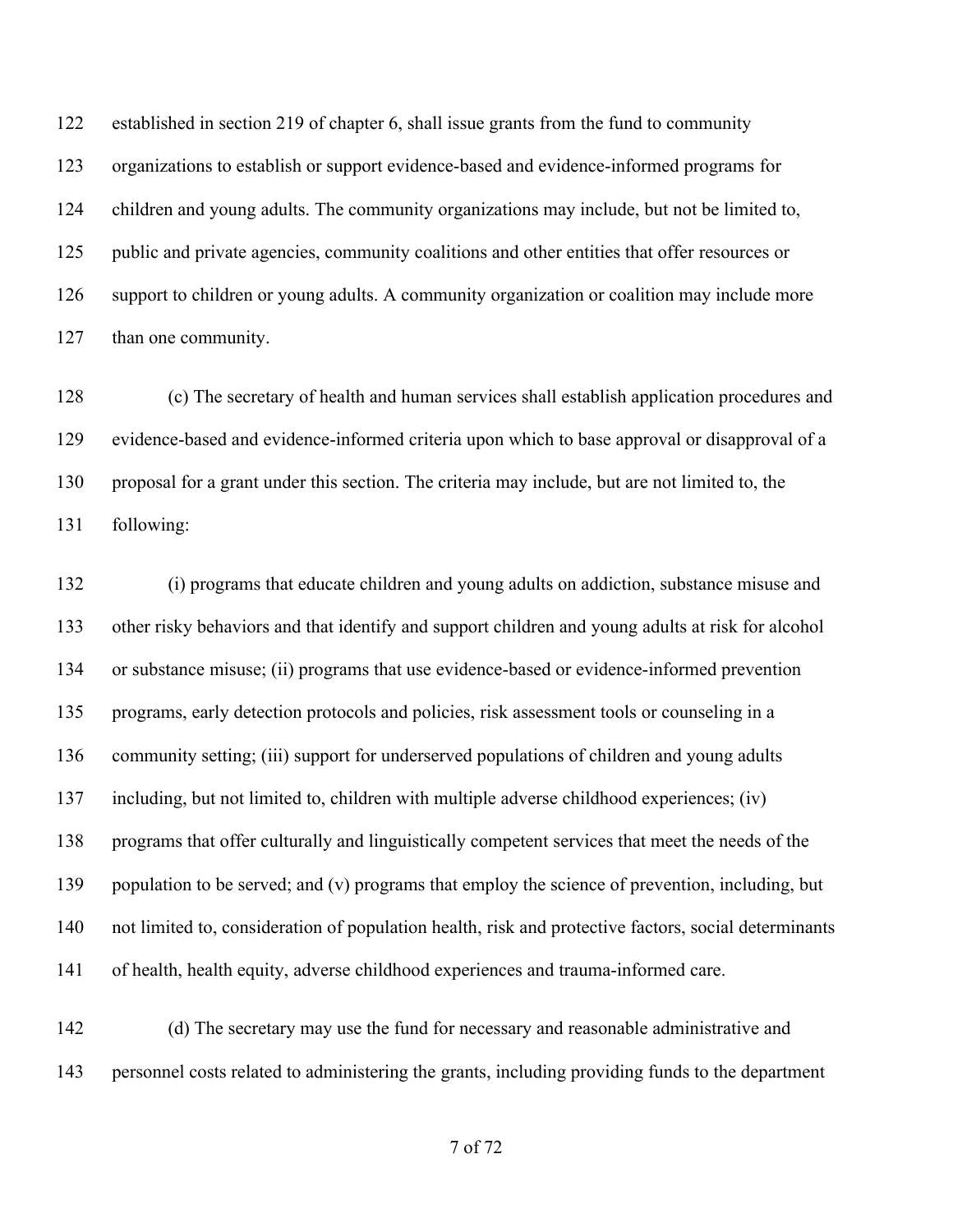established in section 219 of chapter 6, shall issue grants from the fund to community organizations to establish or support evidence-based and evidence-informed programs for children and young adults. The community organizations may include, but not be limited to, public and private agencies, community coalitions and other entities that offer resources or support to children or young adults. A community organization or coalition may include more than one community.

(c) The secretary of health and human services shall establish application procedures and evidence-based and evidence-informed criteria upon which to base approval or disapproval of a proposal for a grant under this section. The criteria may include, but are not limited to, the following:

(i) programs that educate children and young adults on addiction, substance misuse and other risky behaviors and that identify and support children and young adults at risk for alcohol or substance misuse; (ii) programs that use evidence-based or evidence-informed prevention programs, early detection protocols and policies, risk assessment tools or counseling in a community setting; (iii) support for underserved populations of children and young adults including, but not limited to, children with multiple adverse childhood experiences; (iv) programs that offer culturally and linguistically competent services that meet the needs of the population to be served; and (v) programs that employ the science of prevention, including, but not limited to, consideration of population health, risk and protective factors, social determinants of health, health equity, adverse childhood experiences and trauma-informed care.

(d) The secretary may use the fund for necessary and reasonable administrative and personnel costs related to administering the grants, including providing funds to the department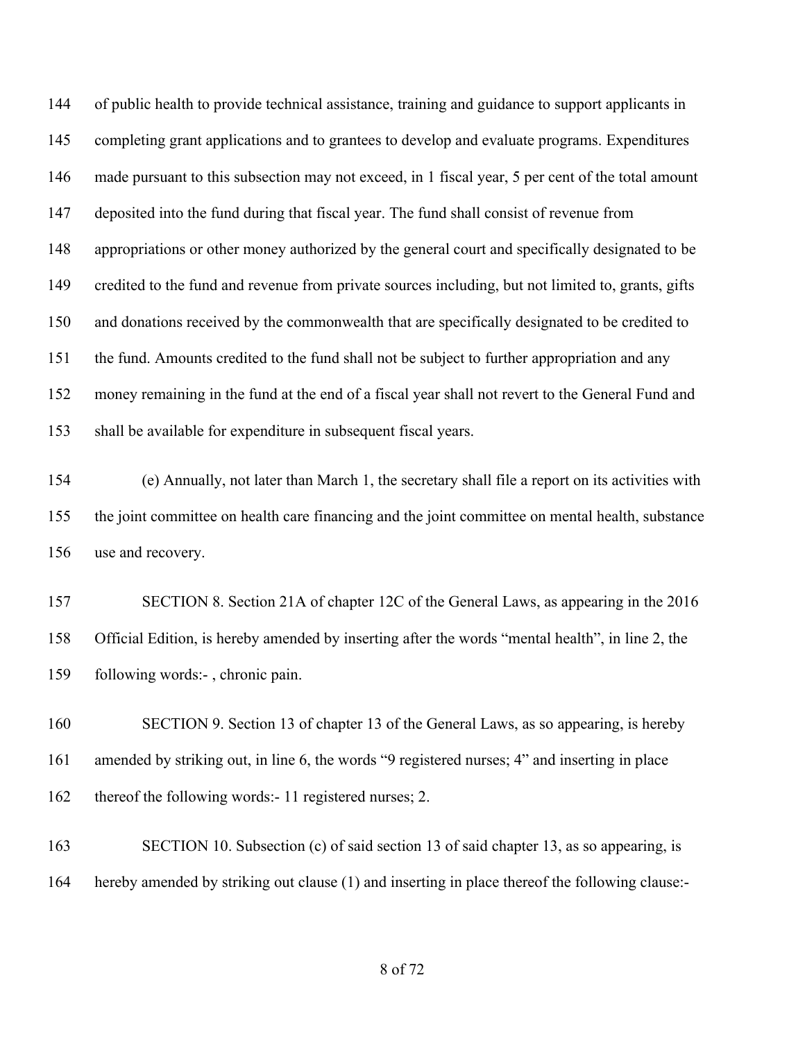of public health to provide technical assistance, training and guidance to support applicants in completing grant applications and to grantees to develop and evaluate programs. Expenditures made pursuant to this subsection may not exceed, in 1 fiscal year, 5 per cent of the total amount deposited into the fund during that fiscal year. The fund shall consist of revenue from appropriations or other money authorized by the general court and specifically designated to be credited to the fund and revenue from private sources including, but not limited to, grants, gifts and donations received by the commonwealth that are specifically designated to be credited to the fund. Amounts credited to the fund shall not be subject to further appropriation and any money remaining in the fund at the end of a fiscal year shall not revert to the General Fund and shall be available for expenditure in subsequent fiscal years.

(e) Annually, not later than March 1, the secretary shall file a report on its activities with the joint committee on health care financing and the joint committee on mental health, substance use and recovery.

SECTION 8. Section 21A of chapter 12C of the General Laws, as appearing in the 2016 Official Edition, is hereby amended by inserting after the words "mental health", in line 2, the following words:- , chronic pain.

SECTION 9. Section 13 of chapter 13 of the General Laws, as so appearing, is hereby amended by striking out, in line 6, the words "9 registered nurses; 4" and inserting in place thereof the following words:- 11 registered nurses; 2.

SECTION 10. Subsection (c) of said section 13 of said chapter 13, as so appearing, is hereby amended by striking out clause (1) and inserting in place thereof the following clause:-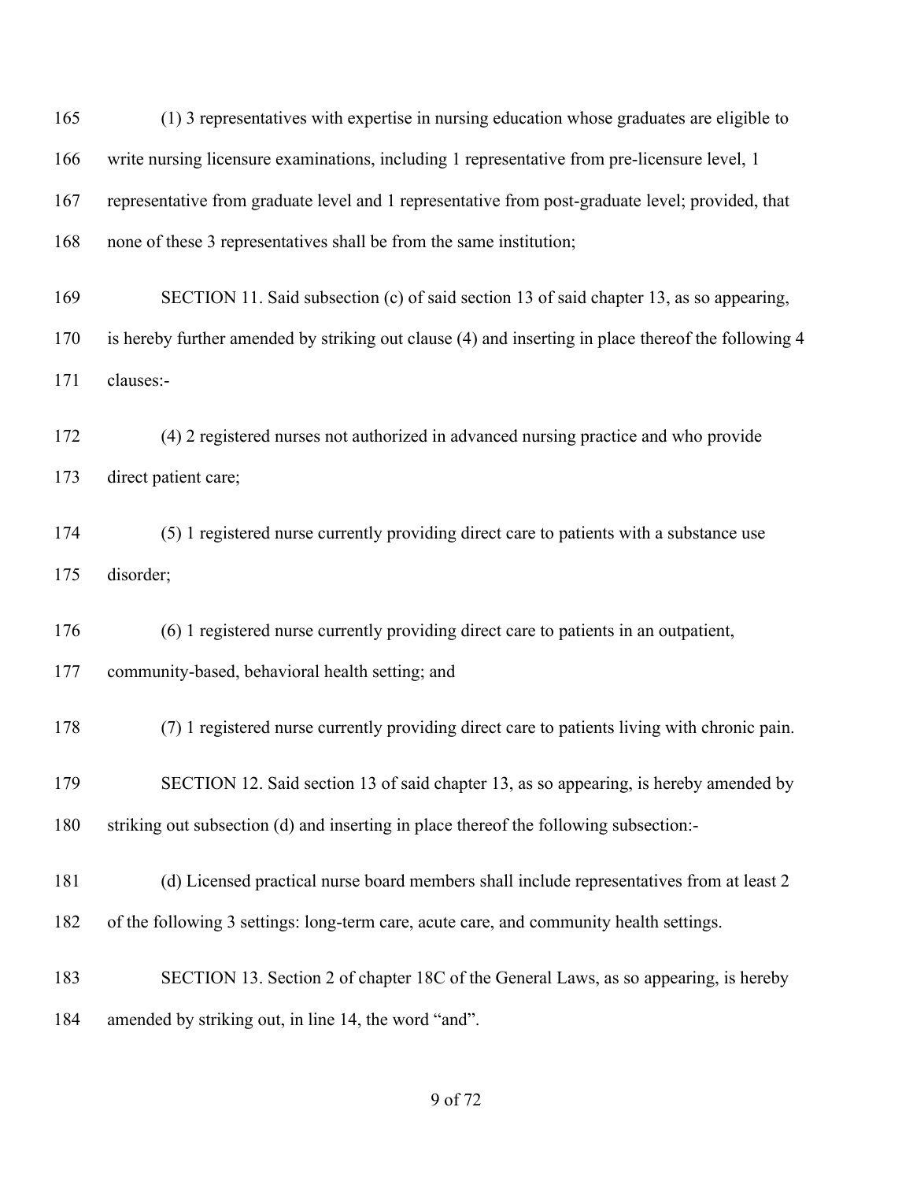165 (1) 3 representatives with expertise in nursing education whose graduates are eligible to
166 write nursing licensure examinations, including 1 representative from pre-licensure level, 1
167 representative from graduate level and 1 representative from post-graduate level; provided, that
168 none of these 3 representatives shall be from the same institution;

169 SECTION 11. Said subsection (c) of said section 13 of said chapter 13, as so appearing,
170 is hereby further amended by striking out clause (4) and inserting in place thereof the following 4
171 clauses:-

172 (4) 2 registered nurses not authorized in advanced nursing practice and who provide
173 direct patient care;

174 (5) 1 registered nurse currently providing direct care to patients with a substance use
175 disorder;

176 (6) 1 registered nurse currently providing direct care to patients in an outpatient,
177 community-based, behavioral health setting; and

178 (7) 1 registered nurse currently providing direct care to patients living with chronic pain.

179 SECTION 12. Said section 13 of said chapter 13, as so appearing, is hereby amended by
180 striking out subsection (d) and inserting in place thereof the following subsection:-

181 (d) Licensed practical nurse board members shall include representatives from at least 2
182 of the following 3 settings: long-term care, acute care, and community health settings.

183 SECTION 13. Section 2 of chapter 18C of the General Laws, as so appearing, is hereby
184 amended by striking out, in line 14, the word "and".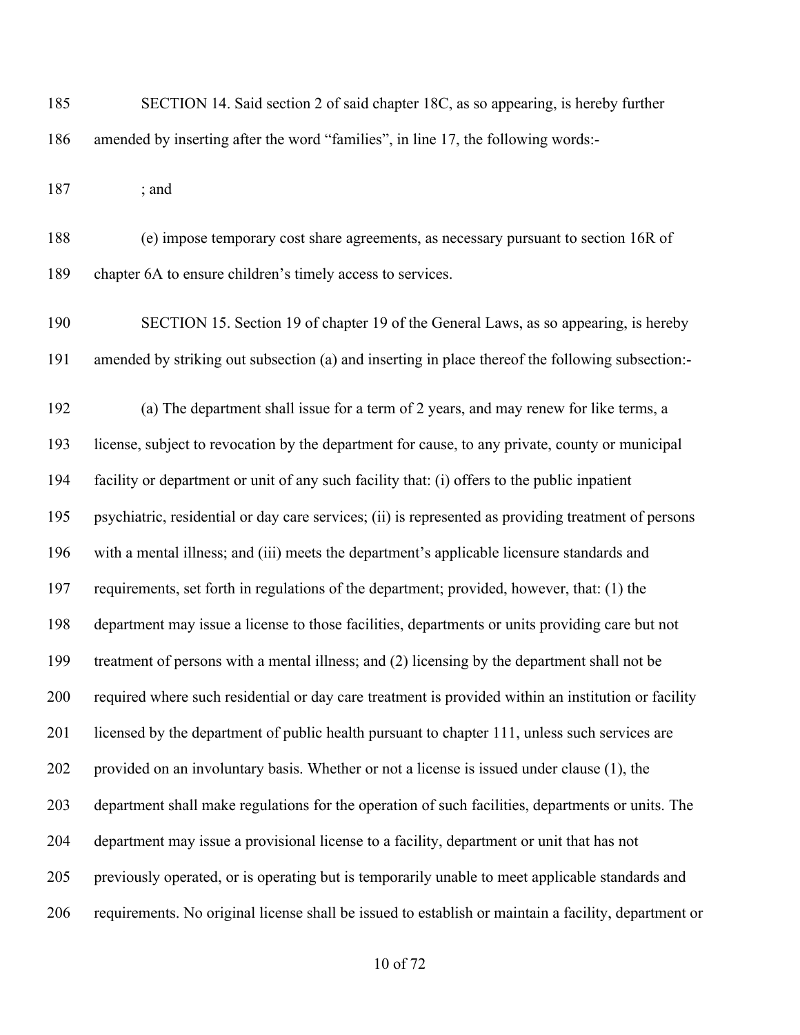SECTION 14. Said section 2 of said chapter 18C, as so appearing, is hereby further amended by inserting after the word "families", in line 17, the following words:-

; and

(e) impose temporary cost share agreements, as necessary pursuant to section 16R of chapter 6A to ensure children's timely access to services.

SECTION 15. Section 19 of chapter 19 of the General Laws, as so appearing, is hereby amended by striking out subsection (a) and inserting in place thereof the following subsection:-

(a) The department shall issue for a term of 2 years, and may renew for like terms, a license, subject to revocation by the department for cause, to any private, county or municipal facility or department or unit of any such facility that: (i) offers to the public inpatient psychiatric, residential or day care services; (ii) is represented as providing treatment of persons with a mental illness; and (iii) meets the department's applicable licensure standards and requirements, set forth in regulations of the department; provided, however, that: (1) the department may issue a license to those facilities, departments or units providing care but not treatment of persons with a mental illness; and (2) licensing by the department shall not be required where such residential or day care treatment is provided within an institution or facility licensed by the department of public health pursuant to chapter 111, unless such services are provided on an involuntary basis. Whether or not a license is issued under clause (1), the department shall make regulations for the operation of such facilities, departments or units. The department may issue a provisional license to a facility, department or unit that has not previously operated, or is operating but is temporarily unable to meet applicable standards and requirements. No original license shall be issued to establish or maintain a facility, department or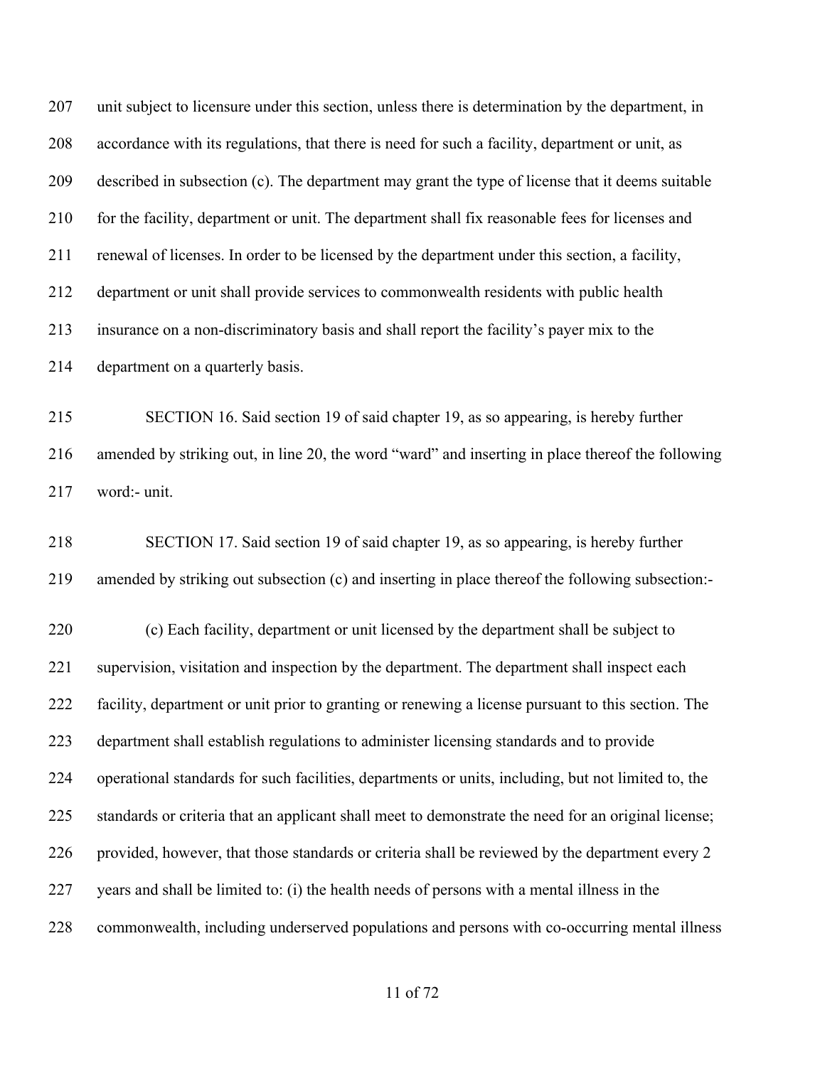unit subject to licensure under this section, unless there is determination by the department, in accordance with its regulations, that there is need for such a facility, department or unit, as described in subsection (c). The department may grant the type of license that it deems suitable for the facility, department or unit. The department shall fix reasonable fees for licenses and renewal of licenses. In order to be licensed by the department under this section, a facility, department or unit shall provide services to commonwealth residents with public health insurance on a non-discriminatory basis and shall report the facility's payer mix to the department on a quarterly basis.

SECTION 16. Said section 19 of said chapter 19, as so appearing, is hereby further amended by striking out, in line 20, the word "ward" and inserting in place thereof the following word:- unit.

SECTION 17. Said section 19 of said chapter 19, as so appearing, is hereby further amended by striking out subsection (c) and inserting in place thereof the following subsection:-

(c) Each facility, department or unit licensed by the department shall be subject to supervision, visitation and inspection by the department. The department shall inspect each facility, department or unit prior to granting or renewing a license pursuant to this section. The department shall establish regulations to administer licensing standards and to provide operational standards for such facilities, departments or units, including, but not limited to, the standards or criteria that an applicant shall meet to demonstrate the need for an original license; provided, however, that those standards or criteria shall be reviewed by the department every 2 years and shall be limited to: (i) the health needs of persons with a mental illness in the commonwealth, including underserved populations and persons with co-occurring mental illness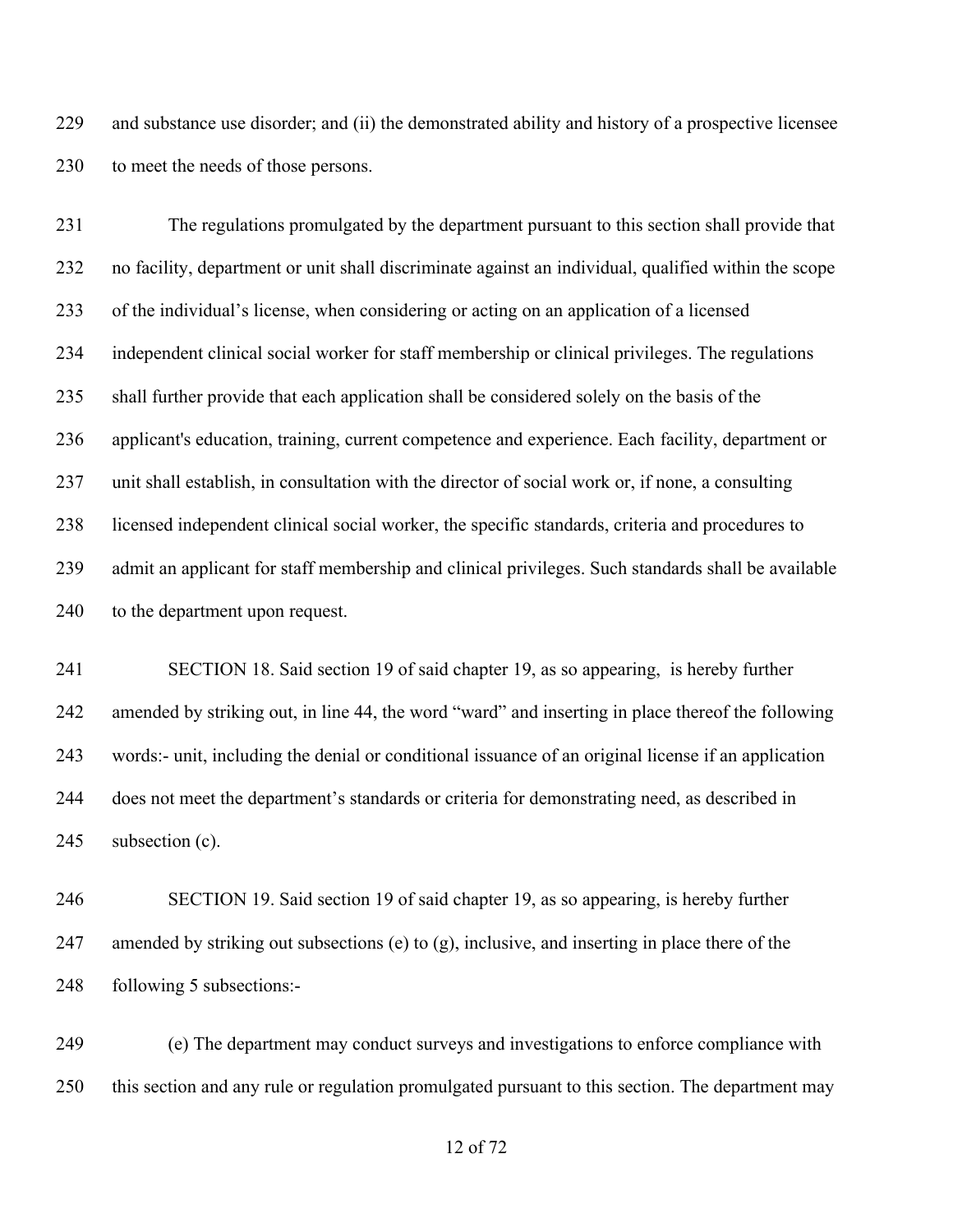and substance use disorder; and (ii) the demonstrated ability and history of a prospective licensee to meet the needs of those persons.

The regulations promulgated by the department pursuant to this section shall provide that no facility, department or unit shall discriminate against an individual, qualified within the scope of the individual's license, when considering or acting on an application of a licensed independent clinical social worker for staff membership or clinical privileges. The regulations shall further provide that each application shall be considered solely on the basis of the applicant's education, training, current competence and experience. Each facility, department or unit shall establish, in consultation with the director of social work or, if none, a consulting licensed independent clinical social worker, the specific standards, criteria and procedures to admit an applicant for staff membership and clinical privileges. Such standards shall be available to the department upon request.

SECTION 18. Said section 19 of said chapter 19, as so appearing, is hereby further amended by striking out, in line 44, the word "ward" and inserting in place thereof the following words:- unit, including the denial or conditional issuance of an original license if an application does not meet the department's standards or criteria for demonstrating need, as described in subsection (c).

SECTION 19. Said section 19 of said chapter 19, as so appearing, is hereby further amended by striking out subsections (e) to (g), inclusive, and inserting in place there of the following 5 subsections:-

(e) The department may conduct surveys and investigations to enforce compliance with this section and any rule or regulation promulgated pursuant to this section. The department may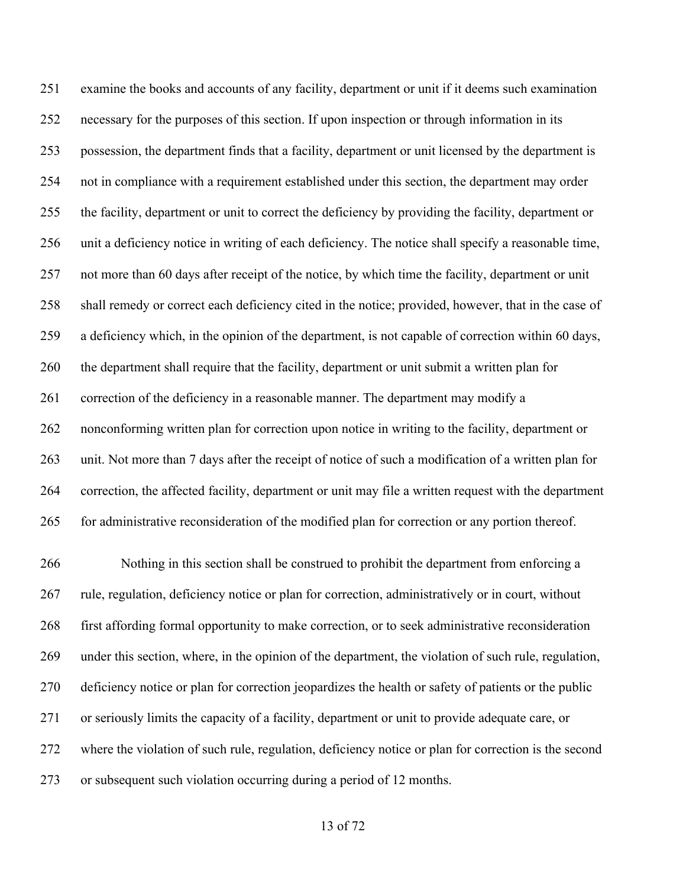examine the books and accounts of any facility, department or unit if it deems such examination necessary for the purposes of this section. If upon inspection or through information in its possession, the department finds that a facility, department or unit licensed by the department is not in compliance with a requirement established under this section, the department may order the facility, department or unit to correct the deficiency by providing the facility, department or unit a deficiency notice in writing of each deficiency. The notice shall specify a reasonable time, not more than 60 days after receipt of the notice, by which time the facility, department or unit shall remedy or correct each deficiency cited in the notice; provided, however, that in the case of a deficiency which, in the opinion of the department, is not capable of correction within 60 days, the department shall require that the facility, department or unit submit a written plan for correction of the deficiency in a reasonable manner. The department may modify a nonconforming written plan for correction upon notice in writing to the facility, department or unit. Not more than 7 days after the receipt of notice of such a modification of a written plan for correction, the affected facility, department or unit may file a written request with the department for administrative reconsideration of the modified plan for correction or any portion thereof.

Nothing in this section shall be construed to prohibit the department from enforcing a rule, regulation, deficiency notice or plan for correction, administratively or in court, without first affording formal opportunity to make correction, or to seek administrative reconsideration under this section, where, in the opinion of the department, the violation of such rule, regulation, deficiency notice or plan for correction jeopardizes the health or safety of patients or the public or seriously limits the capacity of a facility, department or unit to provide adequate care, or where the violation of such rule, regulation, deficiency notice or plan for correction is the second or subsequent such violation occurring during a period of 12 months.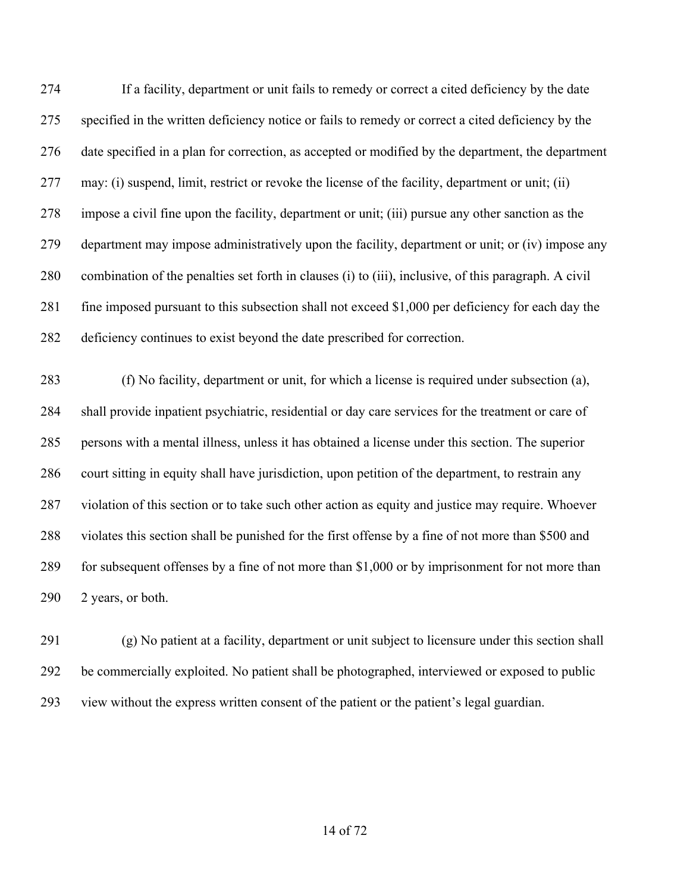If a facility, department or unit fails to remedy or correct a cited deficiency by the date specified in the written deficiency notice or fails to remedy or correct a cited deficiency by the date specified in a plan for correction, as accepted or modified by the department, the department may: (i) suspend, limit, restrict or revoke the license of the facility, department or unit; (ii) impose a civil fine upon the facility, department or unit; (iii) pursue any other sanction as the department may impose administratively upon the facility, department or unit; or (iv) impose any combination of the penalties set forth in clauses (i) to (iii), inclusive, of this paragraph. A civil fine imposed pursuant to this subsection shall not exceed $1,000 per deficiency for each day the deficiency continues to exist beyond the date prescribed for correction.

(f) No facility, department or unit, for which a license is required under subsection (a), shall provide inpatient psychiatric, residential or day care services for the treatment or care of persons with a mental illness, unless it has obtained a license under this section. The superior court sitting in equity shall have jurisdiction, upon petition of the department, to restrain any violation of this section or to take such other action as equity and justice may require. Whoever violates this section shall be punished for the first offense by a fine of not more than $500 and for subsequent offenses by a fine of not more than $1,000 or by imprisonment for not more than 2 years, or both.

(g) No patient at a facility, department or unit subject to licensure under this section shall be commercially exploited. No patient shall be photographed, interviewed or exposed to public view without the express written consent of the patient or the patient's legal guardian.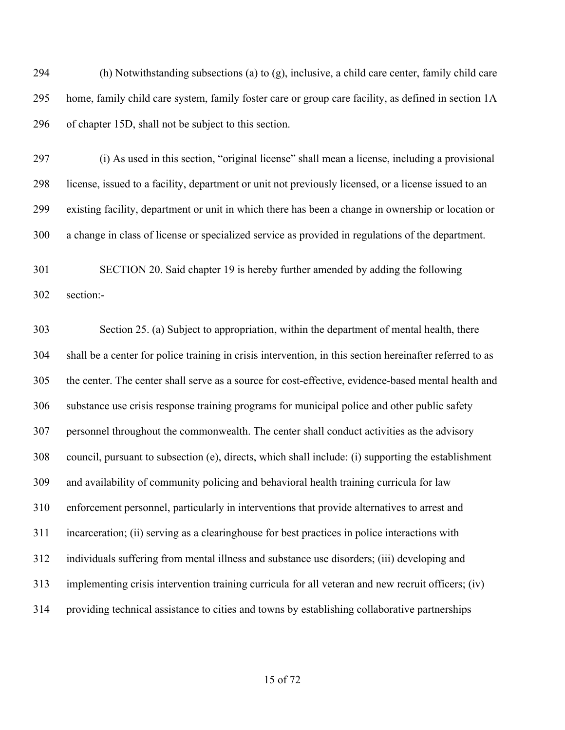(h) Notwithstanding subsections (a) to (g), inclusive, a child care center, family child care home, family child care system, family foster care or group care facility, as defined in section 1A of chapter 15D, shall not be subject to this section.

(i) As used in this section, "original license" shall mean a license, including a provisional license, issued to a facility, department or unit not previously licensed, or a license issued to an existing facility, department or unit in which there has been a change in ownership or location or a change in class of license or specialized service as provided in regulations of the department.

SECTION 20. Said chapter 19 is hereby further amended by adding the following section:-

Section 25. (a) Subject to appropriation, within the department of mental health, there shall be a center for police training in crisis intervention, in this section hereinafter referred to as the center. The center shall serve as a source for cost-effective, evidence-based mental health and substance use crisis response training programs for municipal police and other public safety personnel throughout the commonwealth. The center shall conduct activities as the advisory council, pursuant to subsection (e), directs, which shall include: (i) supporting the establishment and availability of community policing and behavioral health training curricula for law enforcement personnel, particularly in interventions that provide alternatives to arrest and incarceration; (ii) serving as a clearinghouse for best practices in police interactions with individuals suffering from mental illness and substance use disorders; (iii) developing and implementing crisis intervention training curricula for all veteran and new recruit officers; (iv) providing technical assistance to cities and towns by establishing collaborative partnerships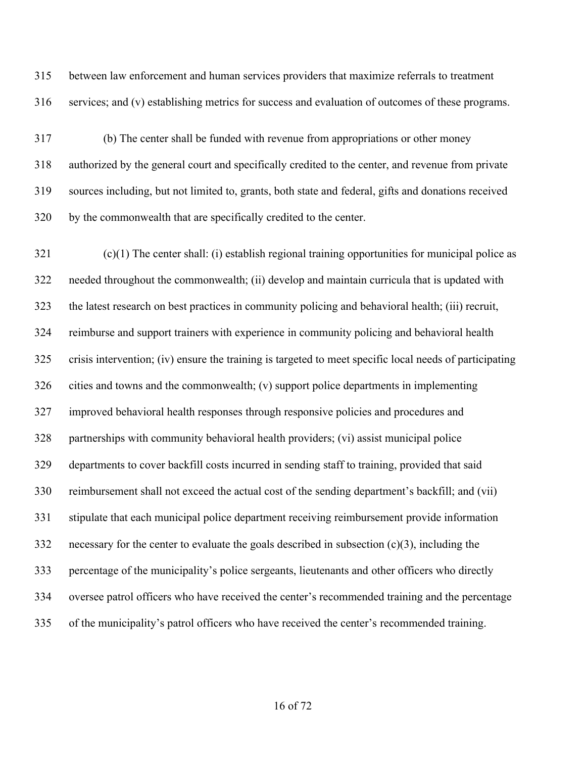between law enforcement and human services providers that maximize referrals to treatment services; and (v) establishing metrics for success and evaluation of outcomes of these programs.

(b) The center shall be funded with revenue from appropriations or other money authorized by the general court and specifically credited to the center, and revenue from private sources including, but not limited to, grants, both state and federal, gifts and donations received by the commonwealth that are specifically credited to the center.

(c)(1) The center shall: (i) establish regional training opportunities for municipal police as needed throughout the commonwealth; (ii) develop and maintain curricula that is updated with the latest research on best practices in community policing and behavioral health; (iii) recruit, reimburse and support trainers with experience in community policing and behavioral health crisis intervention; (iv) ensure the training is targeted to meet specific local needs of participating cities and towns and the commonwealth; (v) support police departments in implementing improved behavioral health responses through responsive policies and procedures and partnerships with community behavioral health providers; (vi) assist municipal police departments to cover backfill costs incurred in sending staff to training, provided that said reimbursement shall not exceed the actual cost of the sending department's backfill; and (vii) stipulate that each municipal police department receiving reimbursement provide information necessary for the center to evaluate the goals described in subsection (c)(3), including the percentage of the municipality's police sergeants, lieutenants and other officers who directly oversee patrol officers who have received the center's recommended training and the percentage of the municipality's patrol officers who have received the center's recommended training.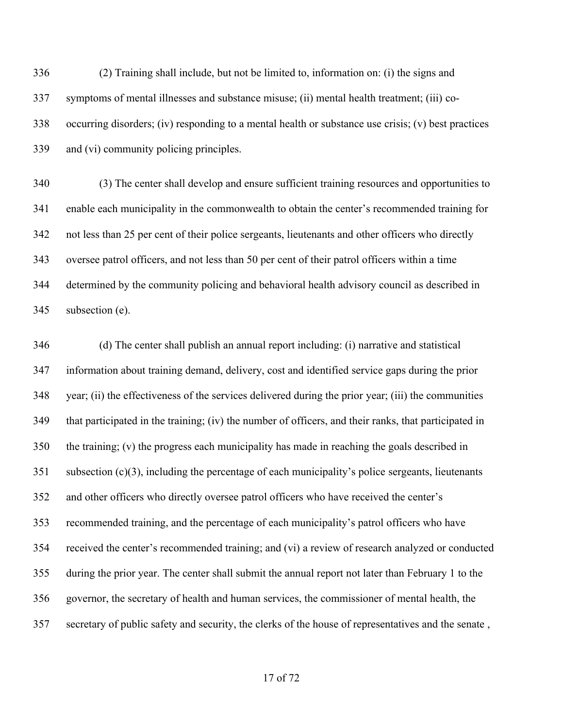(2) Training shall include, but not be limited to, information on: (i) the signs and symptoms of mental illnesses and substance misuse; (ii) mental health treatment; (iii) co-occurring disorders; (iv) responding to a mental health or substance use crisis; (v) best practices and (vi) community policing principles.

(3) The center shall develop and ensure sufficient training resources and opportunities to enable each municipality in the commonwealth to obtain the center's recommended training for not less than 25 per cent of their police sergeants, lieutenants and other officers who directly oversee patrol officers, and not less than 50 per cent of their patrol officers within a time determined by the community policing and behavioral health advisory council as described in subsection (e).

(d) The center shall publish an annual report including: (i) narrative and statistical information about training demand, delivery, cost and identified service gaps during the prior year; (ii) the effectiveness of the services delivered during the prior year; (iii) the communities that participated in the training; (iv) the number of officers, and their ranks, that participated in the training; (v) the progress each municipality has made in reaching the goals described in subsection (c)(3), including the percentage of each municipality's police sergeants, lieutenants and other officers who directly oversee patrol officers who have received the center's recommended training, and the percentage of each municipality's patrol officers who have received the center's recommended training; and (vi) a review of research analyzed or conducted during the prior year. The center shall submit the annual report not later than February 1 to the governor, the secretary of health and human services, the commissioner of mental health, the secretary of public safety and security, the clerks of the house of representatives and the senate ,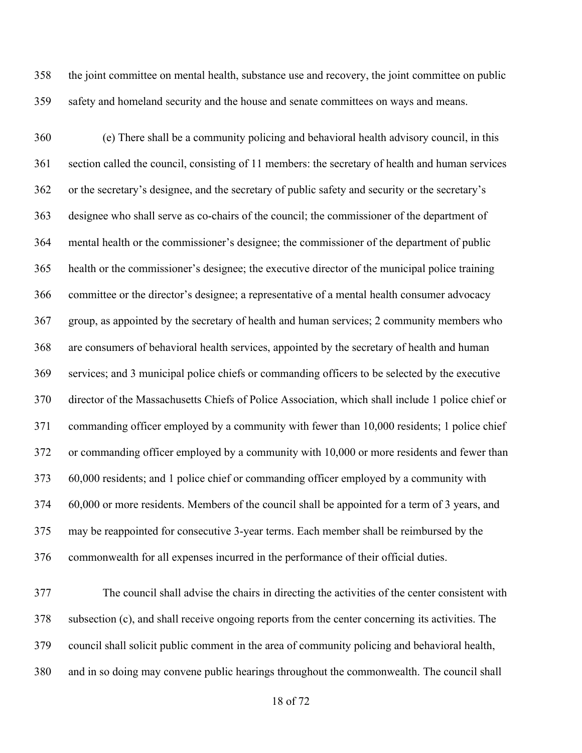the joint committee on mental health, substance use and recovery, the joint committee on public safety and homeland security and the house and senate committees on ways and means.

(e) There shall be a community policing and behavioral health advisory council, in this section called the council, consisting of 11 members: the secretary of health and human services or the secretary's designee, and the secretary of public safety and security or the secretary's designee who shall serve as co-chairs of the council; the commissioner of the department of mental health or the commissioner's designee; the commissioner of the department of public health or the commissioner's designee; the executive director of the municipal police training committee or the director's designee; a representative of a mental health consumer advocacy group, as appointed by the secretary of health and human services; 2 community members who are consumers of behavioral health services, appointed by the secretary of health and human services; and 3 municipal police chiefs or commanding officers to be selected by the executive director of the Massachusetts Chiefs of Police Association, which shall include 1 police chief or commanding officer employed by a community with fewer than 10,000 residents; 1 police chief or commanding officer employed by a community with 10,000 or more residents and fewer than 60,000 residents; and 1 police chief or commanding officer employed by a community with 60,000 or more residents. Members of the council shall be appointed for a term of 3 years, and may be reappointed for consecutive 3-year terms. Each member shall be reimbursed by the commonwealth for all expenses incurred in the performance of their official duties.

The council shall advise the chairs in directing the activities of the center consistent with subsection (c), and shall receive ongoing reports from the center concerning its activities. The council shall solicit public comment in the area of community policing and behavioral health, and in so doing may convene public hearings throughout the commonwealth. The council shall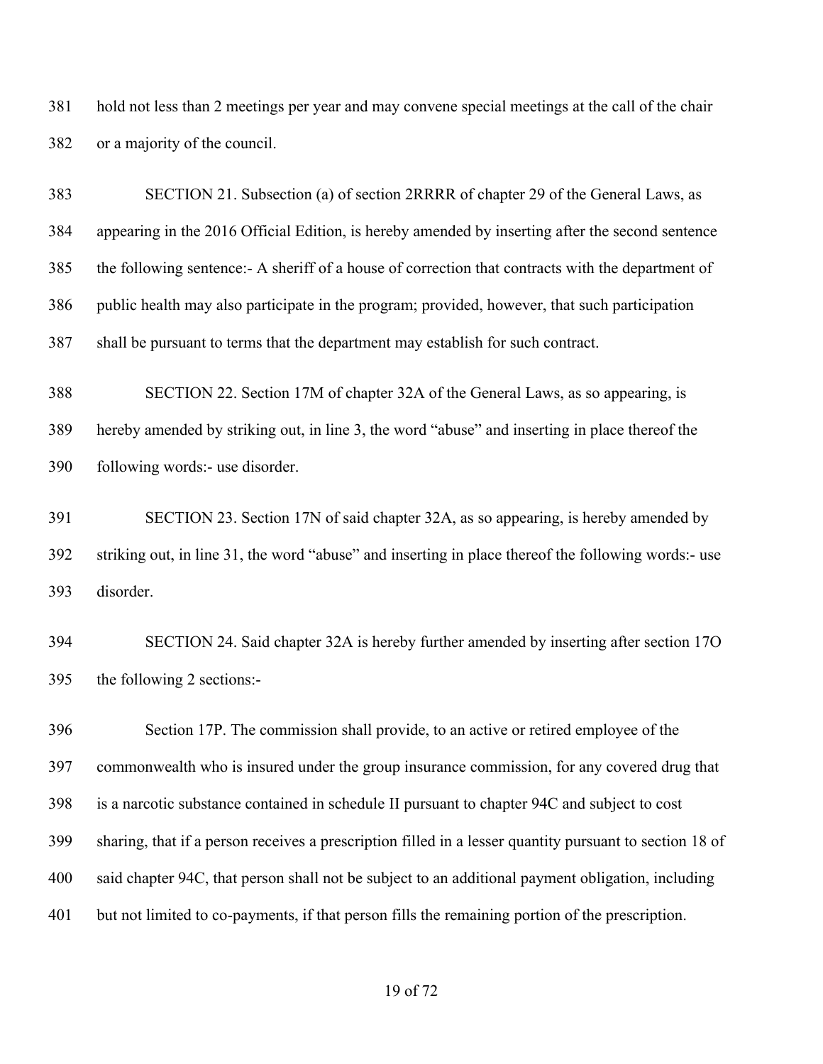hold not less than 2 meetings per year and may convene special meetings at the call of the chair or a majority of the council.

SECTION 21. Subsection (a) of section 2RRRR of chapter 29 of the General Laws, as appearing in the 2016 Official Edition, is hereby amended by inserting after the second sentence the following sentence:- A sheriff of a house of correction that contracts with the department of public health may also participate in the program; provided, however, that such participation shall be pursuant to terms that the department may establish for such contract.

SECTION 22. Section 17M of chapter 32A of the General Laws, as so appearing, is hereby amended by striking out, in line 3, the word "abuse" and inserting in place thereof the following words:- use disorder.

SECTION 23. Section 17N of said chapter 32A, as so appearing, is hereby amended by striking out, in line 31, the word "abuse" and inserting in place thereof the following words:- use disorder.

SECTION 24. Said chapter 32A is hereby further amended by inserting after section 17O the following 2 sections:-

Section 17P. The commission shall provide, to an active or retired employee of the commonwealth who is insured under the group insurance commission, for any covered drug that is a narcotic substance contained in schedule II pursuant to chapter 94C and subject to cost sharing, that if a person receives a prescription filled in a lesser quantity pursuant to section 18 of said chapter 94C, that person shall not be subject to an additional payment obligation, including but not limited to co-payments, if that person fills the remaining portion of the prescription.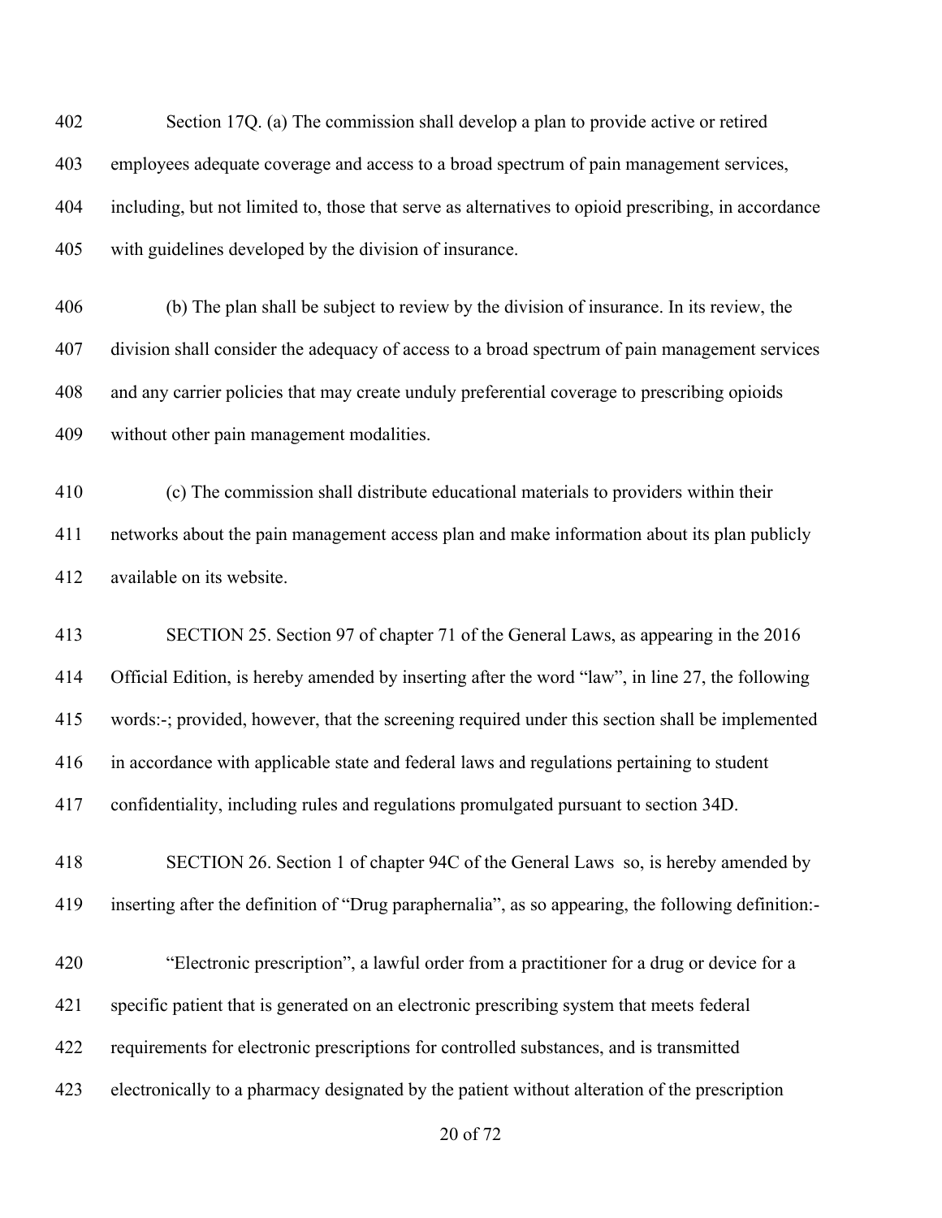Section 17Q. (a) The commission shall develop a plan to provide active or retired employees adequate coverage and access to a broad spectrum of pain management services, including, but not limited to, those that serve as alternatives to opioid prescribing, in accordance with guidelines developed by the division of insurance.

(b) The plan shall be subject to review by the division of insurance. In its review, the division shall consider the adequacy of access to a broad spectrum of pain management services and any carrier policies that may create unduly preferential coverage to prescribing opioids without other pain management modalities.

(c) The commission shall distribute educational materials to providers within their networks about the pain management access plan and make information about its plan publicly available on its website.

SECTION 25. Section 97 of chapter 71 of the General Laws, as appearing in the 2016 Official Edition, is hereby amended by inserting after the word "law", in line 27, the following words:-; provided, however, that the screening required under this section shall be implemented in accordance with applicable state and federal laws and regulations pertaining to student confidentiality, including rules and regulations promulgated pursuant to section 34D.

SECTION 26. Section 1 of chapter 94C of the General Laws so, is hereby amended by inserting after the definition of "Drug paraphernalia", as so appearing, the following definition:-

"Electronic prescription", a lawful order from a practitioner for a drug or device for a specific patient that is generated on an electronic prescribing system that meets federal requirements for electronic prescriptions for controlled substances, and is transmitted electronically to a pharmacy designated by the patient without alteration of the prescription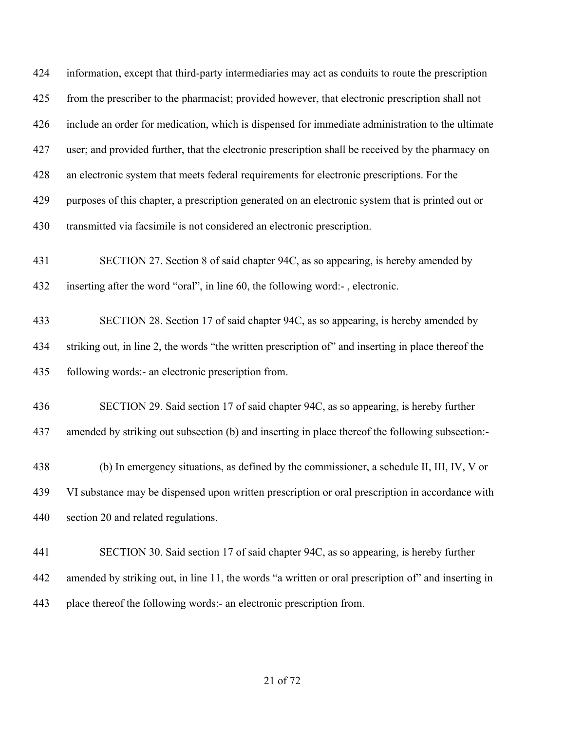information, except that third-party intermediaries may act as conduits to route the prescription from the prescriber to the pharmacist; provided however, that electronic prescription shall not include an order for medication, which is dispensed for immediate administration to the ultimate user; and provided further, that the electronic prescription shall be received by the pharmacy on an electronic system that meets federal requirements for electronic prescriptions. For the purposes of this chapter, a prescription generated on an electronic system that is printed out or transmitted via facsimile is not considered an electronic prescription.

SECTION 27. Section 8 of said chapter 94C, as so appearing, is hereby amended by inserting after the word "oral", in line 60, the following word:- , electronic.

SECTION 28. Section 17 of said chapter 94C, as so appearing, is hereby amended by striking out, in line 2, the words "the written prescription of" and inserting in place thereof the following words:- an electronic prescription from.

SECTION 29. Said section 17 of said chapter 94C, as so appearing, is hereby further amended by striking out subsection (b) and inserting in place thereof the following subsection:-

(b) In emergency situations, as defined by the commissioner, a schedule II, III, IV, V or VI substance may be dispensed upon written prescription or oral prescription in accordance with section 20 and related regulations.

SECTION 30. Said section 17 of said chapter 94C, as so appearing, is hereby further amended by striking out, in line 11, the words "a written or oral prescription of" and inserting in place thereof the following words:- an electronic prescription from.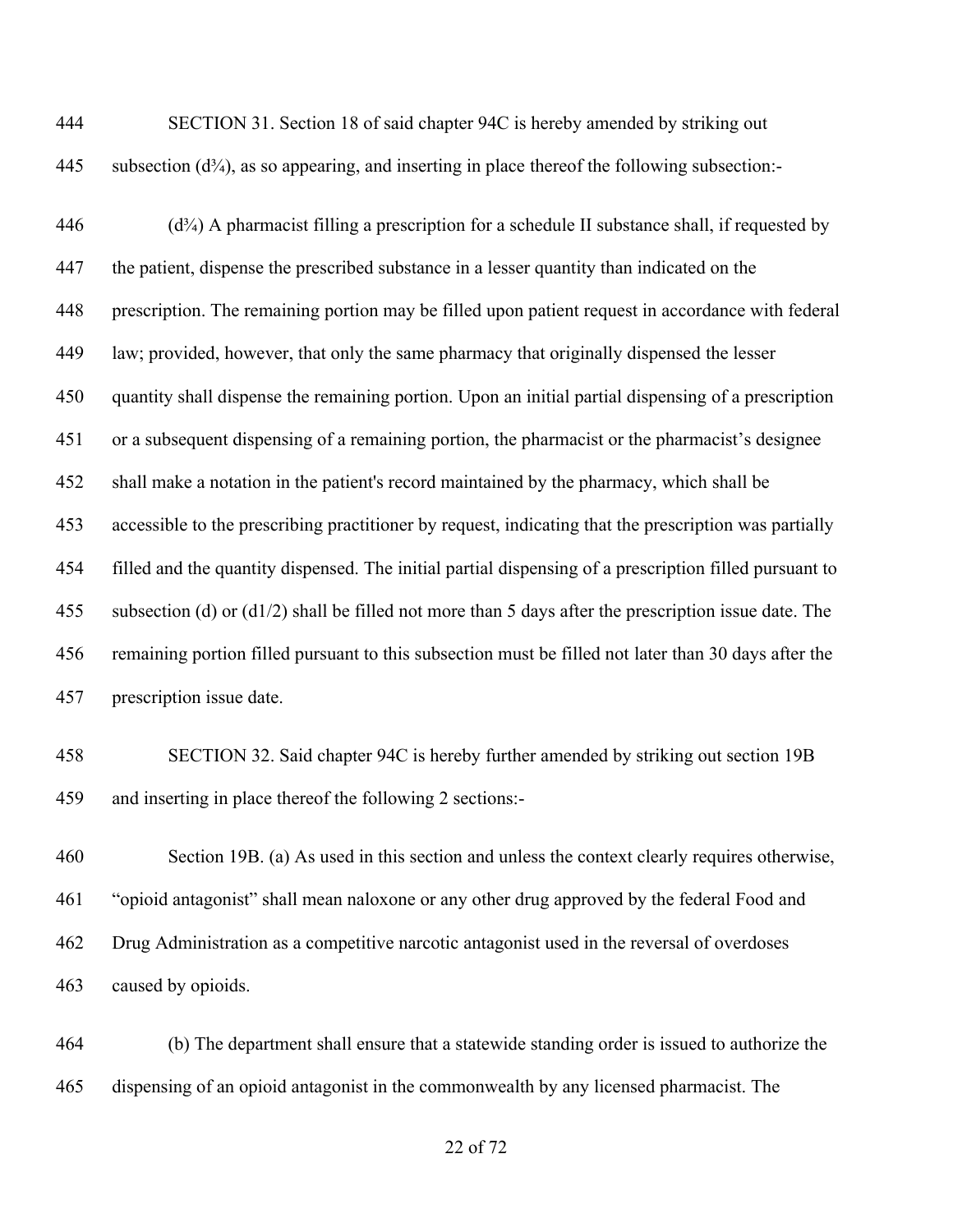SECTION 31. Section 18 of said chapter 94C is hereby amended by striking out subsection (d¾), as so appearing, and inserting in place thereof the following subsection:-

(d¾) A pharmacist filling a prescription for a schedule II substance shall, if requested by the patient, dispense the prescribed substance in a lesser quantity than indicated on the prescription. The remaining portion may be filled upon patient request in accordance with federal law; provided, however, that only the same pharmacy that originally dispensed the lesser quantity shall dispense the remaining portion. Upon an initial partial dispensing of a prescription or a subsequent dispensing of a remaining portion, the pharmacist or the pharmacist's designee shall make a notation in the patient's record maintained by the pharmacy, which shall be accessible to the prescribing practitioner by request, indicating that the prescription was partially filled and the quantity dispensed. The initial partial dispensing of a prescription filled pursuant to subsection (d) or (d1/2) shall be filled not more than 5 days after the prescription issue date. The remaining portion filled pursuant to this subsection must be filled not later than 30 days after the prescription issue date.

SECTION 32. Said chapter 94C is hereby further amended by striking out section 19B and inserting in place thereof the following 2 sections:-

Section 19B. (a) As used in this section and unless the context clearly requires otherwise, "opioid antagonist" shall mean naloxone or any other drug approved by the federal Food and Drug Administration as a competitive narcotic antagonist used in the reversal of overdoses caused by opioids.

(b) The department shall ensure that a statewide standing order is issued to authorize the dispensing of an opioid antagonist in the commonwealth by any licensed pharmacist. The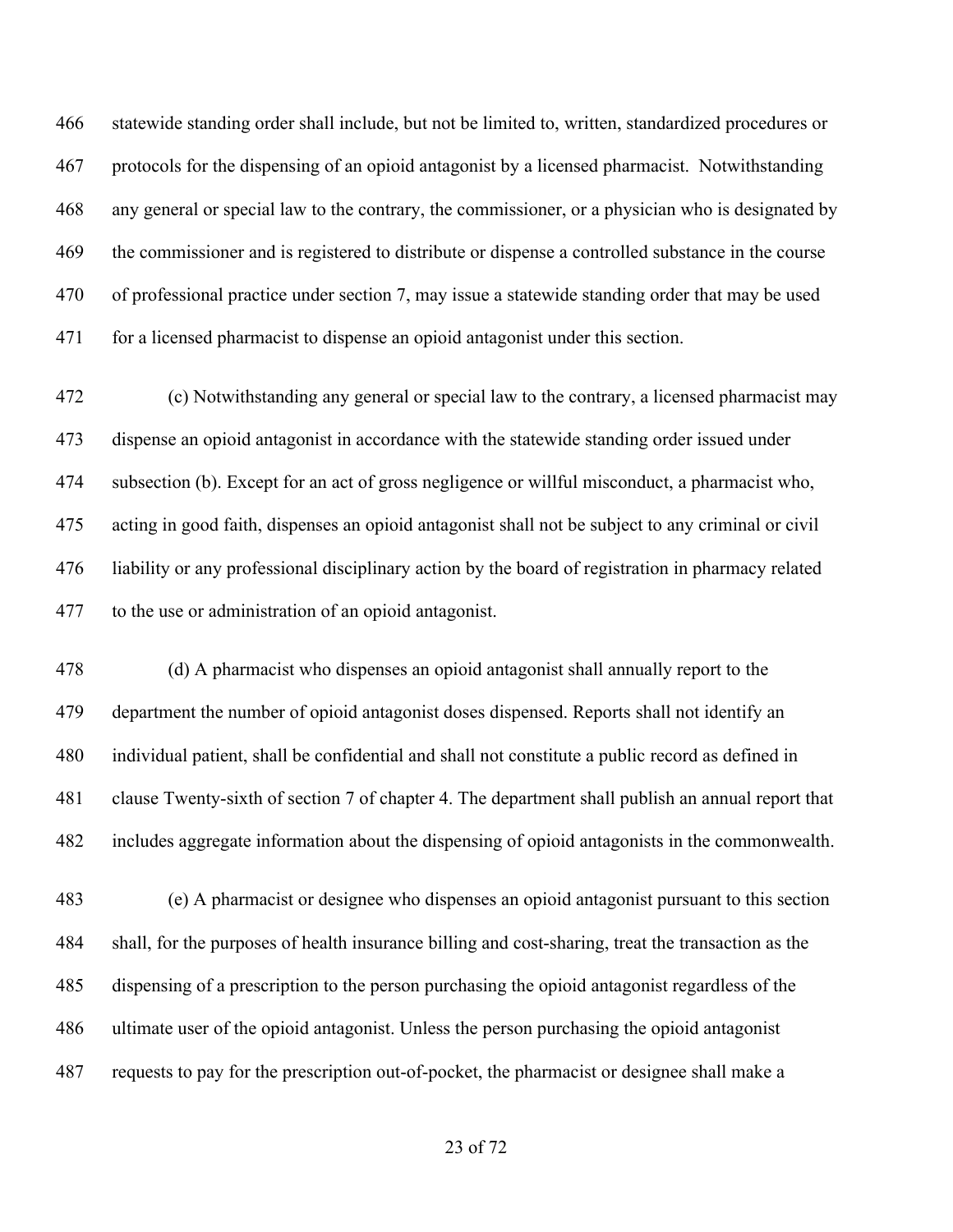statewide standing order shall include, but not be limited to, written, standardized procedures or protocols for the dispensing of an opioid antagonist by a licensed pharmacist. Notwithstanding any general or special law to the contrary, the commissioner, or a physician who is designated by the commissioner and is registered to distribute or dispense a controlled substance in the course of professional practice under section 7, may issue a statewide standing order that may be used for a licensed pharmacist to dispense an opioid antagonist under this section.

(c) Notwithstanding any general or special law to the contrary, a licensed pharmacist may dispense an opioid antagonist in accordance with the statewide standing order issued under subsection (b). Except for an act of gross negligence or willful misconduct, a pharmacist who, acting in good faith, dispenses an opioid antagonist shall not be subject to any criminal or civil liability or any professional disciplinary action by the board of registration in pharmacy related to the use or administration of an opioid antagonist.

(d) A pharmacist who dispenses an opioid antagonist shall annually report to the department the number of opioid antagonist doses dispensed. Reports shall not identify an individual patient, shall be confidential and shall not constitute a public record as defined in clause Twenty-sixth of section 7 of chapter 4. The department shall publish an annual report that includes aggregate information about the dispensing of opioid antagonists in the commonwealth.

(e) A pharmacist or designee who dispenses an opioid antagonist pursuant to this section shall, for the purposes of health insurance billing and cost-sharing, treat the transaction as the dispensing of a prescription to the person purchasing the opioid antagonist regardless of the ultimate user of the opioid antagonist. Unless the person purchasing the opioid antagonist requests to pay for the prescription out-of-pocket, the pharmacist or designee shall make a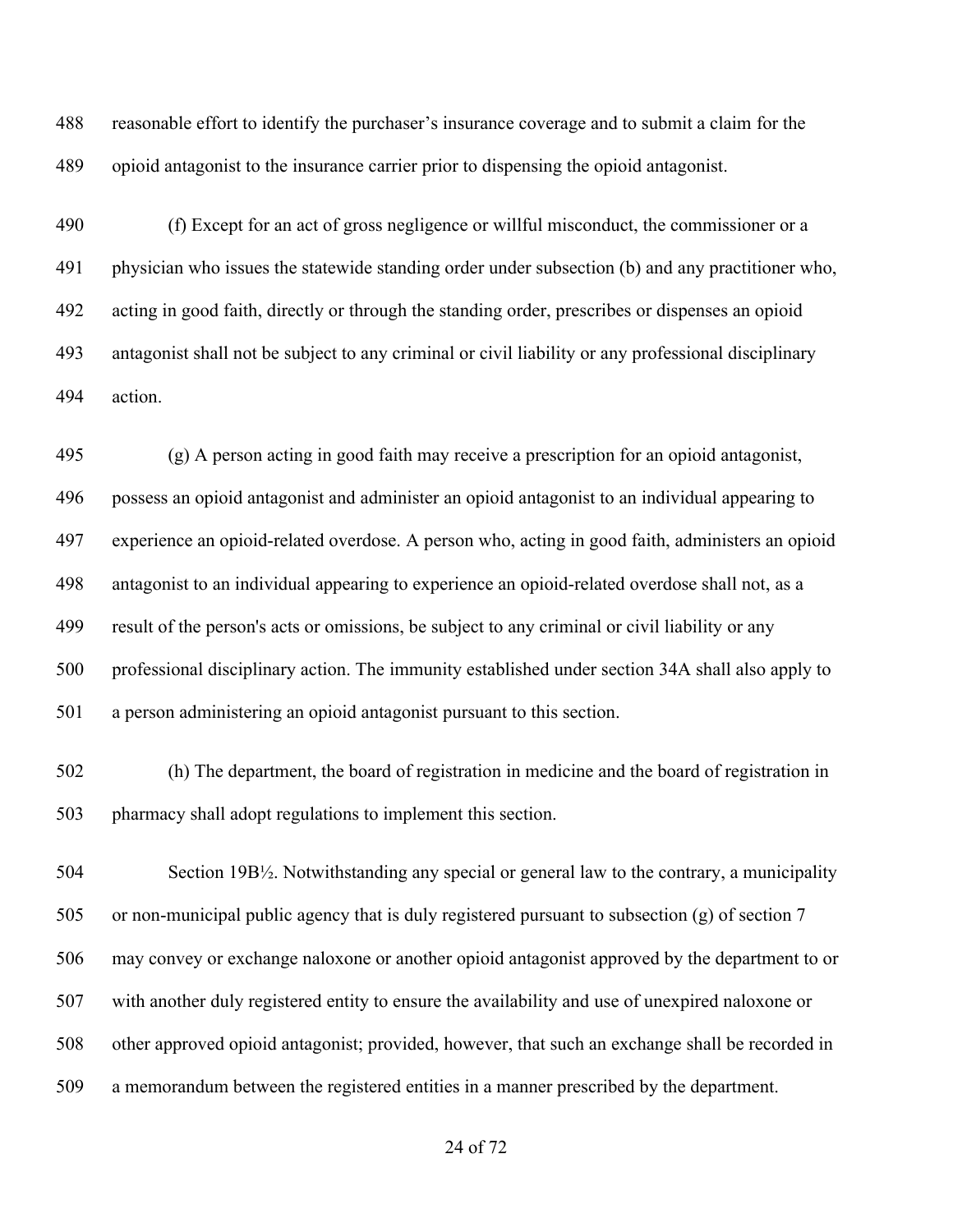reasonable effort to identify the purchaser's insurance coverage and to submit a claim for the opioid antagonist to the insurance carrier prior to dispensing the opioid antagonist.

(f) Except for an act of gross negligence or willful misconduct, the commissioner or a physician who issues the statewide standing order under subsection (b) and any practitioner who, acting in good faith, directly or through the standing order, prescribes or dispenses an opioid antagonist shall not be subject to any criminal or civil liability or any professional disciplinary action.

(g) A person acting in good faith may receive a prescription for an opioid antagonist, possess an opioid antagonist and administer an opioid antagonist to an individual appearing to experience an opioid-related overdose. A person who, acting in good faith, administers an opioid antagonist to an individual appearing to experience an opioid-related overdose shall not, as a result of the person's acts or omissions, be subject to any criminal or civil liability or any professional disciplinary action. The immunity established under section 34A shall also apply to a person administering an opioid antagonist pursuant to this section.

(h) The department, the board of registration in medicine and the board of registration in pharmacy shall adopt regulations to implement this section.

Section 19B½. Notwithstanding any special or general law to the contrary, a municipality or non-municipal public agency that is duly registered pursuant to subsection (g) of section 7 may convey or exchange naloxone or another opioid antagonist approved by the department to or with another duly registered entity to ensure the availability and use of unexpired naloxone or other approved opioid antagonist; provided, however, that such an exchange shall be recorded in a memorandum between the registered entities in a manner prescribed by the department.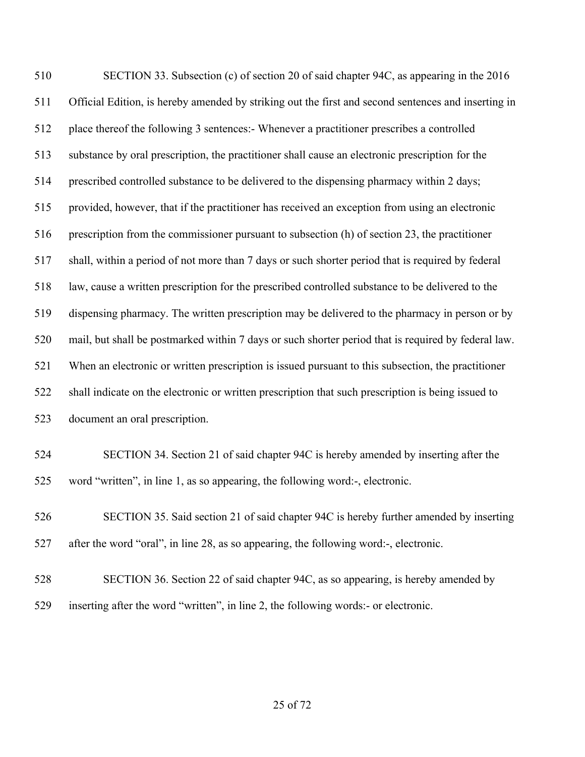SECTION 33. Subsection (c) of section 20 of said chapter 94C, as appearing in the 2016 Official Edition, is hereby amended by striking out the first and second sentences and inserting in place thereof the following 3 sentences:- Whenever a practitioner prescribes a controlled substance by oral prescription, the practitioner shall cause an electronic prescription for the prescribed controlled substance to be delivered to the dispensing pharmacy within 2 days; provided, however, that if the practitioner has received an exception from using an electronic prescription from the commissioner pursuant to subsection (h) of section 23, the practitioner shall, within a period of not more than 7 days or such shorter period that is required by federal law, cause a written prescription for the prescribed controlled substance to be delivered to the dispensing pharmacy. The written prescription may be delivered to the pharmacy in person or by mail, but shall be postmarked within 7 days or such shorter period that is required by federal law. When an electronic or written prescription is issued pursuant to this subsection, the practitioner shall indicate on the electronic or written prescription that such prescription is being issued to document an oral prescription.

SECTION 34. Section 21 of said chapter 94C is hereby amended by inserting after the word "written", in line 1, as so appearing, the following word:-, electronic.

SECTION 35. Said section 21 of said chapter 94C is hereby further amended by inserting after the word "oral", in line 28, as so appearing, the following word:-, electronic.

SECTION 36. Section 22 of said chapter 94C, as so appearing, is hereby amended by inserting after the word "written", in line 2, the following words:- or electronic.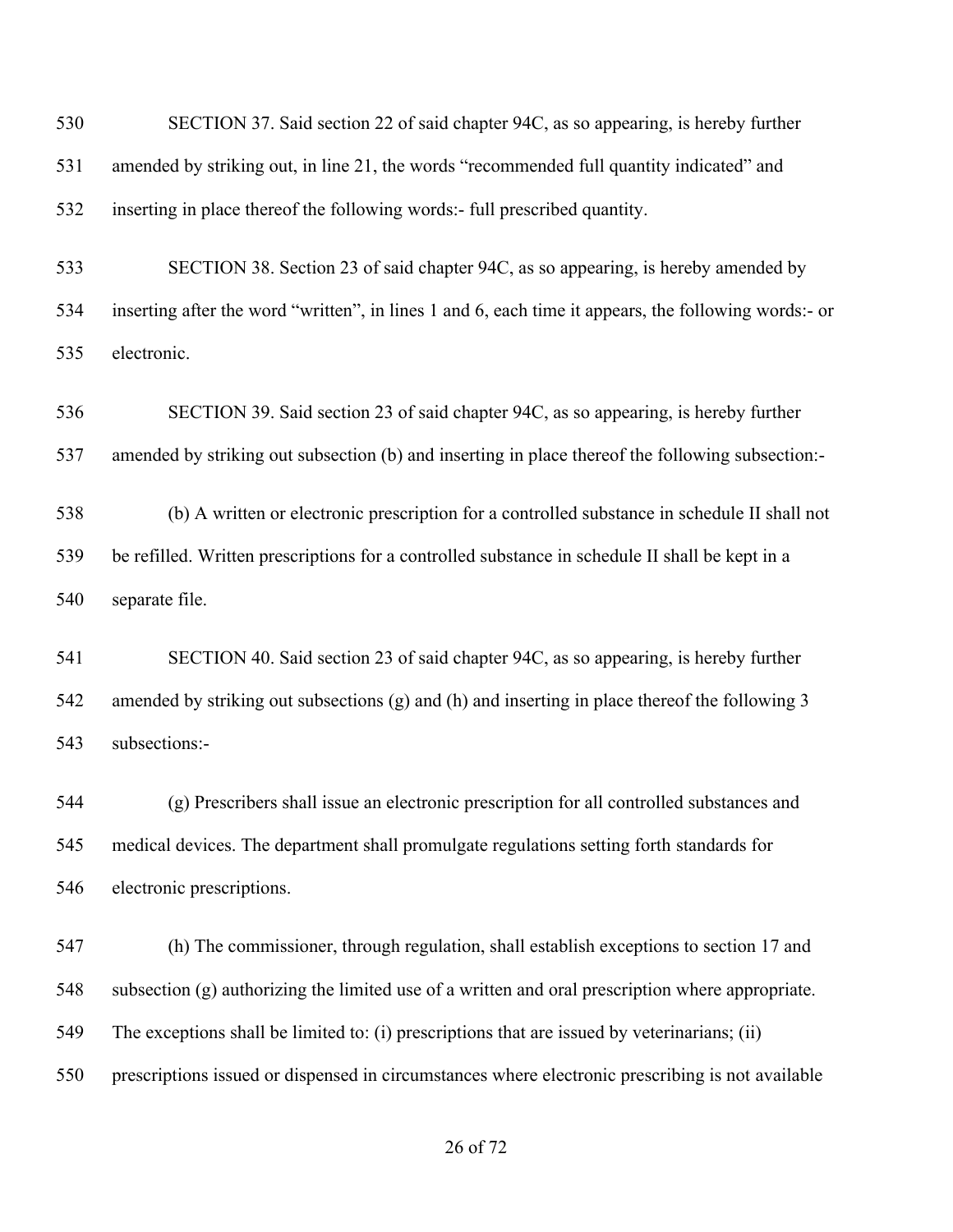SECTION 37. Said section 22 of said chapter 94C, as so appearing, is hereby further amended by striking out, in line 21, the words "recommended full quantity indicated" and inserting in place thereof the following words:- full prescribed quantity.

SECTION 38. Section 23 of said chapter 94C, as so appearing, is hereby amended by inserting after the word "written", in lines 1 and 6, each time it appears, the following words:- or electronic.

SECTION 39. Said section 23 of said chapter 94C, as so appearing, is hereby further amended by striking out subsection (b) and inserting in place thereof the following subsection:-

(b) A written or electronic prescription for a controlled substance in schedule II shall not be refilled. Written prescriptions for a controlled substance in schedule II shall be kept in a separate file.

SECTION 40. Said section 23 of said chapter 94C, as so appearing, is hereby further amended by striking out subsections (g) and (h) and inserting in place thereof the following 3 subsections:-

(g) Prescribers shall issue an electronic prescription for all controlled substances and medical devices. The department shall promulgate regulations setting forth standards for electronic prescriptions.

(h) The commissioner, through regulation, shall establish exceptions to section 17 and subsection (g) authorizing the limited use of a written and oral prescription where appropriate. The exceptions shall be limited to: (i) prescriptions that are issued by veterinarians; (ii) prescriptions issued or dispensed in circumstances where electronic prescribing is not available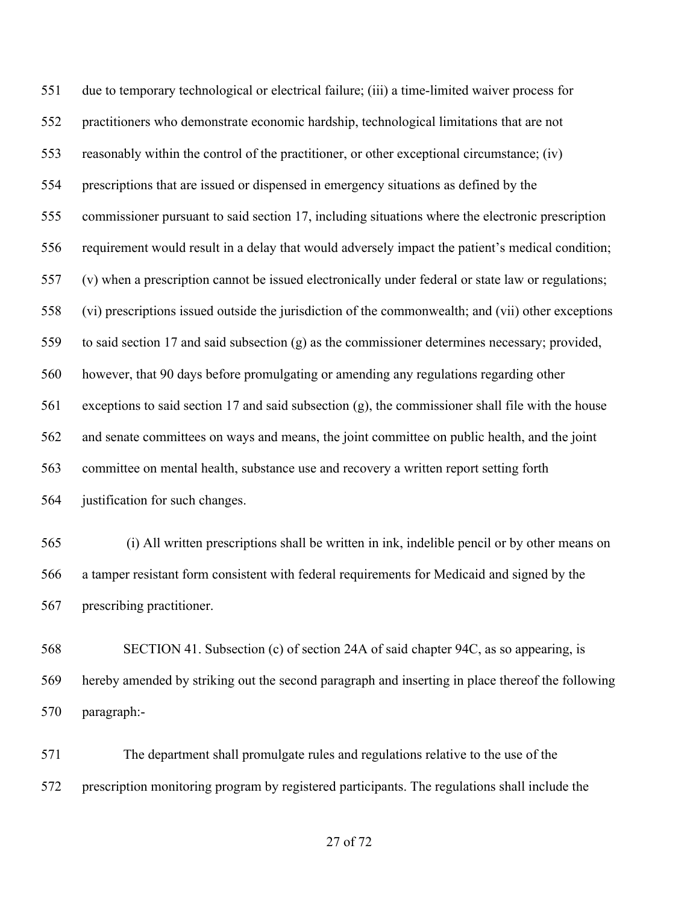due to temporary technological or electrical failure; (iii) a time-limited waiver process for practitioners who demonstrate economic hardship, technological limitations that are not reasonably within the control of the practitioner, or other exceptional circumstance; (iv) prescriptions that are issued or dispensed in emergency situations as defined by the commissioner pursuant to said section 17, including situations where the electronic prescription requirement would result in a delay that would adversely impact the patient's medical condition; (v) when a prescription cannot be issued electronically under federal or state law or regulations; (vi) prescriptions issued outside the jurisdiction of the commonwealth; and (vii) other exceptions to said section 17 and said subsection (g) as the commissioner determines necessary; provided, however, that 90 days before promulgating or amending any regulations regarding other exceptions to said section 17 and said subsection (g), the commissioner shall file with the house and senate committees on ways and means, the joint committee on public health, and the joint committee on mental health, substance use and recovery a written report setting forth justification for such changes.

(i) All written prescriptions shall be written in ink, indelible pencil or by other means on a tamper resistant form consistent with federal requirements for Medicaid and signed by the prescribing practitioner.

SECTION 41. Subsection (c) of section 24A of said chapter 94C, as so appearing, is hereby amended by striking out the second paragraph and inserting in place thereof the following paragraph:-

The department shall promulgate rules and regulations relative to the use of the prescription monitoring program by registered participants. The regulations shall include the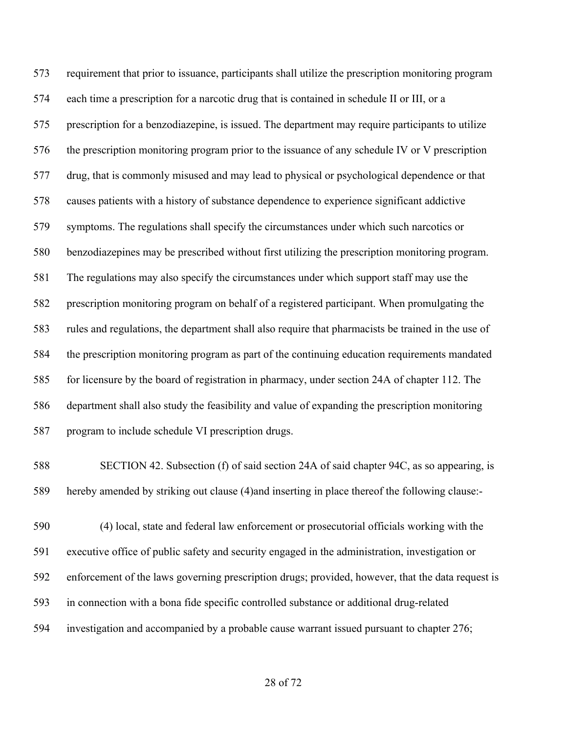requirement that prior to issuance, participants shall utilize the prescription monitoring program each time a prescription for a narcotic drug that is contained in schedule II or III, or a prescription for a benzodiazepine, is issued. The department may require participants to utilize the prescription monitoring program prior to the issuance of any schedule IV or V prescription drug, that is commonly misused and may lead to physical or psychological dependence or that causes patients with a history of substance dependence to experience significant addictive symptoms. The regulations shall specify the circumstances under which such narcotics or benzodiazepines may be prescribed without first utilizing the prescription monitoring program. The regulations may also specify the circumstances under which support staff may use the prescription monitoring program on behalf of a registered participant. When promulgating the rules and regulations, the department shall also require that pharmacists be trained in the use of the prescription monitoring program as part of the continuing education requirements mandated for licensure by the board of registration in pharmacy, under section 24A of chapter 112. The department shall also study the feasibility and value of expanding the prescription monitoring program to include schedule VI prescription drugs.

SECTION 42. Subsection (f) of said section 24A of said chapter 94C, as so appearing, is hereby amended by striking out clause (4)and inserting in place thereof the following clause:-

(4) local, state and federal law enforcement or prosecutorial officials working with the executive office of public safety and security engaged in the administration, investigation or enforcement of the laws governing prescription drugs; provided, however, that the data request is in connection with a bona fide specific controlled substance or additional drug-related investigation and accompanied by a probable cause warrant issued pursuant to chapter 276;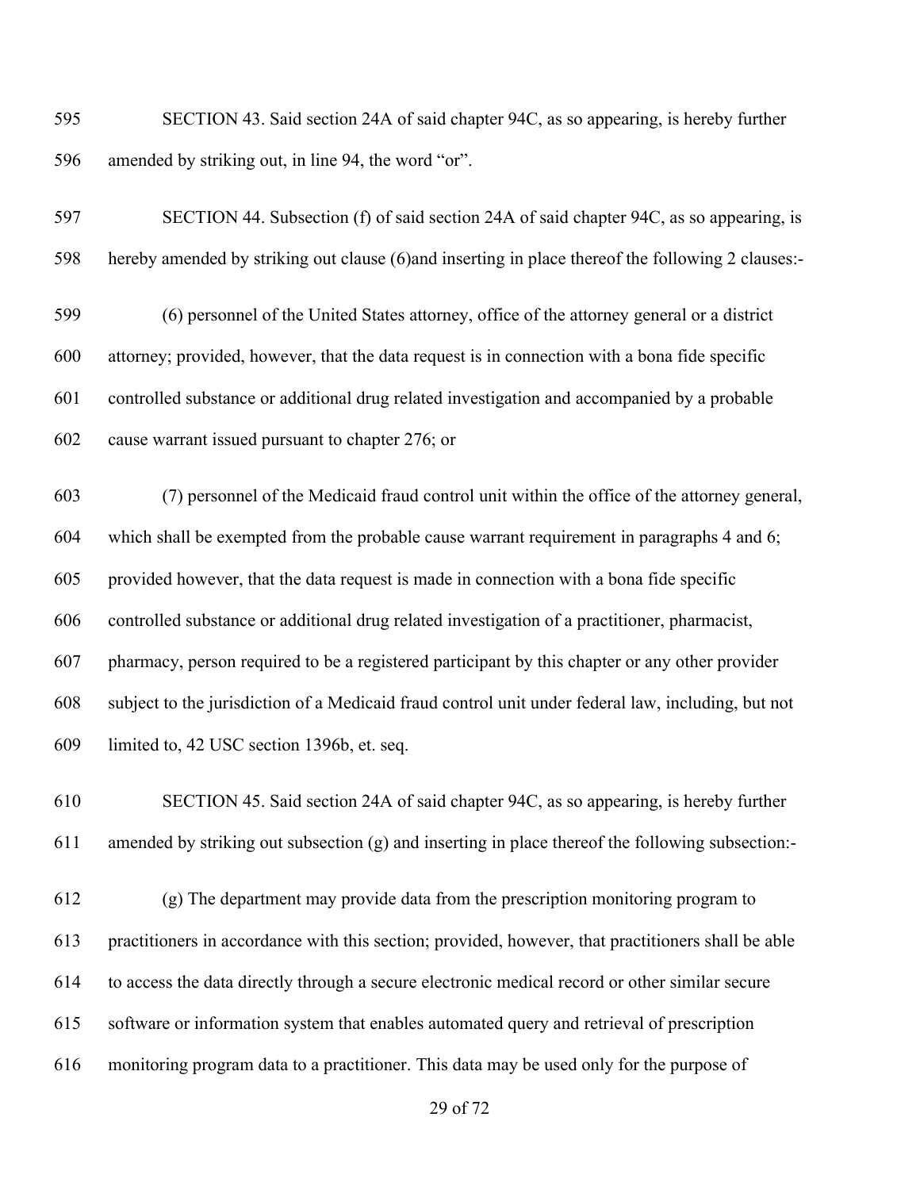SECTION 43. Said section 24A of said chapter 94C, as so appearing, is hereby further amended by striking out, in line 94, the word "or".

SECTION 44. Subsection (f) of said section 24A of said chapter 94C, as so appearing, is hereby amended by striking out clause (6)and inserting in place thereof the following 2 clauses:-

(6) personnel of the United States attorney, office of the attorney general or a district attorney; provided, however, that the data request is in connection with a bona fide specific controlled substance or additional drug related investigation and accompanied by a probable cause warrant issued pursuant to chapter 276; or

(7) personnel of the Medicaid fraud control unit within the office of the attorney general, which shall be exempted from the probable cause warrant requirement in paragraphs 4 and 6; provided however, that the data request is made in connection with a bona fide specific controlled substance or additional drug related investigation of a practitioner, pharmacist, pharmacy, person required to be a registered participant by this chapter or any other provider subject to the jurisdiction of a Medicaid fraud control unit under federal law, including, but not limited to, 42 USC section 1396b, et. seq.

SECTION 45. Said section 24A of said chapter 94C, as so appearing, is hereby further amended by striking out subsection (g) and inserting in place thereof the following subsection:-

(g) The department may provide data from the prescription monitoring program to practitioners in accordance with this section; provided, however, that practitioners shall be able to access the data directly through a secure electronic medical record or other similar secure software or information system that enables automated query and retrieval of prescription monitoring program data to a practitioner. This data may be used only for the purpose of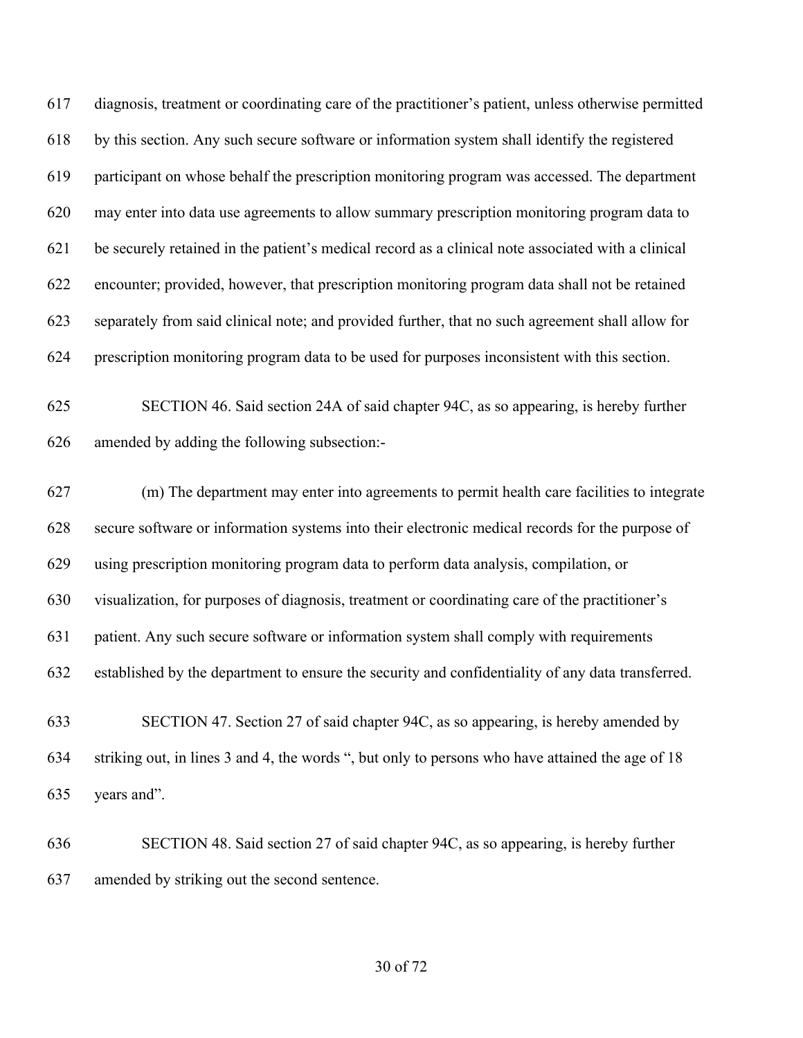617 diagnosis, treatment or coordinating care of the practitioner's patient, unless otherwise permitted
618 by this section. Any such secure software or information system shall identify the registered
619 participant on whose behalf the prescription monitoring program was accessed. The department
620 may enter into data use agreements to allow summary prescription monitoring program data to
621 be securely retained in the patient's medical record as a clinical note associated with a clinical
622 encounter; provided, however, that prescription monitoring program data shall not be retained
623 separately from said clinical note; and provided further, that no such agreement shall allow for
624 prescription monitoring program data to be used for purposes inconsistent with this section.

625 SECTION 46. Said section 24A of said chapter 94C, as so appearing, is hereby further
626 amended by adding the following subsection:-

627 (m) The department may enter into agreements to permit health care facilities to integrate
628 secure software or information systems into their electronic medical records for the purpose of
629 using prescription monitoring program data to perform data analysis, compilation, or
630 visualization, for purposes of diagnosis, treatment or coordinating care of the practitioner's
631 patient. Any such secure software or information system shall comply with requirements
632 established by the department to ensure the security and confidentiality of any data transferred.

633 SECTION 47. Section 27 of said chapter 94C, as so appearing, is hereby amended by
634 striking out, in lines 3 and 4, the words ", but only to persons who have attained the age of 18
635 years and".

636 SECTION 48. Said section 27 of said chapter 94C, as so appearing, is hereby further
637 amended by striking out the second sentence.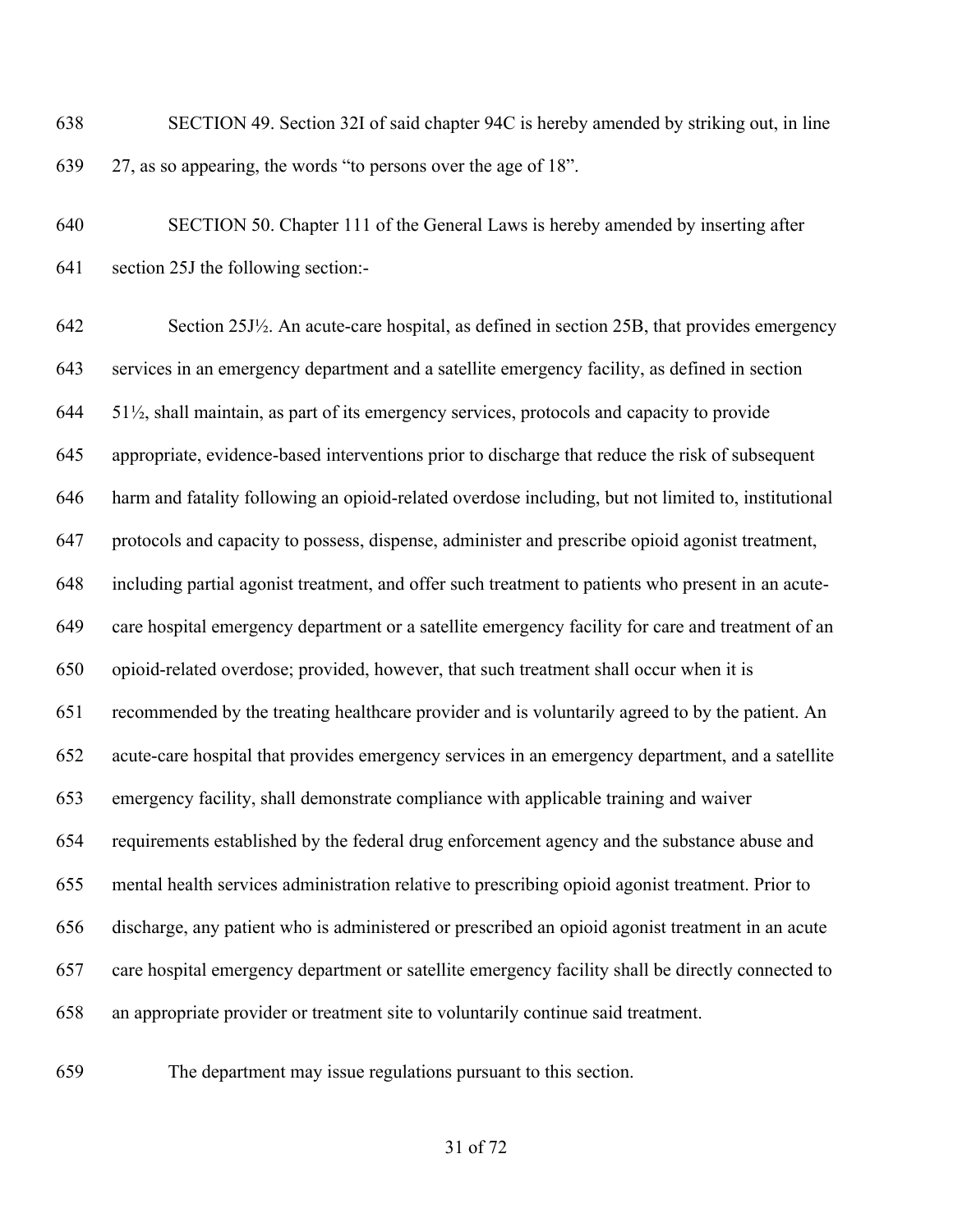SECTION 49. Section 32I of said chapter 94C is hereby amended by striking out, in line 27, as so appearing, the words "to persons over the age of 18".

SECTION 50. Chapter 111 of the General Laws is hereby amended by inserting after section 25J the following section:-

Section 25J½. An acute-care hospital, as defined in section 25B, that provides emergency services in an emergency department and a satellite emergency facility, as defined in section 51½, shall maintain, as part of its emergency services, protocols and capacity to provide appropriate, evidence-based interventions prior to discharge that reduce the risk of subsequent harm and fatality following an opioid-related overdose including, but not limited to, institutional protocols and capacity to possess, dispense, administer and prescribe opioid agonist treatment, including partial agonist treatment, and offer such treatment to patients who present in an acute-care hospital emergency department or a satellite emergency facility for care and treatment of an opioid-related overdose; provided, however, that such treatment shall occur when it is recommended by the treating healthcare provider and is voluntarily agreed to by the patient. An acute-care hospital that provides emergency services in an emergency department, and a satellite emergency facility, shall demonstrate compliance with applicable training and waiver requirements established by the federal drug enforcement agency and the substance abuse and mental health services administration relative to prescribing opioid agonist treatment. Prior to discharge, any patient who is administered or prescribed an opioid agonist treatment in an acute care hospital emergency department or satellite emergency facility shall be directly connected to an appropriate provider or treatment site to voluntarily continue said treatment.

The department may issue regulations pursuant to this section.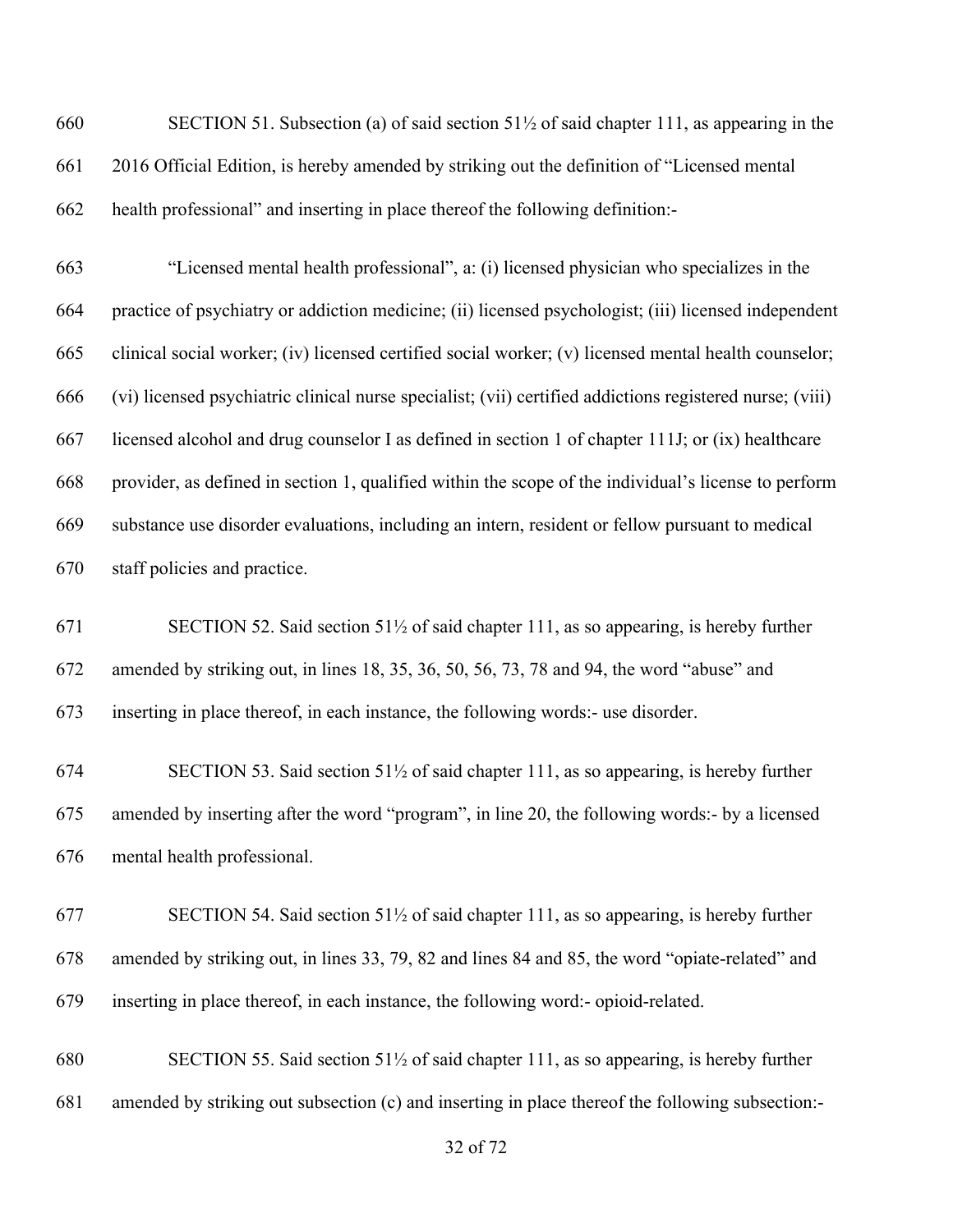SECTION 51. Subsection (a) of said section 51½ of said chapter 111, as appearing in the 2016 Official Edition, is hereby amended by striking out the definition of "Licensed mental health professional" and inserting in place thereof the following definition:-

"Licensed mental health professional", a: (i) licensed physician who specializes in the practice of psychiatry or addiction medicine; (ii) licensed psychologist; (iii) licensed independent clinical social worker; (iv) licensed certified social worker; (v) licensed mental health counselor; (vi) licensed psychiatric clinical nurse specialist; (vii) certified addictions registered nurse; (viii) licensed alcohol and drug counselor I as defined in section 1 of chapter 111J; or (ix) healthcare provider, as defined in section 1, qualified within the scope of the individual's license to perform substance use disorder evaluations, including an intern, resident or fellow pursuant to medical staff policies and practice.

SECTION 52. Said section 51½ of said chapter 111, as so appearing, is hereby further amended by striking out, in lines 18, 35, 36, 50, 56, 73, 78 and 94, the word "abuse" and inserting in place thereof, in each instance, the following words:- use disorder.

SECTION 53. Said section 51½ of said chapter 111, as so appearing, is hereby further amended by inserting after the word "program", in line 20, the following words:- by a licensed mental health professional.

SECTION 54. Said section 51½ of said chapter 111, as so appearing, is hereby further amended by striking out, in lines 33, 79, 82 and lines 84 and 85, the word "opiate-related" and inserting in place thereof, in each instance, the following word:- opioid-related.

SECTION 55. Said section 51½ of said chapter 111, as so appearing, is hereby further amended by striking out subsection (c) and inserting in place thereof the following subsection:-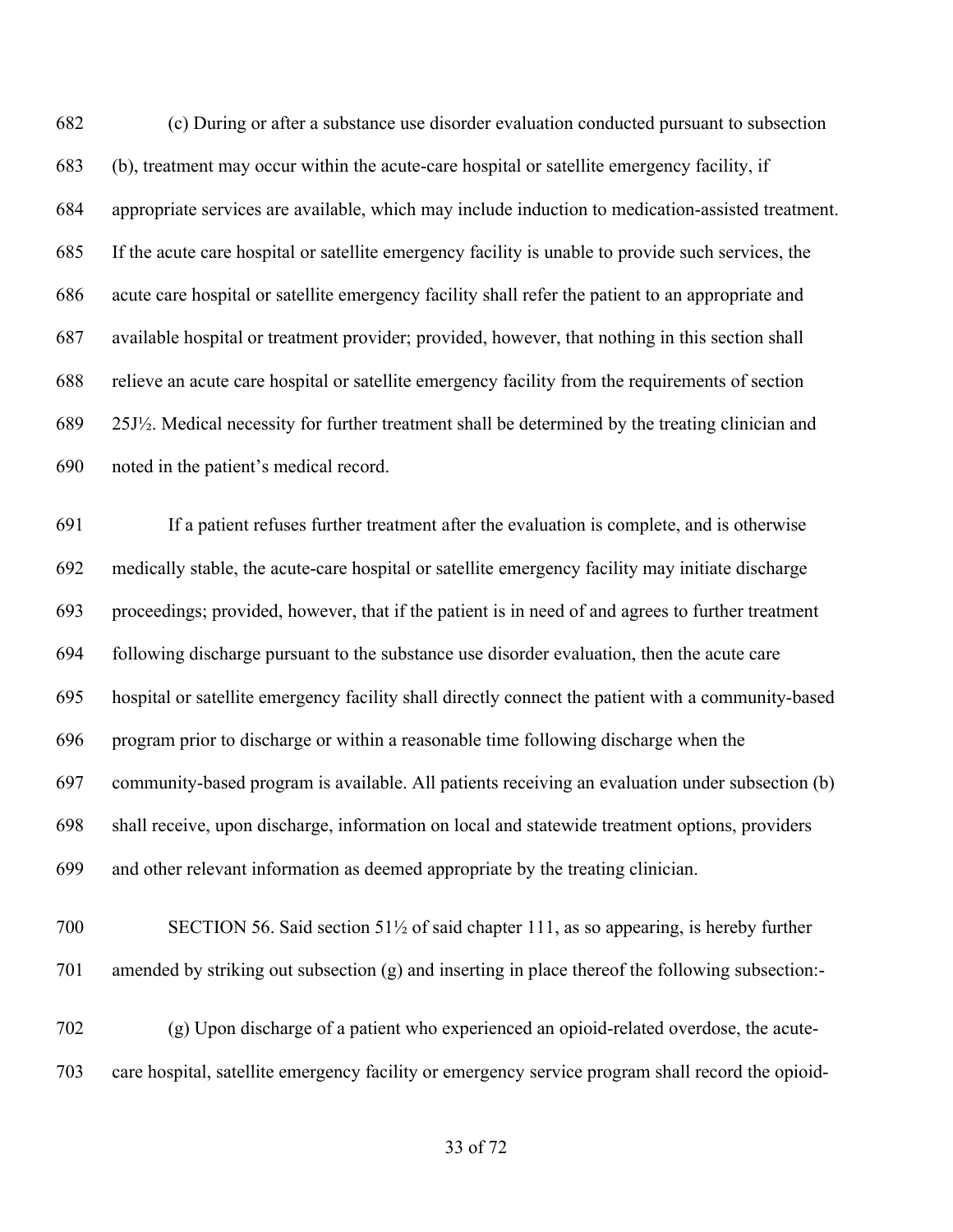(c) During or after a substance use disorder evaluation conducted pursuant to subsection (b), treatment may occur within the acute-care hospital or satellite emergency facility, if appropriate services are available, which may include induction to medication-assisted treatment. If the acute care hospital or satellite emergency facility is unable to provide such services, the acute care hospital or satellite emergency facility shall refer the patient to an appropriate and available hospital or treatment provider; provided, however, that nothing in this section shall relieve an acute care hospital or satellite emergency facility from the requirements of section 25J½. Medical necessity for further treatment shall be determined by the treating clinician and noted in the patient's medical record.

If a patient refuses further treatment after the evaluation is complete, and is otherwise medically stable, the acute-care hospital or satellite emergency facility may initiate discharge proceedings; provided, however, that if the patient is in need of and agrees to further treatment following discharge pursuant to the substance use disorder evaluation, then the acute care hospital or satellite emergency facility shall directly connect the patient with a community-based program prior to discharge or within a reasonable time following discharge when the community-based program is available. All patients receiving an evaluation under subsection (b) shall receive, upon discharge, information on local and statewide treatment options, providers and other relevant information as deemed appropriate by the treating clinician.

SECTION 56. Said section 51½ of said chapter 111, as so appearing, is hereby further amended by striking out subsection (g) and inserting in place thereof the following subsection:-

(g) Upon discharge of a patient who experienced an opioid-related overdose, the acute-care hospital, satellite emergency facility or emergency service program shall record the opioid-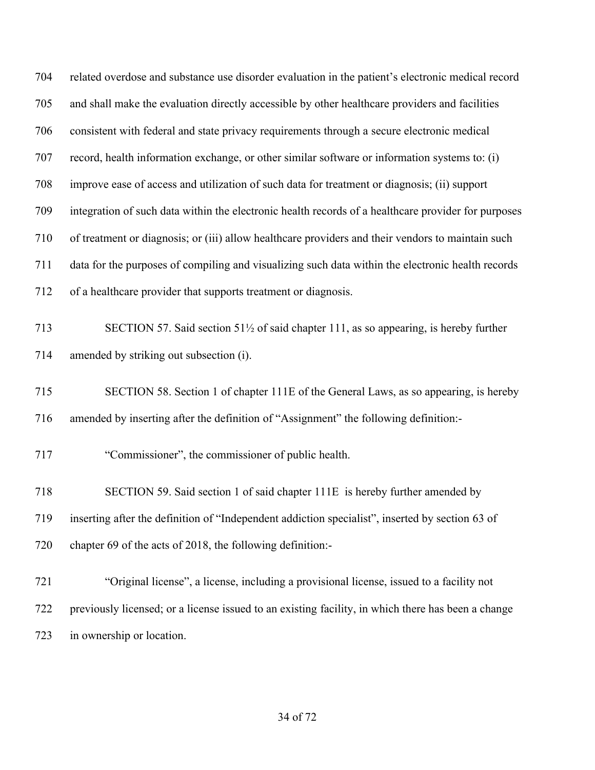related overdose and substance use disorder evaluation in the patient's electronic medical record and shall make the evaluation directly accessible by other healthcare providers and facilities consistent with federal and state privacy requirements through a secure electronic medical record, health information exchange, or other similar software or information systems to: (i) improve ease of access and utilization of such data for treatment or diagnosis; (ii) support integration of such data within the electronic health records of a healthcare provider for purposes of treatment or diagnosis; or (iii) allow healthcare providers and their vendors to maintain such data for the purposes of compiling and visualizing such data within the electronic health records of a healthcare provider that supports treatment or diagnosis.

SECTION 57. Said section 51½ of said chapter 111, as so appearing, is hereby further amended by striking out subsection (i).

SECTION 58. Section 1 of chapter 111E of the General Laws, as so appearing, is hereby amended by inserting after the definition of "Assignment" the following definition:-

"Commissioner", the commissioner of public health.

SECTION 59. Said section 1 of said chapter 111E is hereby further amended by inserting after the definition of "Independent addiction specialist", inserted by section 63 of chapter 69 of the acts of 2018, the following definition:-

"Original license", a license, including a provisional license, issued to a facility not previously licensed; or a license issued to an existing facility, in which there has been a change in ownership or location.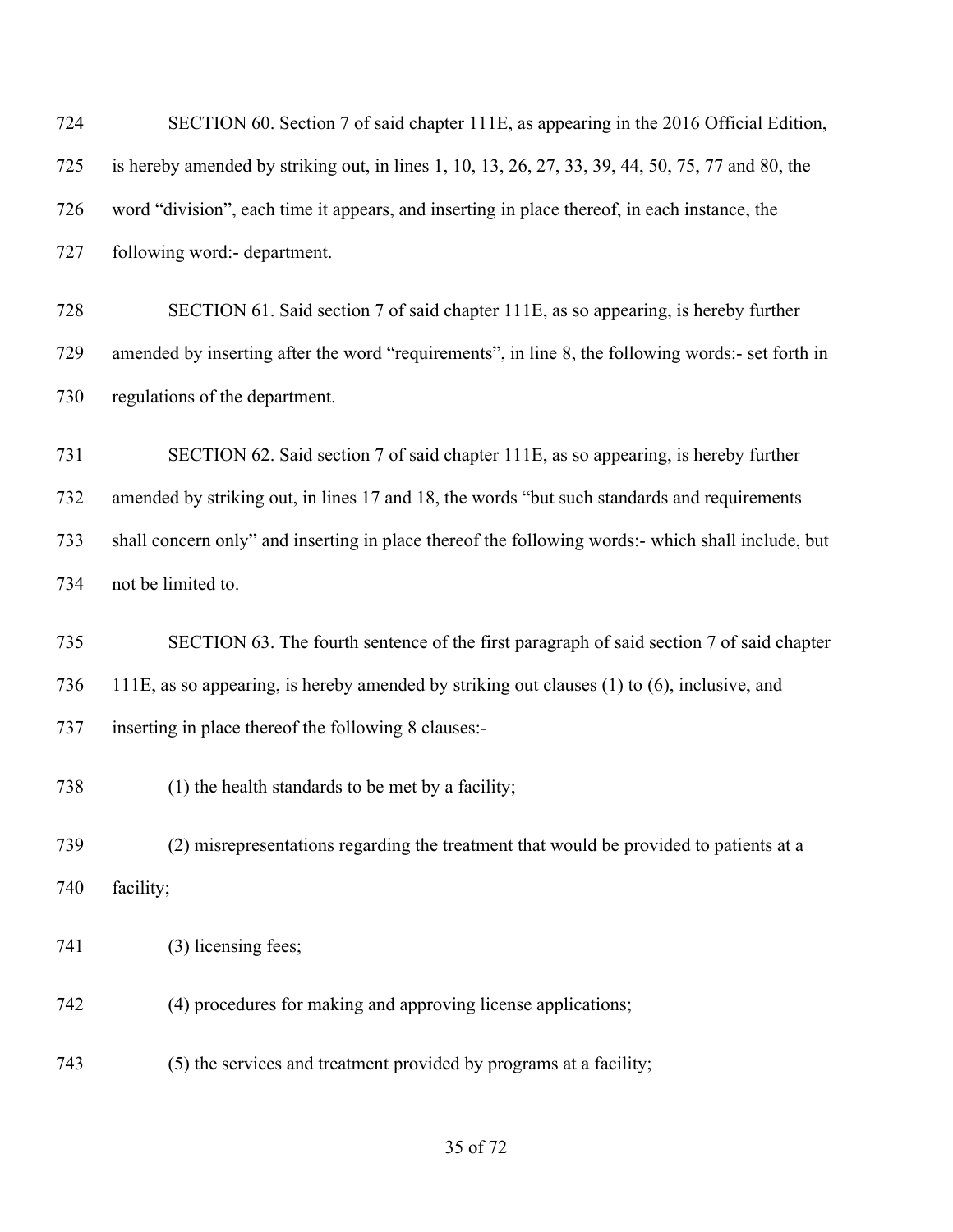SECTION 60. Section 7 of said chapter 111E, as appearing in the 2016 Official Edition, is hereby amended by striking out, in lines 1, 10, 13, 26, 27, 33, 39, 44, 50, 75, 77 and 80, the word "division", each time it appears, and inserting in place thereof, in each instance, the following word:- department.

SECTION 61. Said section 7 of said chapter 111E, as so appearing, is hereby further amended by inserting after the word "requirements", in line 8, the following words:- set forth in regulations of the department.

SECTION 62. Said section 7 of said chapter 111E, as so appearing, is hereby further amended by striking out, in lines 17 and 18, the words "but such standards and requirements shall concern only" and inserting in place thereof the following words:- which shall include, but not be limited to.

SECTION 63. The fourth sentence of the first paragraph of said section 7 of said chapter 111E, as so appearing, is hereby amended by striking out clauses (1) to (6), inclusive, and inserting in place thereof the following 8 clauses:-

(1) the health standards to be met by a facility;

(2) misrepresentations regarding the treatment that would be provided to patients at a facility;

(3) licensing fees;

(4) procedures for making and approving license applications;

(5) the services and treatment provided by programs at a facility;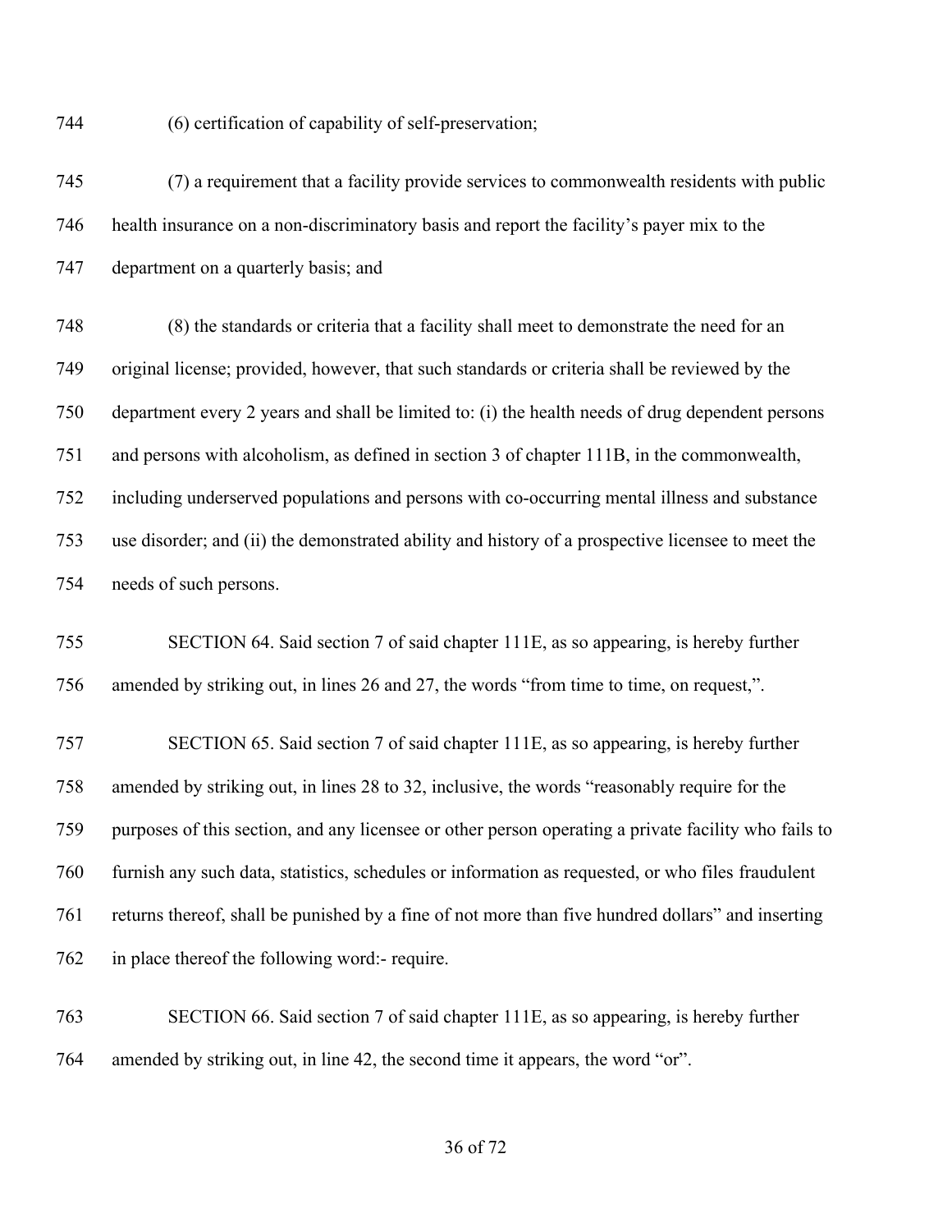744 (6) certification of capability of self-preservation;

745 (7) a requirement that a facility provide services to commonwealth residents with public
746 health insurance on a non-discriminatory basis and report the facility's payer mix to the
747 department on a quarterly basis; and

748 (8) the standards or criteria that a facility shall meet to demonstrate the need for an
749 original license; provided, however, that such standards or criteria shall be reviewed by the
750 department every 2 years and shall be limited to: (i) the health needs of drug dependent persons
751 and persons with alcoholism, as defined in section 3 of chapter 111B, in the commonwealth,
752 including underserved populations and persons with co-occurring mental illness and substance
753 use disorder; and (ii) the demonstrated ability and history of a prospective licensee to meet the
754 needs of such persons.

755 SECTION 64. Said section 7 of said chapter 111E, as so appearing, is hereby further
756 amended by striking out, in lines 26 and 27, the words "from time to time, on request,".

757 SECTION 65. Said section 7 of said chapter 111E, as so appearing, is hereby further
758 amended by striking out, in lines 28 to 32, inclusive, the words "reasonably require for the
759 purposes of this section, and any licensee or other person operating a private facility who fails to
760 furnish any such data, statistics, schedules or information as requested, or who files fraudulent
761 returns thereof, shall be punished by a fine of not more than five hundred dollars" and inserting
762 in place thereof the following word:- require.

763 SECTION 66. Said section 7 of said chapter 111E, as so appearing, is hereby further
764 amended by striking out, in line 42, the second time it appears, the word "or".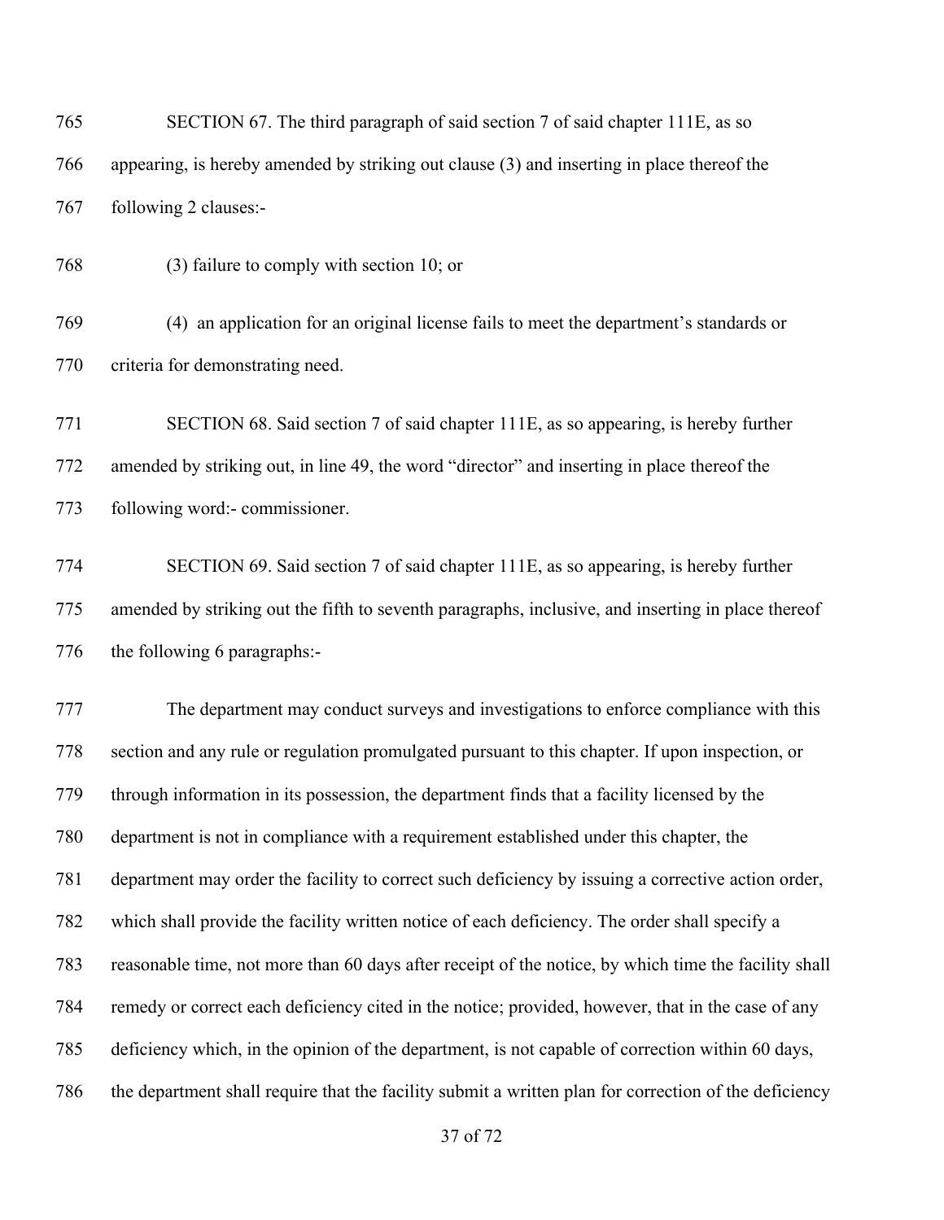SECTION 67. The third paragraph of said section 7 of said chapter 111E, as so appearing, is hereby amended by striking out clause (3) and inserting in place thereof the following 2 clauses:-

(3) failure to comply with section 10; or

(4) an application for an original license fails to meet the department's standards or criteria for demonstrating need.

SECTION 68. Said section 7 of said chapter 111E, as so appearing, is hereby further amended by striking out, in line 49, the word "director" and inserting in place thereof the following word:- commissioner.

SECTION 69. Said section 7 of said chapter 111E, as so appearing, is hereby further amended by striking out the fifth to seventh paragraphs, inclusive, and inserting in place thereof the following 6 paragraphs:-

The department may conduct surveys and investigations to enforce compliance with this section and any rule or regulation promulgated pursuant to this chapter. If upon inspection, or through information in its possession, the department finds that a facility licensed by the department is not in compliance with a requirement established under this chapter, the department may order the facility to correct such deficiency by issuing a corrective action order, which shall provide the facility written notice of each deficiency. The order shall specify a reasonable time, not more than 60 days after receipt of the notice, by which time the facility shall remedy or correct each deficiency cited in the notice; provided, however, that in the case of any deficiency which, in the opinion of the department, is not capable of correction within 60 days, the department shall require that the facility submit a written plan for correction of the deficiency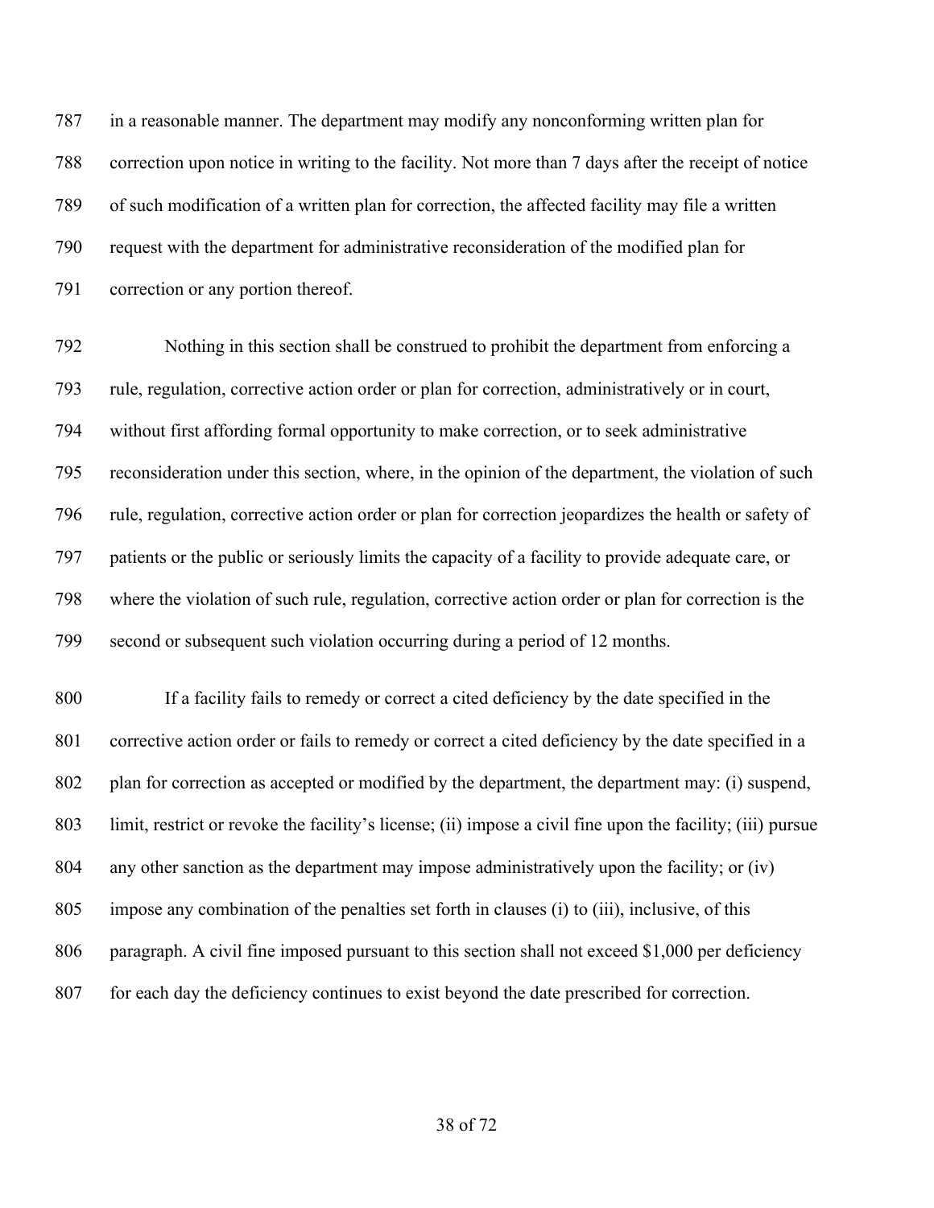in a reasonable manner. The department may modify any nonconforming written plan for correction upon notice in writing to the facility. Not more than 7 days after the receipt of notice of such modification of a written plan for correction, the affected facility may file a written request with the department for administrative reconsideration of the modified plan for correction or any portion thereof.

Nothing in this section shall be construed to prohibit the department from enforcing a rule, regulation, corrective action order or plan for correction, administratively or in court, without first affording formal opportunity to make correction, or to seek administrative reconsideration under this section, where, in the opinion of the department, the violation of such rule, regulation, corrective action order or plan for correction jeopardizes the health or safety of patients or the public or seriously limits the capacity of a facility to provide adequate care, or where the violation of such rule, regulation, corrective action order or plan for correction is the second or subsequent such violation occurring during a period of 12 months.

If a facility fails to remedy or correct a cited deficiency by the date specified in the corrective action order or fails to remedy or correct a cited deficiency by the date specified in a plan for correction as accepted or modified by the department, the department may: (i) suspend, limit, restrict or revoke the facility's license; (ii) impose a civil fine upon the facility; (iii) pursue any other sanction as the department may impose administratively upon the facility; or (iv) impose any combination of the penalties set forth in clauses (i) to (iii), inclusive, of this paragraph. A civil fine imposed pursuant to this section shall not exceed $1,000 per deficiency for each day the deficiency continues to exist beyond the date prescribed for correction.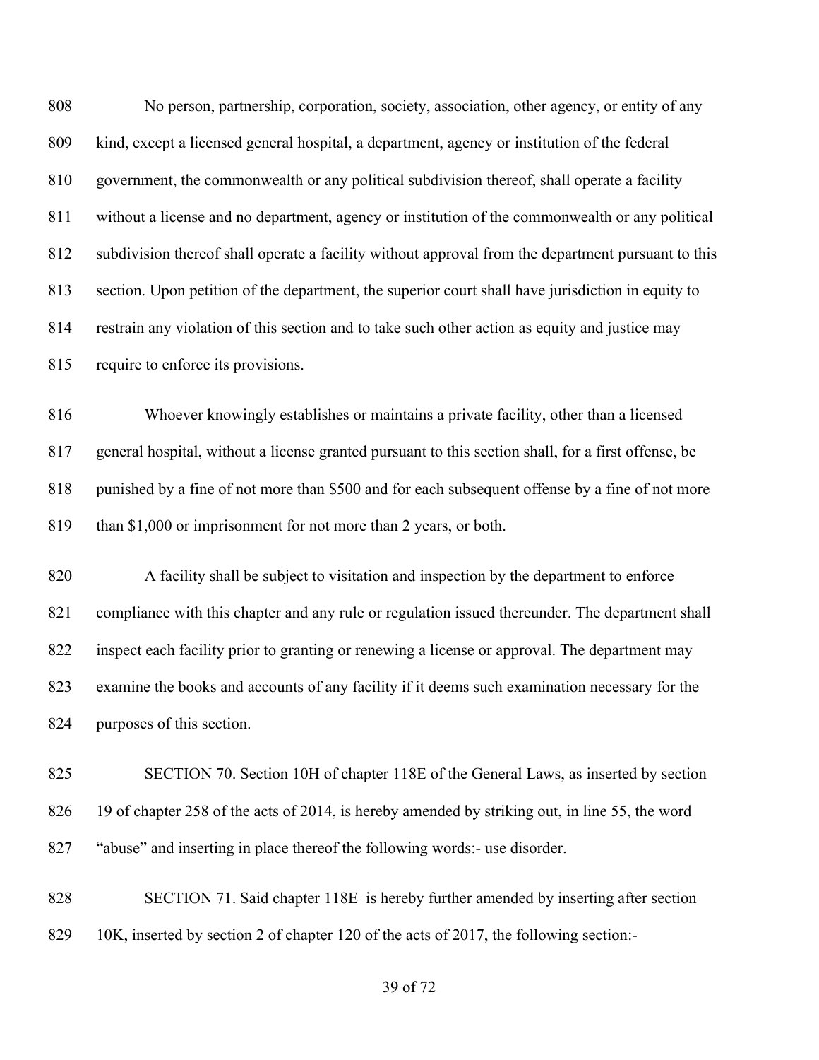808 No person, partnership, corporation, society, association, other agency, or entity of any
809 kind, except a licensed general hospital, a department, agency or institution of the federal
810 government, the commonwealth or any political subdivision thereof, shall operate a facility
811 without a license and no department, agency or institution of the commonwealth or any political
812 subdivision thereof shall operate a facility without approval from the department pursuant to this
813 section. Upon petition of the department, the superior court shall have jurisdiction in equity to
814 restrain any violation of this section and to take such other action as equity and justice may
815 require to enforce its provisions.

816 Whoever knowingly establishes or maintains a private facility, other than a licensed
817 general hospital, without a license granted pursuant to this section shall, for a first offense, be
818 punished by a fine of not more than $500 and for each subsequent offense by a fine of not more
819 than $1,000 or imprisonment for not more than 2 years, or both.

820 A facility shall be subject to visitation and inspection by the department to enforce
821 compliance with this chapter and any rule or regulation issued thereunder. The department shall
822 inspect each facility prior to granting or renewing a license or approval. The department may
823 examine the books and accounts of any facility if it deems such examination necessary for the
824 purposes of this section.

825 SECTION 70. Section 10H of chapter 118E of the General Laws, as inserted by section
826 19 of chapter 258 of the acts of 2014, is hereby amended by striking out, in line 55, the word
827 "abuse" and inserting in place thereof the following words:- use disorder.

828 SECTION 71. Said chapter 118E is hereby further amended by inserting after section
829 10K, inserted by section 2 of chapter 120 of the acts of 2017, the following section:-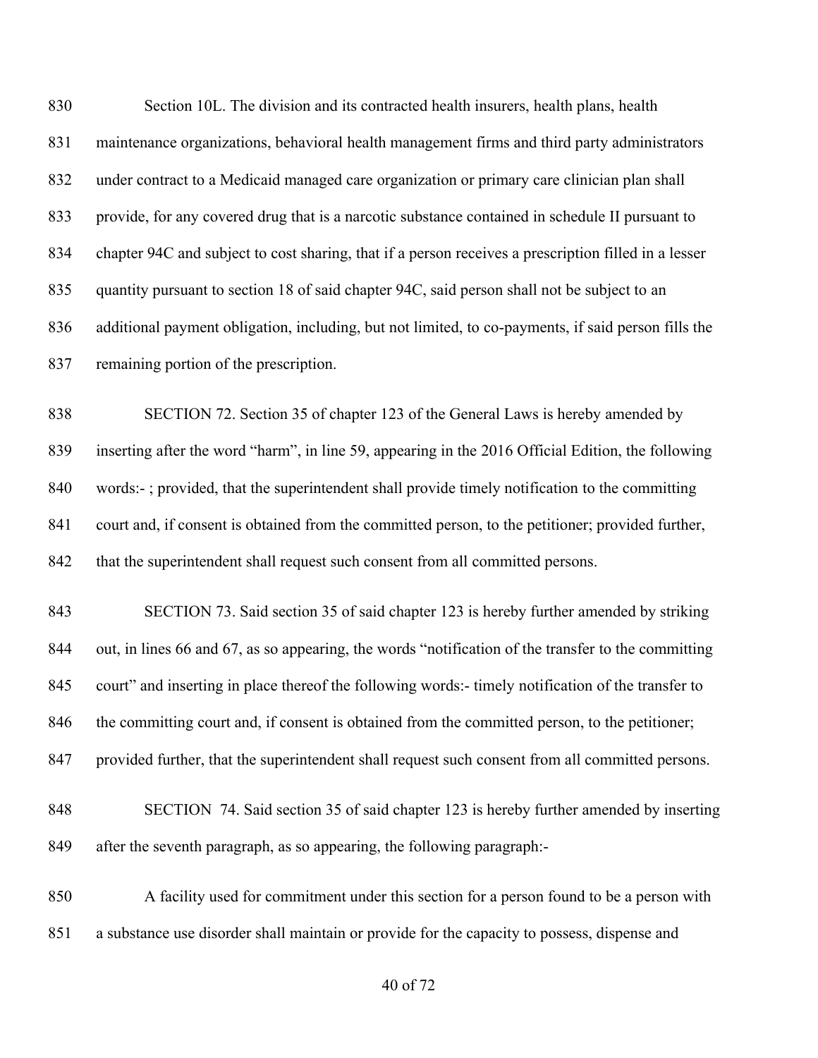Section 10L. The division and its contracted health insurers, health plans, health maintenance organizations, behavioral health management firms and third party administrators under contract to a Medicaid managed care organization or primary care clinician plan shall provide, for any covered drug that is a narcotic substance contained in schedule II pursuant to chapter 94C and subject to cost sharing, that if a person receives a prescription filled in a lesser quantity pursuant to section 18 of said chapter 94C, said person shall not be subject to an additional payment obligation, including, but not limited, to co-payments, if said person fills the remaining portion of the prescription.

SECTION 72. Section 35 of chapter 123 of the General Laws is hereby amended by inserting after the word "harm", in line 59, appearing in the 2016 Official Edition, the following words:- ; provided, that the superintendent shall provide timely notification to the committing court and, if consent is obtained from the committed person, to the petitioner; provided further, that the superintendent shall request such consent from all committed persons.

SECTION 73. Said section 35 of said chapter 123 is hereby further amended by striking out, in lines 66 and 67, as so appearing, the words "notification of the transfer to the committing court" and inserting in place thereof the following words:- timely notification of the transfer to the committing court and, if consent is obtained from the committed person, to the petitioner; provided further, that the superintendent shall request such consent from all committed persons.

SECTION 74. Said section 35 of said chapter 123 is hereby further amended by inserting after the seventh paragraph, as so appearing, the following paragraph:-

A facility used for commitment under this section for a person found to be a person with a substance use disorder shall maintain or provide for the capacity to possess, dispense and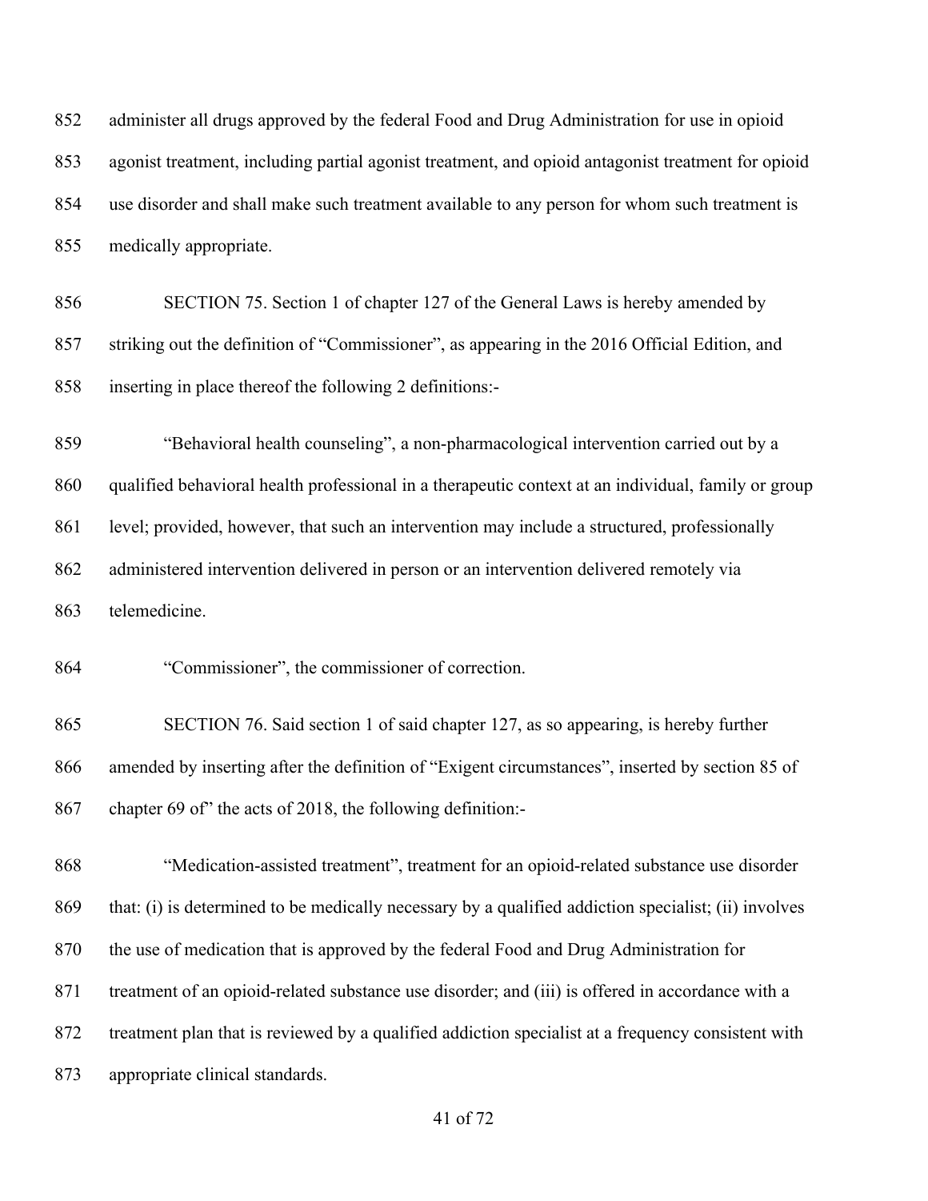administer all drugs approved by the federal Food and Drug Administration for use in opioid agonist treatment, including partial agonist treatment, and opioid antagonist treatment for opioid use disorder and shall make such treatment available to any person for whom such treatment is medically appropriate.

SECTION 75. Section 1 of chapter 127 of the General Laws is hereby amended by striking out the definition of "Commissioner", as appearing in the 2016 Official Edition, and inserting in place thereof the following 2 definitions:-

"Behavioral health counseling", a non-pharmacological intervention carried out by a qualified behavioral health professional in a therapeutic context at an individual, family or group level; provided, however, that such an intervention may include a structured, professionally administered intervention delivered in person or an intervention delivered remotely via telemedicine.

"Commissioner", the commissioner of correction.

SECTION 76. Said section 1 of said chapter 127, as so appearing, is hereby further amended by inserting after the definition of "Exigent circumstances", inserted by section 85 of chapter 69 of" the acts of 2018, the following definition:-

"Medication-assisted treatment", treatment for an opioid-related substance use disorder that: (i) is determined to be medically necessary by a qualified addiction specialist; (ii) involves the use of medication that is approved by the federal Food and Drug Administration for treatment of an opioid-related substance use disorder; and (iii) is offered in accordance with a treatment plan that is reviewed by a qualified addiction specialist at a frequency consistent with appropriate clinical standards.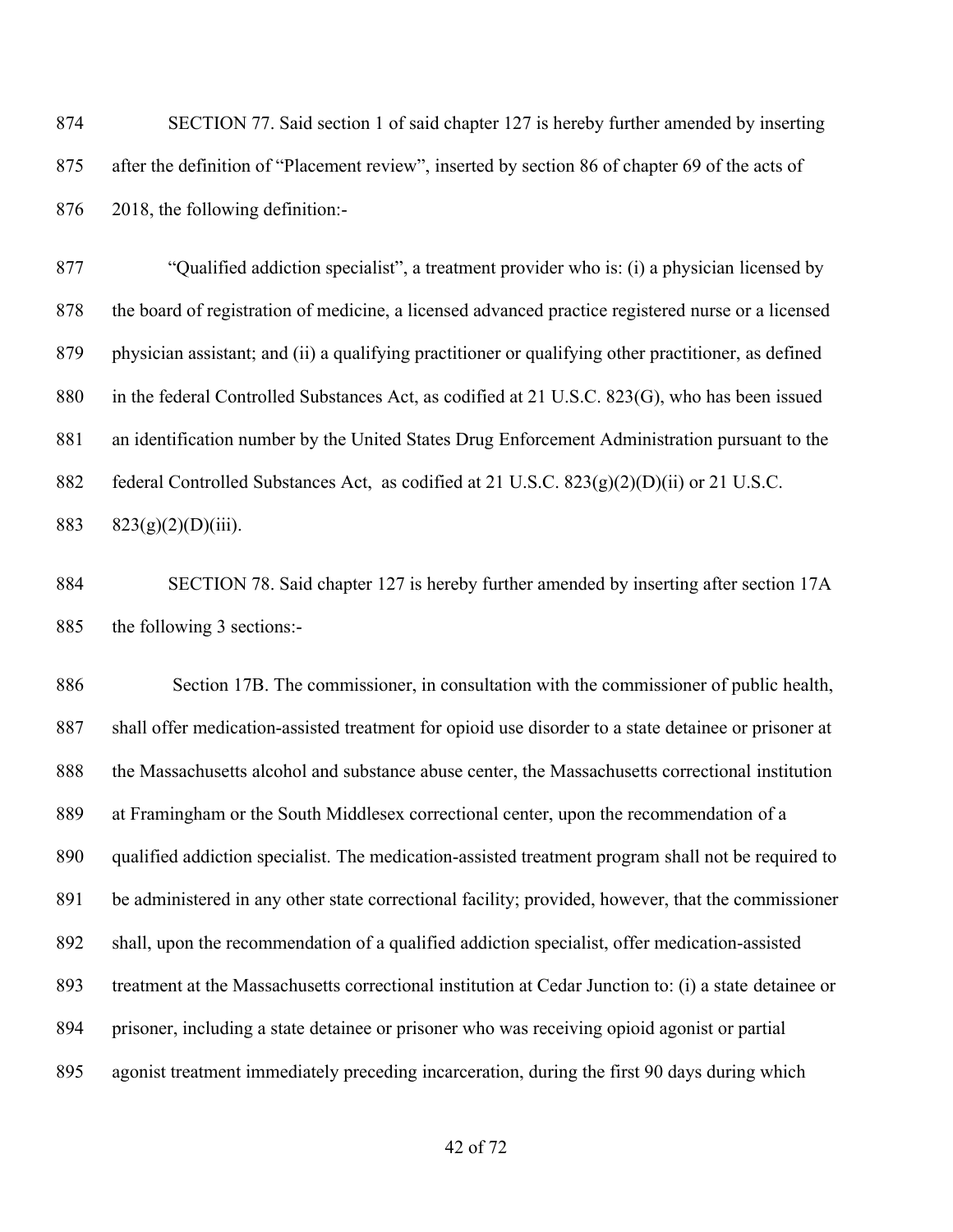SECTION 77. Said section 1 of said chapter 127 is hereby further amended by inserting after the definition of "Placement review", inserted by section 86 of chapter 69 of the acts of 2018, the following definition:-

"Qualified addiction specialist", a treatment provider who is: (i) a physician licensed by the board of registration of medicine, a licensed advanced practice registered nurse or a licensed physician assistant; and (ii) a qualifying practitioner or qualifying other practitioner, as defined in the federal Controlled Substances Act, as codified at 21 U.S.C. 823(G), who has been issued an identification number by the United States Drug Enforcement Administration pursuant to the federal Controlled Substances Act, as codified at 21 U.S.C. 823(g)(2)(D)(ii) or 21 U.S.C. 823(g)(2)(D)(iii).

SECTION 78. Said chapter 127 is hereby further amended by inserting after section 17A the following 3 sections:-

Section 17B. The commissioner, in consultation with the commissioner of public health, shall offer medication-assisted treatment for opioid use disorder to a state detainee or prisoner at the Massachusetts alcohol and substance abuse center, the Massachusetts correctional institution at Framingham or the South Middlesex correctional center, upon the recommendation of a qualified addiction specialist. The medication-assisted treatment program shall not be required to be administered in any other state correctional facility; provided, however, that the commissioner shall, upon the recommendation of a qualified addiction specialist, offer medication-assisted treatment at the Massachusetts correctional institution at Cedar Junction to: (i) a state detainee or prisoner, including a state detainee or prisoner who was receiving opioid agonist or partial agonist treatment immediately preceding incarceration, during the first 90 days during which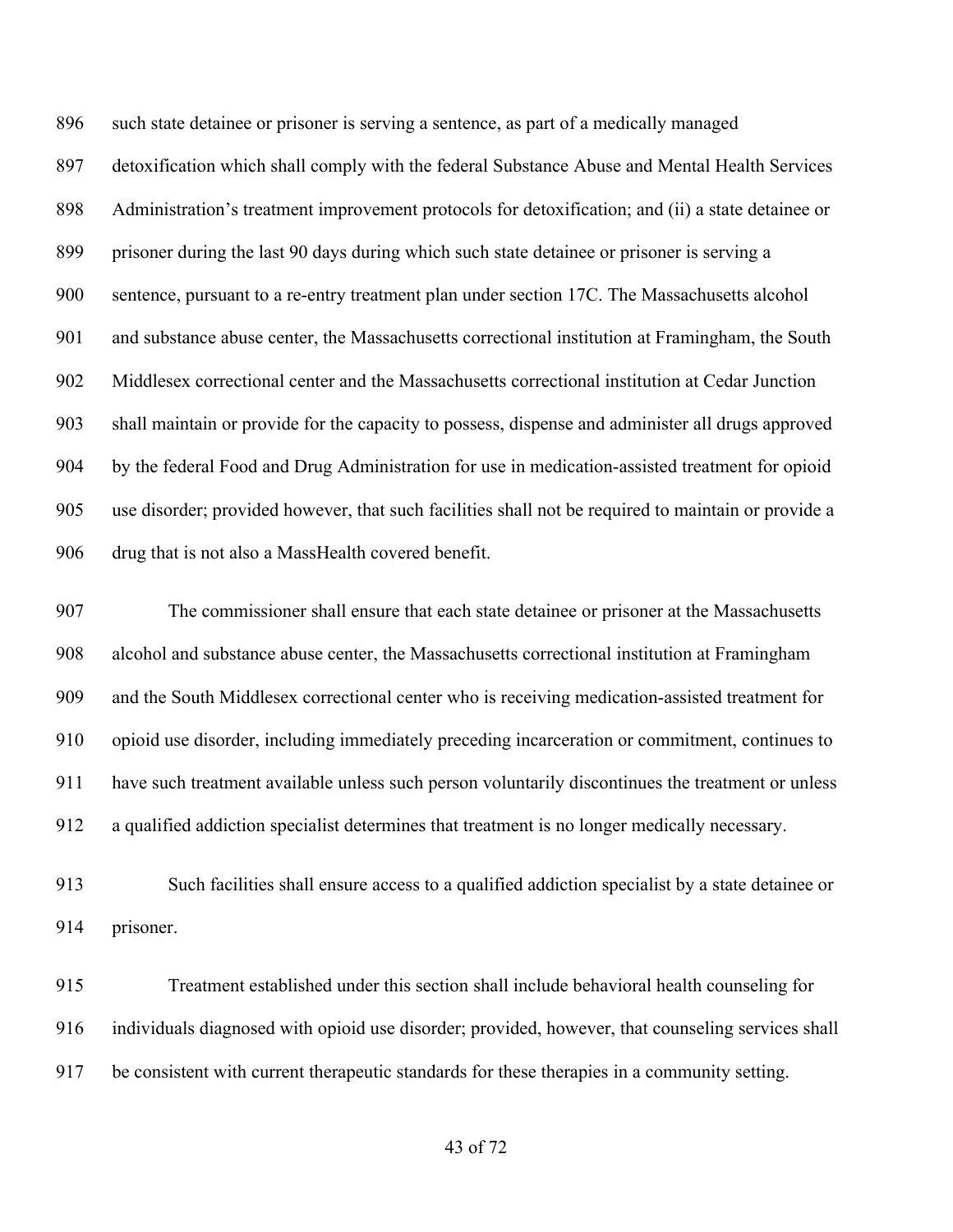such state detainee or prisoner is serving a sentence, as part of a medically managed detoxification which shall comply with the federal Substance Abuse and Mental Health Services Administration's treatment improvement protocols for detoxification; and (ii) a state detainee or prisoner during the last 90 days during which such state detainee or prisoner is serving a sentence, pursuant to a re-entry treatment plan under section 17C. The Massachusetts alcohol and substance abuse center, the Massachusetts correctional institution at Framingham, the South Middlesex correctional center and the Massachusetts correctional institution at Cedar Junction shall maintain or provide for the capacity to possess, dispense and administer all drugs approved by the federal Food and Drug Administration for use in medication-assisted treatment for opioid use disorder; provided however, that such facilities shall not be required to maintain or provide a drug that is not also a MassHealth covered benefit.

The commissioner shall ensure that each state detainee or prisoner at the Massachusetts alcohol and substance abuse center, the Massachusetts correctional institution at Framingham and the South Middlesex correctional center who is receiving medication-assisted treatment for opioid use disorder, including immediately preceding incarceration or commitment, continues to have such treatment available unless such person voluntarily discontinues the treatment or unless a qualified addiction specialist determines that treatment is no longer medically necessary.

Such facilities shall ensure access to a qualified addiction specialist by a state detainee or prisoner.

Treatment established under this section shall include behavioral health counseling for individuals diagnosed with opioid use disorder; provided, however, that counseling services shall be consistent with current therapeutic standards for these therapies in a community setting.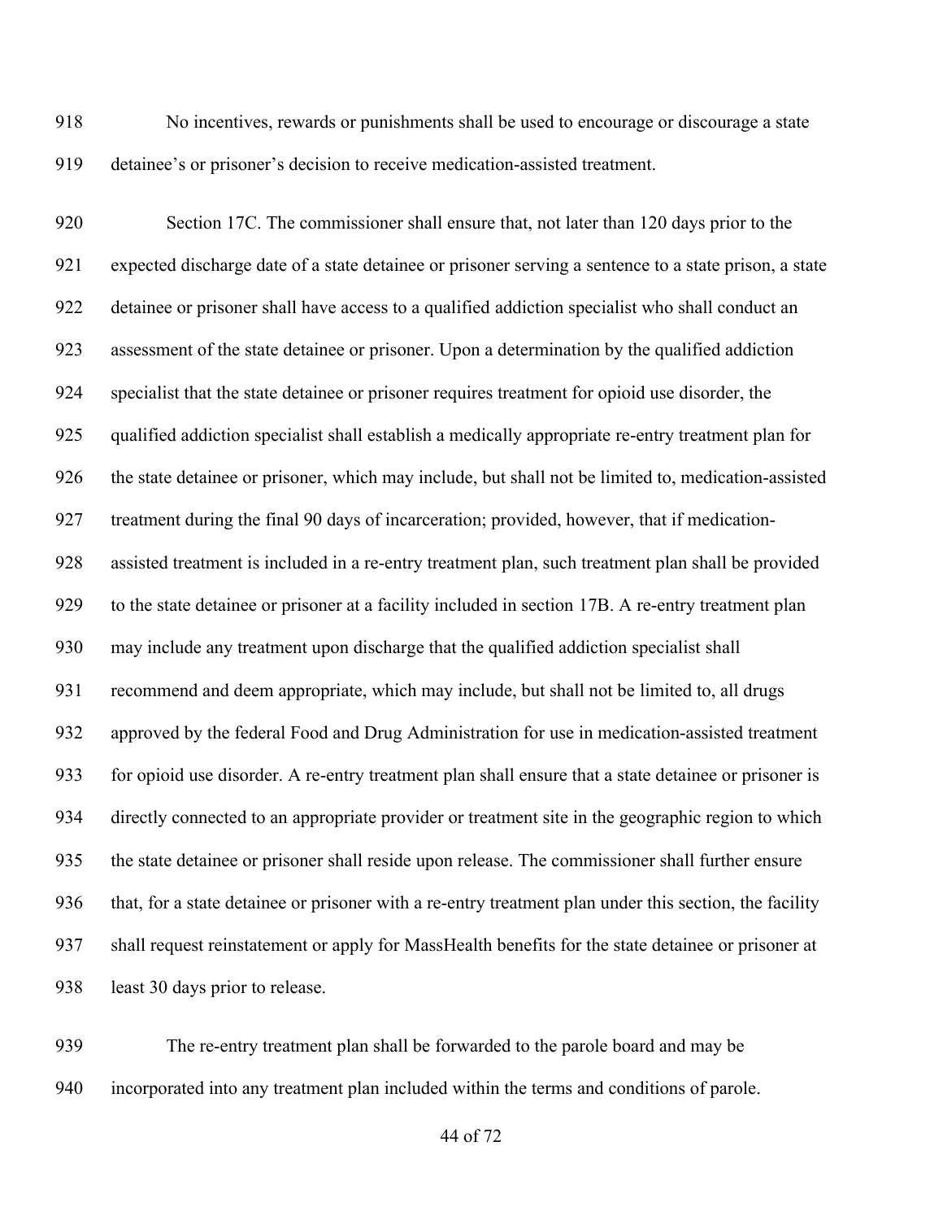No incentives, rewards or punishments shall be used to encourage or discourage a state detainee's or prisoner's decision to receive medication-assisted treatment.

Section 17C. The commissioner shall ensure that, not later than 120 days prior to the expected discharge date of a state detainee or prisoner serving a sentence to a state prison, a state detainee or prisoner shall have access to a qualified addiction specialist who shall conduct an assessment of the state detainee or prisoner. Upon a determination by the qualified addiction specialist that the state detainee or prisoner requires treatment for opioid use disorder, the qualified addiction specialist shall establish a medically appropriate re-entry treatment plan for the state detainee or prisoner, which may include, but shall not be limited to, medication-assisted treatment during the final 90 days of incarceration; provided, however, that if medication-assisted treatment is included in a re-entry treatment plan, such treatment plan shall be provided to the state detainee or prisoner at a facility included in section 17B. A re-entry treatment plan may include any treatment upon discharge that the qualified addiction specialist shall recommend and deem appropriate, which may include, but shall not be limited to, all drugs approved by the federal Food and Drug Administration for use in medication-assisted treatment for opioid use disorder. A re-entry treatment plan shall ensure that a state detainee or prisoner is directly connected to an appropriate provider or treatment site in the geographic region to which the state detainee or prisoner shall reside upon release. The commissioner shall further ensure that, for a state detainee or prisoner with a re-entry treatment plan under this section, the facility shall request reinstatement or apply for MassHealth benefits for the state detainee or prisoner at least 30 days prior to release.

The re-entry treatment plan shall be forwarded to the parole board and may be incorporated into any treatment plan included within the terms and conditions of parole.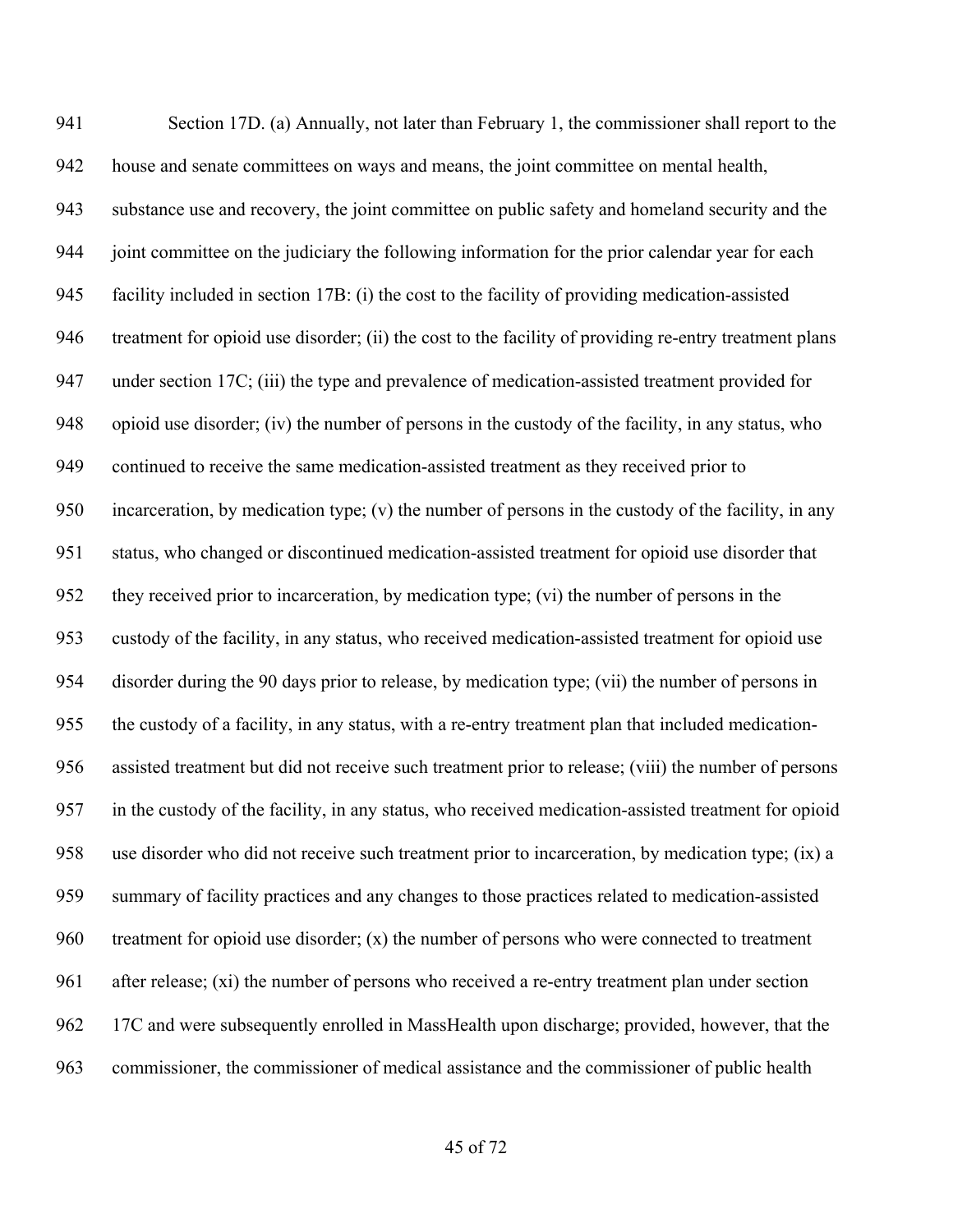Section 17D. (a) Annually, not later than February 1, the commissioner shall report to the house and senate committees on ways and means, the joint committee on mental health, substance use and recovery, the joint committee on public safety and homeland security and the joint committee on the judiciary the following information for the prior calendar year for each facility included in section 17B: (i) the cost to the facility of providing medication-assisted treatment for opioid use disorder; (ii) the cost to the facility of providing re-entry treatment plans under section 17C; (iii) the type and prevalence of medication-assisted treatment provided for opioid use disorder; (iv) the number of persons in the custody of the facility, in any status, who continued to receive the same medication-assisted treatment as they received prior to incarceration, by medication type; (v) the number of persons in the custody of the facility, in any status, who changed or discontinued medication-assisted treatment for opioid use disorder that they received prior to incarceration, by medication type; (vi) the number of persons in the custody of the facility, in any status, who received medication-assisted treatment for opioid use disorder during the 90 days prior to release, by medication type; (vii) the number of persons in the custody of a facility, in any status, with a re-entry treatment plan that included medication-assisted treatment but did not receive such treatment prior to release; (viii) the number of persons in the custody of the facility, in any status, who received medication-assisted treatment for opioid use disorder who did not receive such treatment prior to incarceration, by medication type; (ix) a summary of facility practices and any changes to those practices related to medication-assisted treatment for opioid use disorder; (x) the number of persons who were connected to treatment after release; (xi) the number of persons who received a re-entry treatment plan under section 17C and were subsequently enrolled in MassHealth upon discharge; provided, however, that the commissioner, the commissioner of medical assistance and the commissioner of public health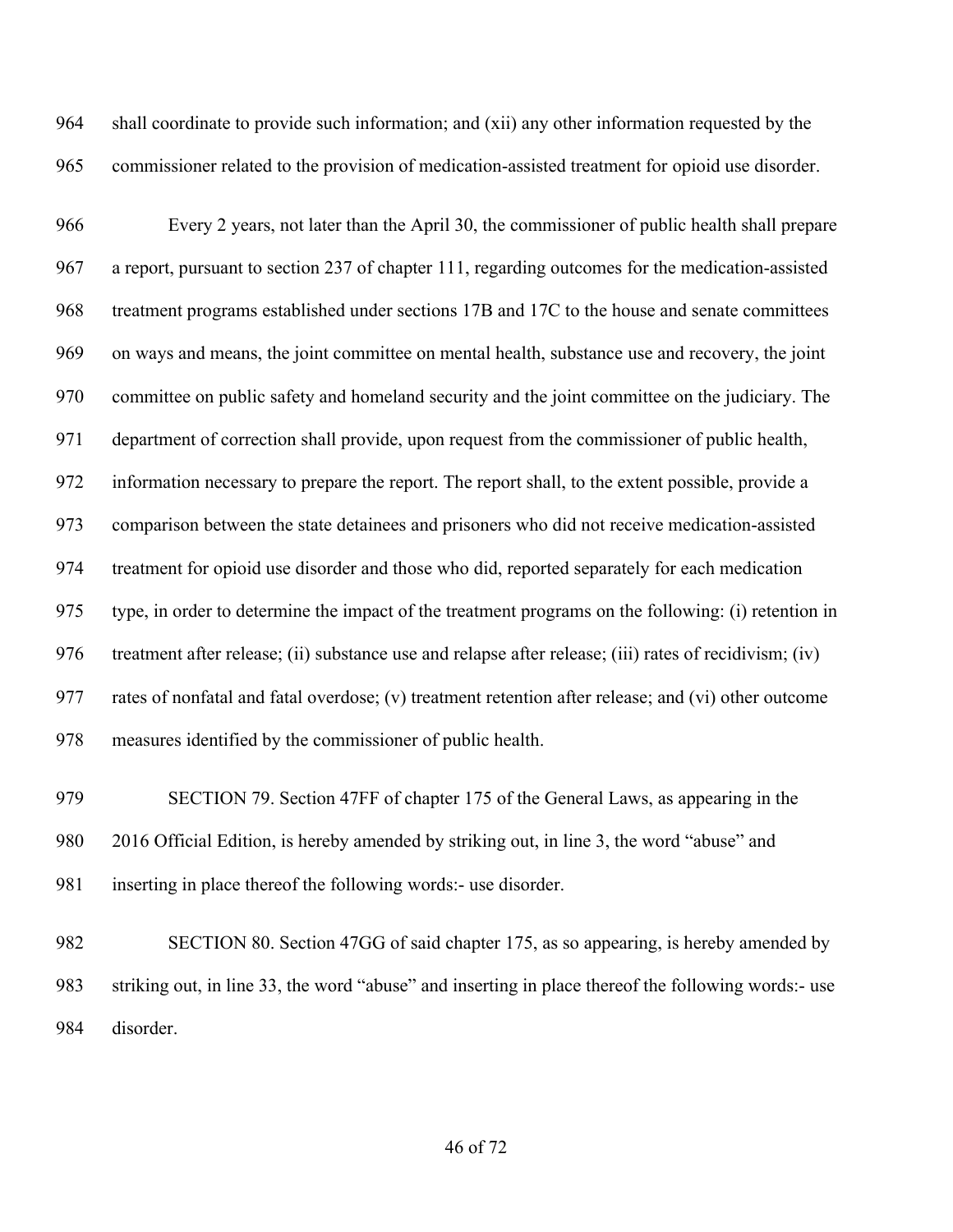shall coordinate to provide such information; and (xii) any other information requested by the commissioner related to the provision of medication-assisted treatment for opioid use disorder.

Every 2 years, not later than the April 30, the commissioner of public health shall prepare a report, pursuant to section 237 of chapter 111, regarding outcomes for the medication-assisted treatment programs established under sections 17B and 17C to the house and senate committees on ways and means, the joint committee on mental health, substance use and recovery, the joint committee on public safety and homeland security and the joint committee on the judiciary. The department of correction shall provide, upon request from the commissioner of public health, information necessary to prepare the report. The report shall, to the extent possible, provide a comparison between the state detainees and prisoners who did not receive medication-assisted treatment for opioid use disorder and those who did, reported separately for each medication type, in order to determine the impact of the treatment programs on the following: (i) retention in treatment after release; (ii) substance use and relapse after release; (iii) rates of recidivism; (iv) rates of nonfatal and fatal overdose; (v) treatment retention after release; and (vi) other outcome measures identified by the commissioner of public health.

SECTION 79. Section 47FF of chapter 175 of the General Laws, as appearing in the 2016 Official Edition, is hereby amended by striking out, in line 3, the word "abuse" and inserting in place thereof the following words:- use disorder.

SECTION 80. Section 47GG of said chapter 175, as so appearing, is hereby amended by striking out, in line 33, the word "abuse" and inserting in place thereof the following words:- use disorder.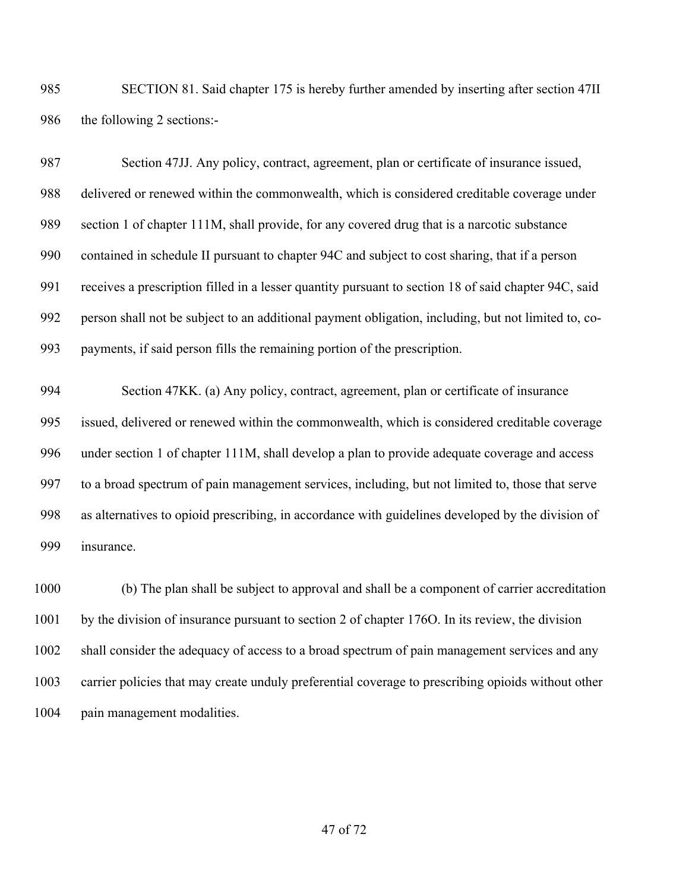SECTION 81. Said chapter 175 is hereby further amended by inserting after section 47II the following 2 sections:-

Section 47JJ. Any policy, contract, agreement, plan or certificate of insurance issued, delivered or renewed within the commonwealth, which is considered creditable coverage under section 1 of chapter 111M, shall provide, for any covered drug that is a narcotic substance contained in schedule II pursuant to chapter 94C and subject to cost sharing, that if a person receives a prescription filled in a lesser quantity pursuant to section 18 of said chapter 94C, said person shall not be subject to an additional payment obligation, including, but not limited to, co-payments, if said person fills the remaining portion of the prescription.

Section 47KK. (a) Any policy, contract, agreement, plan or certificate of insurance issued, delivered or renewed within the commonwealth, which is considered creditable coverage under section 1 of chapter 111M, shall develop a plan to provide adequate coverage and access to a broad spectrum of pain management services, including, but not limited to, those that serve as alternatives to opioid prescribing, in accordance with guidelines developed by the division of insurance.

(b) The plan shall be subject to approval and shall be a component of carrier accreditation by the division of insurance pursuant to section 2 of chapter 176O. In its review, the division shall consider the adequacy of access to a broad spectrum of pain management services and any carrier policies that may create unduly preferential coverage to prescribing opioids without other pain management modalities.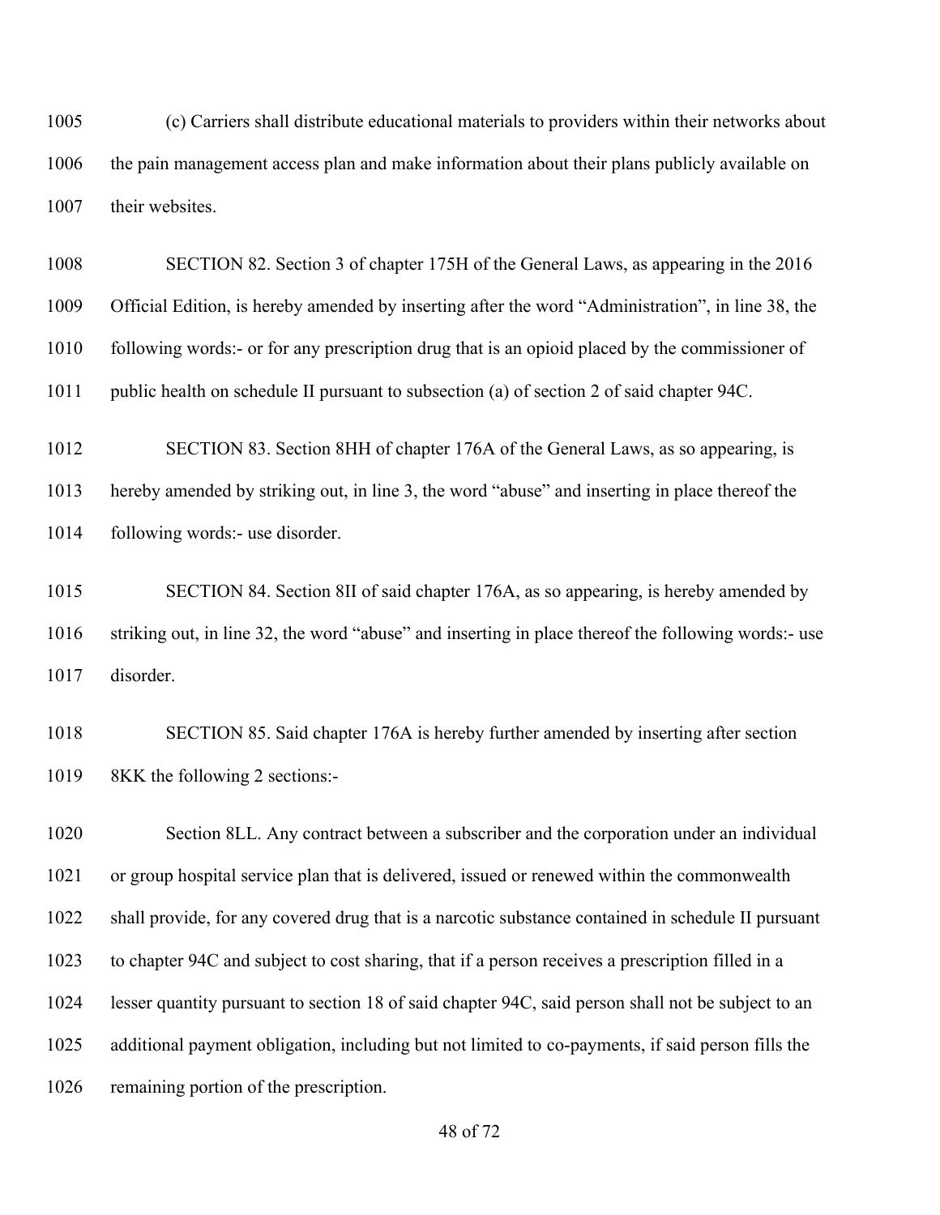(c) Carriers shall distribute educational materials to providers within their networks about the pain management access plan and make information about their plans publicly available on their websites.

SECTION 82. Section 3 of chapter 175H of the General Laws, as appearing in the 2016 Official Edition, is hereby amended by inserting after the word "Administration", in line 38, the following words:- or for any prescription drug that is an opioid placed by the commissioner of public health on schedule II pursuant to subsection (a) of section 2 of said chapter 94C.

SECTION 83. Section 8HH of chapter 176A of the General Laws, as so appearing, is hereby amended by striking out, in line 3, the word "abuse" and inserting in place thereof the following words:- use disorder.

SECTION 84. Section 8II of said chapter 176A, as so appearing, is hereby amended by striking out, in line 32, the word "abuse" and inserting in place thereof the following words:- use disorder.

SECTION 85. Said chapter 176A is hereby further amended by inserting after section 8KK the following 2 sections:-

Section 8LL. Any contract between a subscriber and the corporation under an individual or group hospital service plan that is delivered, issued or renewed within the commonwealth shall provide, for any covered drug that is a narcotic substance contained in schedule II pursuant to chapter 94C and subject to cost sharing, that if a person receives a prescription filled in a lesser quantity pursuant to section 18 of said chapter 94C, said person shall not be subject to an additional payment obligation, including but not limited to co-payments, if said person fills the remaining portion of the prescription.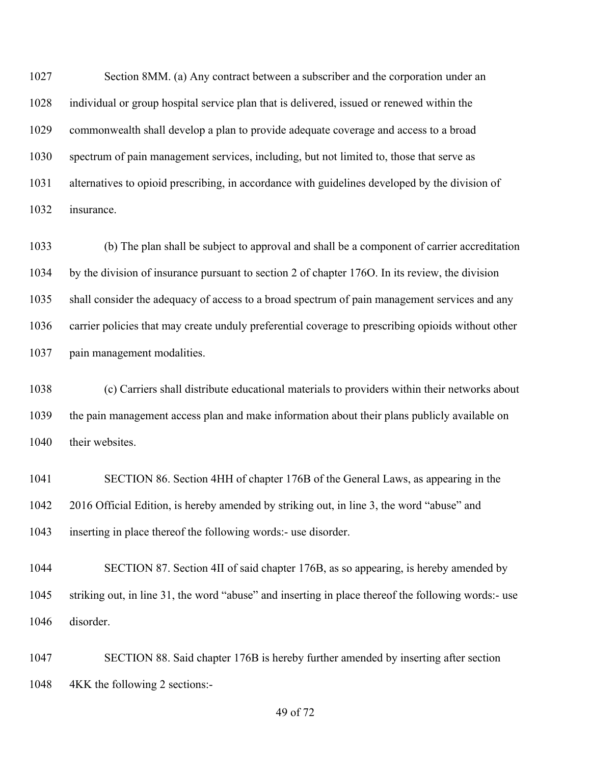Section 8MM. (a) Any contract between a subscriber and the corporation under an individual or group hospital service plan that is delivered, issued or renewed within the commonwealth shall develop a plan to provide adequate coverage and access to a broad spectrum of pain management services, including, but not limited to, those that serve as alternatives to opioid prescribing, in accordance with guidelines developed by the division of insurance.

(b) The plan shall be subject to approval and shall be a component of carrier accreditation by the division of insurance pursuant to section 2 of chapter 176O. In its review, the division shall consider the adequacy of access to a broad spectrum of pain management services and any carrier policies that may create unduly preferential coverage to prescribing opioids without other pain management modalities.

(c) Carriers shall distribute educational materials to providers within their networks about the pain management access plan and make information about their plans publicly available on their websites.

SECTION 86. Section 4HH of chapter 176B of the General Laws, as appearing in the 2016 Official Edition, is hereby amended by striking out, in line 3, the word "abuse" and inserting in place thereof the following words:- use disorder.

SECTION 87. Section 4II of said chapter 176B, as so appearing, is hereby amended by striking out, in line 31, the word "abuse" and inserting in place thereof the following words:- use disorder.

SECTION 88. Said chapter 176B is hereby further amended by inserting after section 4KK the following 2 sections:-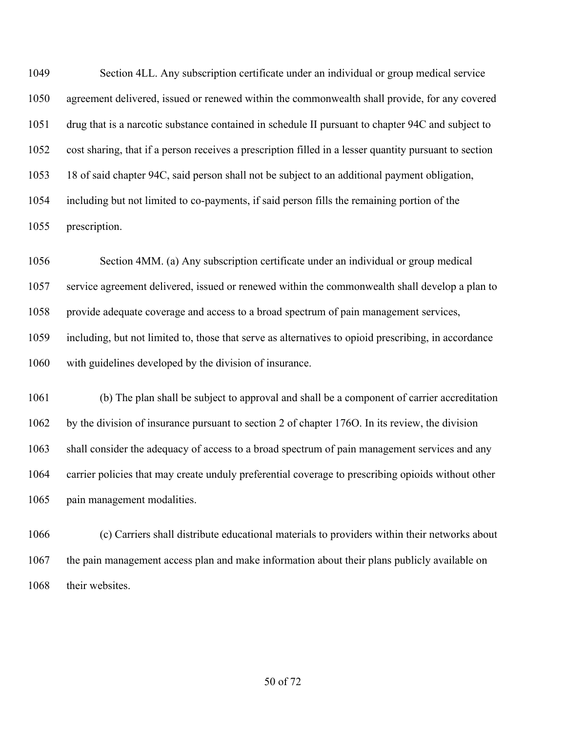Section 4LL. Any subscription certificate under an individual or group medical service agreement delivered, issued or renewed within the commonwealth shall provide, for any covered drug that is a narcotic substance contained in schedule II pursuant to chapter 94C and subject to cost sharing, that if a person receives a prescription filled in a lesser quantity pursuant to section 18 of said chapter 94C, said person shall not be subject to an additional payment obligation, including but not limited to co-payments, if said person fills the remaining portion of the prescription.

Section 4MM. (a) Any subscription certificate under an individual or group medical service agreement delivered, issued or renewed within the commonwealth shall develop a plan to provide adequate coverage and access to a broad spectrum of pain management services, including, but not limited to, those that serve as alternatives to opioid prescribing, in accordance with guidelines developed by the division of insurance.

(b) The plan shall be subject to approval and shall be a component of carrier accreditation by the division of insurance pursuant to section 2 of chapter 176O. In its review, the division shall consider the adequacy of access to a broad spectrum of pain management services and any carrier policies that may create unduly preferential coverage to prescribing opioids without other pain management modalities.

(c) Carriers shall distribute educational materials to providers within their networks about the pain management access plan and make information about their plans publicly available on their websites.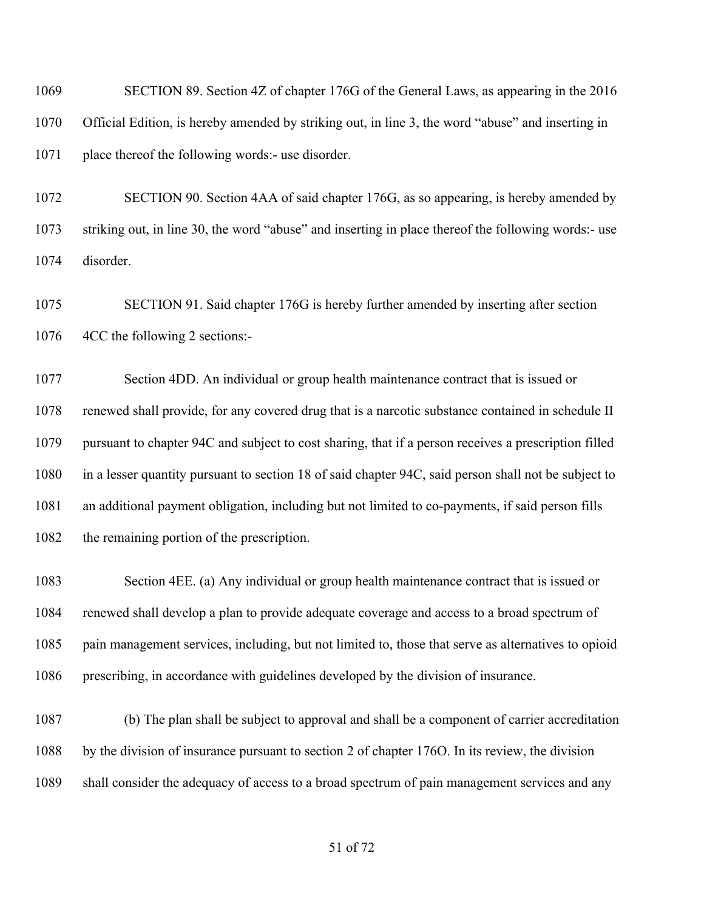SECTION 89. Section 4Z of chapter 176G of the General Laws, as appearing in the 2016 Official Edition, is hereby amended by striking out, in line 3, the word "abuse" and inserting in place thereof the following words:- use disorder.

SECTION 90. Section 4AA of said chapter 176G, as so appearing, is hereby amended by striking out, in line 30, the word "abuse" and inserting in place thereof the following words:- use disorder.

SECTION 91. Said chapter 176G is hereby further amended by inserting after section 4CC the following 2 sections:-

Section 4DD. An individual or group health maintenance contract that is issued or renewed shall provide, for any covered drug that is a narcotic substance contained in schedule II pursuant to chapter 94C and subject to cost sharing, that if a person receives a prescription filled in a lesser quantity pursuant to section 18 of said chapter 94C, said person shall not be subject to an additional payment obligation, including but not limited to co-payments, if said person fills the remaining portion of the prescription.

Section 4EE. (a) Any individual or group health maintenance contract that is issued or renewed shall develop a plan to provide adequate coverage and access to a broad spectrum of pain management services, including, but not limited to, those that serve as alternatives to opioid prescribing, in accordance with guidelines developed by the division of insurance.

(b) The plan shall be subject to approval and shall be a component of carrier accreditation by the division of insurance pursuant to section 2 of chapter 176O. In its review, the division shall consider the adequacy of access to a broad spectrum of pain management services and any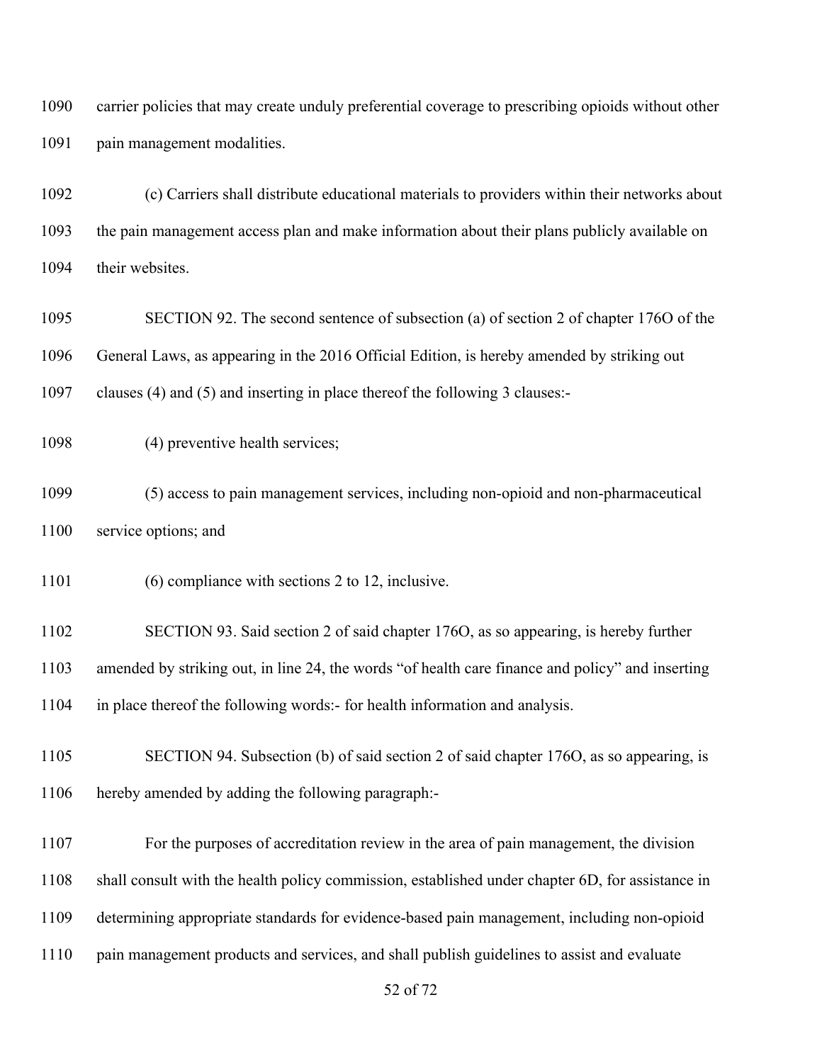carrier policies that may create unduly preferential coverage to prescribing opioids without other pain management modalities.

(c) Carriers shall distribute educational materials to providers within their networks about the pain management access plan and make information about their plans publicly available on their websites.

SECTION 92. The second sentence of subsection (a) of section 2 of chapter 176O of the General Laws, as appearing in the 2016 Official Edition, is hereby amended by striking out clauses (4) and (5) and inserting in place thereof the following 3 clauses:-

(4) preventive health services;

(5) access to pain management services, including non-opioid and non-pharmaceutical service options; and

(6) compliance with sections 2 to 12, inclusive.

SECTION 93. Said section 2 of said chapter 176O, as so appearing, is hereby further amended by striking out, in line 24, the words "of health care finance and policy" and inserting in place thereof the following words:- for health information and analysis.

SECTION 94. Subsection (b) of said section 2 of said chapter 176O, as so appearing, is hereby amended by adding the following paragraph:-

For the purposes of accreditation review in the area of pain management, the division shall consult with the health policy commission, established under chapter 6D, for assistance in determining appropriate standards for evidence-based pain management, including non-opioid pain management products and services, and shall publish guidelines to assist and evaluate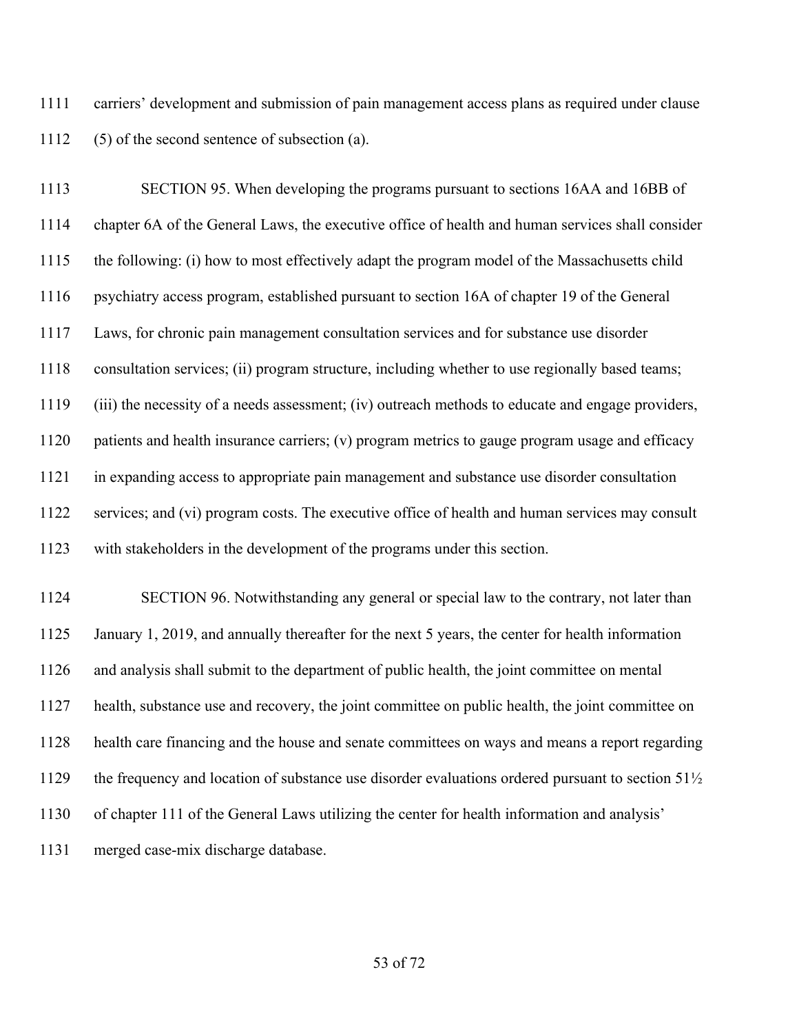carriers' development and submission of pain management access plans as required under clause (5) of the second sentence of subsection (a).

SECTION 95. When developing the programs pursuant to sections 16AA and 16BB of chapter 6A of the General Laws, the executive office of health and human services shall consider the following: (i) how to most effectively adapt the program model of the Massachusetts child psychiatry access program, established pursuant to section 16A of chapter 19 of the General Laws, for chronic pain management consultation services and for substance use disorder consultation services; (ii) program structure, including whether to use regionally based teams; (iii) the necessity of a needs assessment; (iv) outreach methods to educate and engage providers, patients and health insurance carriers; (v) program metrics to gauge program usage and efficacy in expanding access to appropriate pain management and substance use disorder consultation services; and (vi) program costs. The executive office of health and human services may consult with stakeholders in the development of the programs under this section.

SECTION 96. Notwithstanding any general or special law to the contrary, not later than January 1, 2019, and annually thereafter for the next 5 years, the center for health information and analysis shall submit to the department of public health, the joint committee on mental health, substance use and recovery, the joint committee on public health, the joint committee on health care financing and the house and senate committees on ways and means a report regarding the frequency and location of substance use disorder evaluations ordered pursuant to section 51½ of chapter 111 of the General Laws utilizing the center for health information and analysis' merged case-mix discharge database.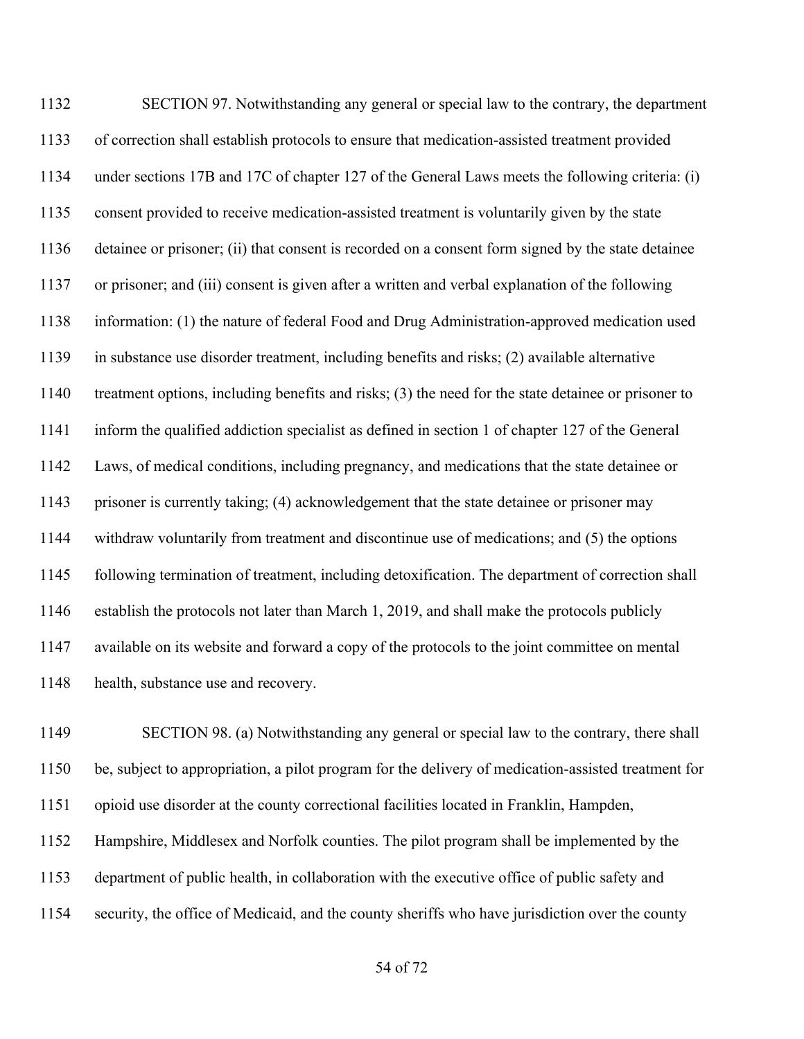SECTION 97. Notwithstanding any general or special law to the contrary, the department of correction shall establish protocols to ensure that medication-assisted treatment provided under sections 17B and 17C of chapter 127 of the General Laws meets the following criteria: (i) consent provided to receive medication-assisted treatment is voluntarily given by the state detainee or prisoner; (ii) that consent is recorded on a consent form signed by the state detainee or prisoner; and (iii) consent is given after a written and verbal explanation of the following information: (1) the nature of federal Food and Drug Administration-approved medication used in substance use disorder treatment, including benefits and risks; (2) available alternative treatment options, including benefits and risks; (3) the need for the state detainee or prisoner to inform the qualified addiction specialist as defined in section 1 of chapter 127 of the General Laws, of medical conditions, including pregnancy, and medications that the state detainee or prisoner is currently taking; (4) acknowledgement that the state detainee or prisoner may withdraw voluntarily from treatment and discontinue use of medications; and (5) the options following termination of treatment, including detoxification. The department of correction shall establish the protocols not later than March 1, 2019, and shall make the protocols publicly available on its website and forward a copy of the protocols to the joint committee on mental health, substance use and recovery.

SECTION 98. (a) Notwithstanding any general or special law to the contrary, there shall be, subject to appropriation, a pilot program for the delivery of medication-assisted treatment for opioid use disorder at the county correctional facilities located in Franklin, Hampden, Hampshire, Middlesex and Norfolk counties. The pilot program shall be implemented by the department of public health, in collaboration with the executive office of public safety and security, the office of Medicaid, and the county sheriffs who have jurisdiction over the county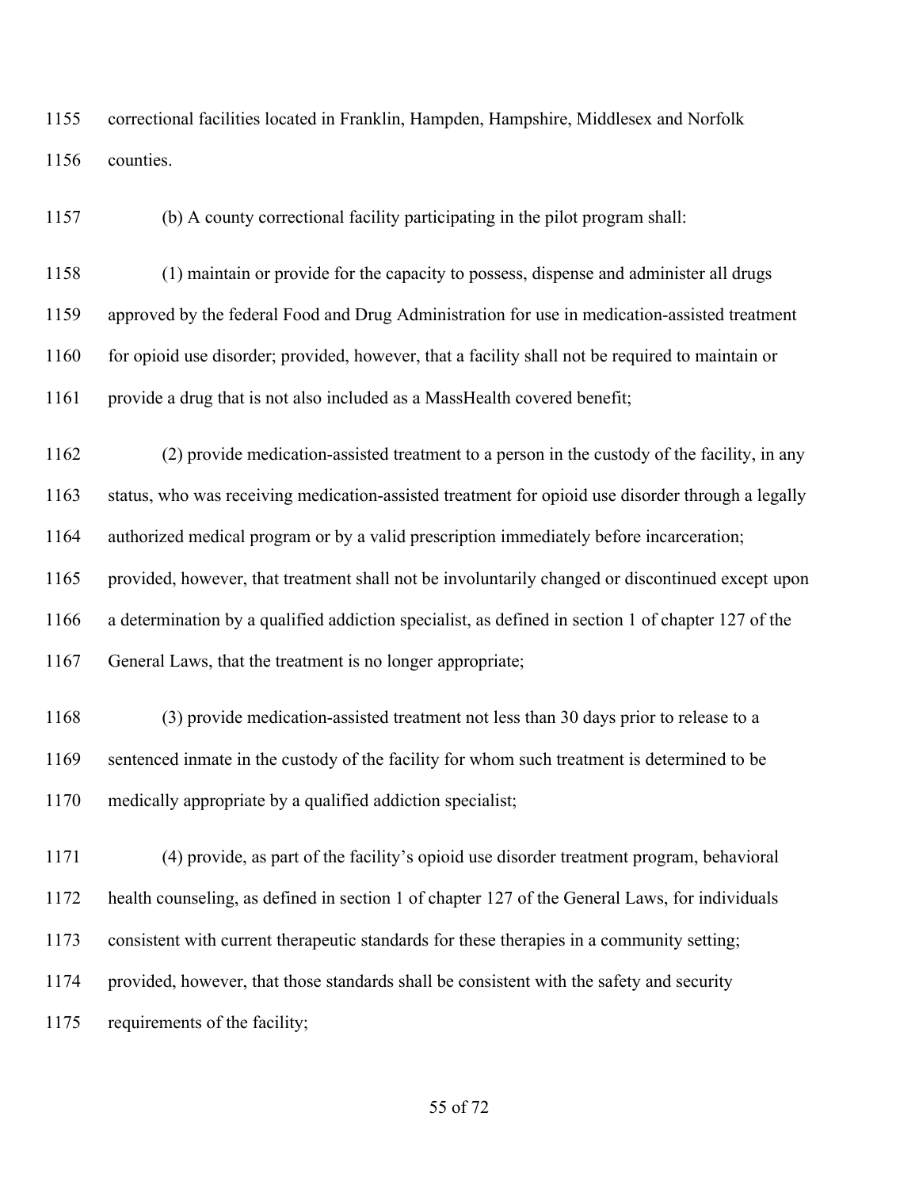correctional facilities located in Franklin, Hampden, Hampshire, Middlesex and Norfolk counties.

(b) A county correctional facility participating in the pilot program shall:

(1) maintain or provide for the capacity to possess, dispense and administer all drugs approved by the federal Food and Drug Administration for use in medication-assisted treatment for opioid use disorder; provided, however, that a facility shall not be required to maintain or provide a drug that is not also included as a MassHealth covered benefit;

(2) provide medication-assisted treatment to a person in the custody of the facility, in any status, who was receiving medication-assisted treatment for opioid use disorder through a legally authorized medical program or by a valid prescription immediately before incarceration; provided, however, that treatment shall not be involuntarily changed or discontinued except upon a determination by a qualified addiction specialist, as defined in section 1 of chapter 127 of the General Laws, that the treatment is no longer appropriate;

(3) provide medication-assisted treatment not less than 30 days prior to release to a sentenced inmate in the custody of the facility for whom such treatment is determined to be medically appropriate by a qualified addiction specialist;

(4) provide, as part of the facility's opioid use disorder treatment program, behavioral health counseling, as defined in section 1 of chapter 127 of the General Laws, for individuals consistent with current therapeutic standards for these therapies in a community setting; provided, however, that those standards shall be consistent with the safety and security requirements of the facility;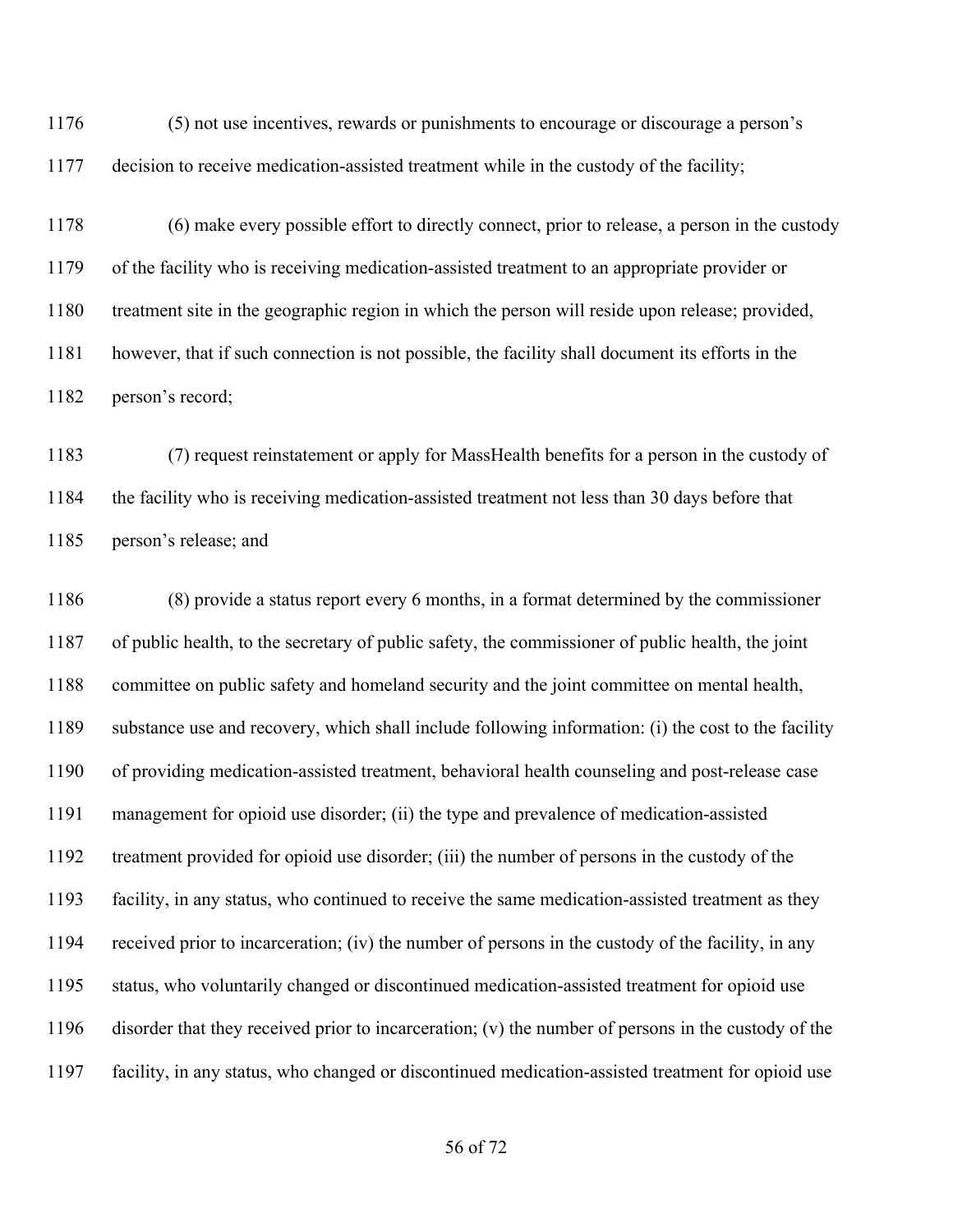(5) not use incentives, rewards or punishments to encourage or discourage a person's decision to receive medication-assisted treatment while in the custody of the facility;

(6) make every possible effort to directly connect, prior to release, a person in the custody of the facility who is receiving medication-assisted treatment to an appropriate provider or treatment site in the geographic region in which the person will reside upon release; provided, however, that if such connection is not possible, the facility shall document its efforts in the person's record;

(7) request reinstatement or apply for MassHealth benefits for a person in the custody of the facility who is receiving medication-assisted treatment not less than 30 days before that person's release; and

(8) provide a status report every 6 months, in a format determined by the commissioner of public health, to the secretary of public safety, the commissioner of public health, the joint committee on public safety and homeland security and the joint committee on mental health, substance use and recovery, which shall include following information: (i) the cost to the facility of providing medication-assisted treatment, behavioral health counseling and post-release case management for opioid use disorder; (ii) the type and prevalence of medication-assisted treatment provided for opioid use disorder; (iii) the number of persons in the custody of the facility, in any status, who continued to receive the same medication-assisted treatment as they received prior to incarceration; (iv) the number of persons in the custody of the facility, in any status, who voluntarily changed or discontinued medication-assisted treatment for opioid use disorder that they received prior to incarceration; (v) the number of persons in the custody of the facility, in any status, who changed or discontinued medication-assisted treatment for opioid use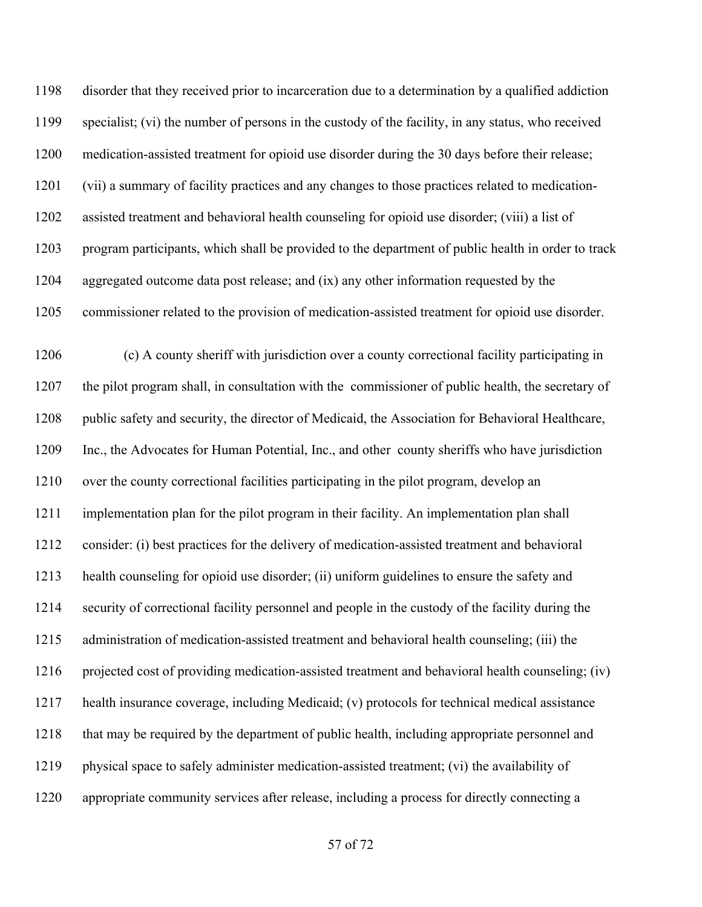disorder that they received prior to incarceration due to a determination by a qualified addiction specialist; (vi) the number of persons in the custody of the facility, in any status, who received medication-assisted treatment for opioid use disorder during the 30 days before their release; (vii) a summary of facility practices and any changes to those practices related to medication-assisted treatment and behavioral health counseling for opioid use disorder; (viii) a list of program participants, which shall be provided to the department of public health in order to track aggregated outcome data post release; and (ix) any other information requested by the commissioner related to the provision of medication-assisted treatment for opioid use disorder.

(c) A county sheriff with jurisdiction over a county correctional facility participating in the pilot program shall, in consultation with the commissioner of public health, the secretary of public safety and security, the director of Medicaid, the Association for Behavioral Healthcare, Inc., the Advocates for Human Potential, Inc., and other county sheriffs who have jurisdiction over the county correctional facilities participating in the pilot program, develop an implementation plan for the pilot program in their facility. An implementation plan shall consider: (i) best practices for the delivery of medication-assisted treatment and behavioral health counseling for opioid use disorder; (ii) uniform guidelines to ensure the safety and security of correctional facility personnel and people in the custody of the facility during the administration of medication-assisted treatment and behavioral health counseling; (iii) the projected cost of providing medication-assisted treatment and behavioral health counseling; (iv) health insurance coverage, including Medicaid; (v) protocols for technical medical assistance that may be required by the department of public health, including appropriate personnel and physical space to safely administer medication-assisted treatment; (vi) the availability of appropriate community services after release, including a process for directly connecting a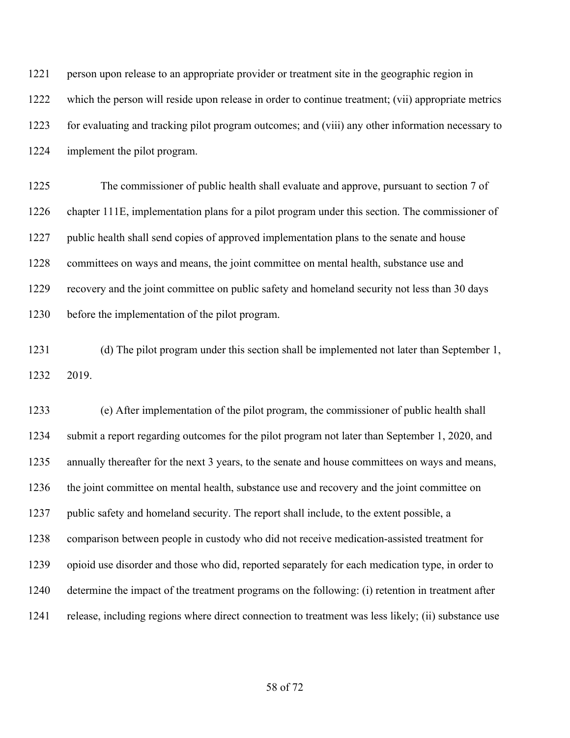person upon release to an appropriate provider or treatment site in the geographic region in which the person will reside upon release in order to continue treatment; (vii) appropriate metrics for evaluating and tracking pilot program outcomes; and (viii) any other information necessary to implement the pilot program.

The commissioner of public health shall evaluate and approve, pursuant to section 7 of chapter 111E, implementation plans for a pilot program under this section. The commissioner of public health shall send copies of approved implementation plans to the senate and house committees on ways and means, the joint committee on mental health, substance use and recovery and the joint committee on public safety and homeland security not less than 30 days before the implementation of the pilot program.

(d) The pilot program under this section shall be implemented not later than September 1, 2019.

(e) After implementation of the pilot program, the commissioner of public health shall submit a report regarding outcomes for the pilot program not later than September 1, 2020, and annually thereafter for the next 3 years, to the senate and house committees on ways and means, the joint committee on mental health, substance use and recovery and the joint committee on public safety and homeland security. The report shall include, to the extent possible, a comparison between people in custody who did not receive medication-assisted treatment for opioid use disorder and those who did, reported separately for each medication type, in order to determine the impact of the treatment programs on the following: (i) retention in treatment after release, including regions where direct connection to treatment was less likely; (ii) substance use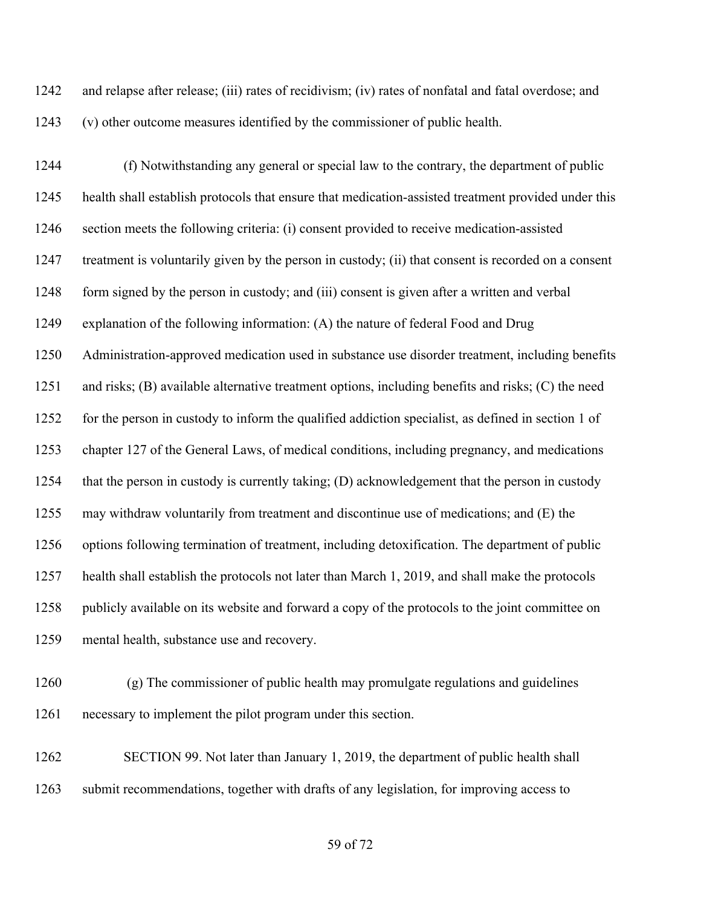and relapse after release; (iii) rates of recidivism; (iv) rates of nonfatal and fatal overdose; and (v) other outcome measures identified by the commissioner of public health.

(f) Notwithstanding any general or special law to the contrary, the department of public health shall establish protocols that ensure that medication-assisted treatment provided under this section meets the following criteria: (i) consent provided to receive medication-assisted treatment is voluntarily given by the person in custody; (ii) that consent is recorded on a consent form signed by the person in custody; and (iii) consent is given after a written and verbal explanation of the following information: (A) the nature of federal Food and Drug Administration-approved medication used in substance use disorder treatment, including benefits and risks; (B) available alternative treatment options, including benefits and risks; (C) the need for the person in custody to inform the qualified addiction specialist, as defined in section 1 of chapter 127 of the General Laws, of medical conditions, including pregnancy, and medications that the person in custody is currently taking; (D) acknowledgement that the person in custody may withdraw voluntarily from treatment and discontinue use of medications; and (E) the options following termination of treatment, including detoxification. The department of public health shall establish the protocols not later than March 1, 2019, and shall make the protocols publicly available on its website and forward a copy of the protocols to the joint committee on mental health, substance use and recovery.

(g) The commissioner of public health may promulgate regulations and guidelines necessary to implement the pilot program under this section.

SECTION 99. Not later than January 1, 2019, the department of public health shall submit recommendations, together with drafts of any legislation, for improving access to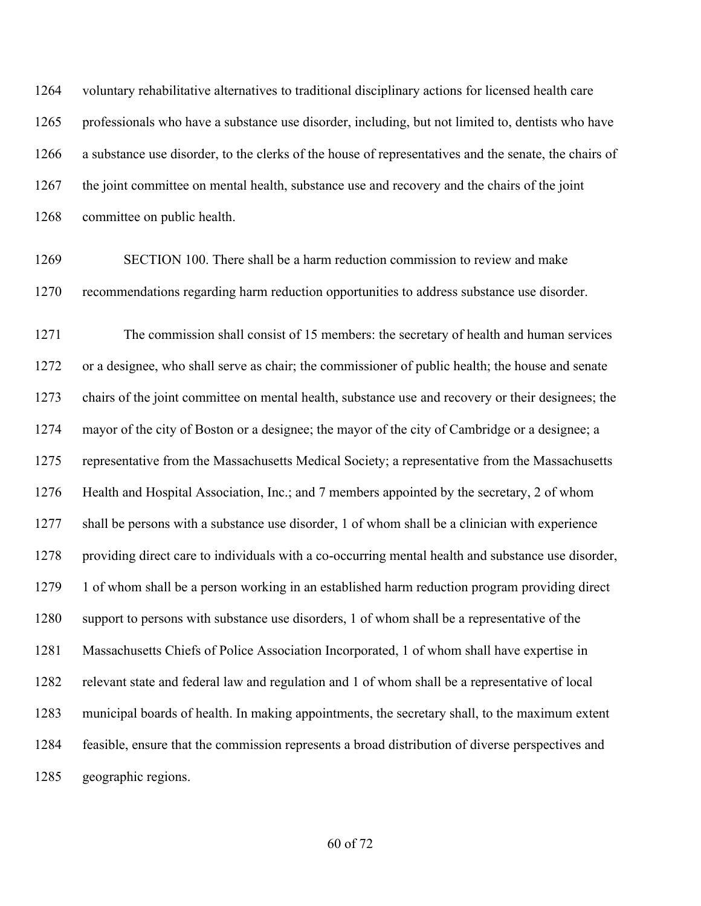voluntary rehabilitative alternatives to traditional disciplinary actions for licensed health care professionals who have a substance use disorder, including, but not limited to, dentists who have a substance use disorder, to the clerks of the house of representatives and the senate, the chairs of the joint committee on mental health, substance use and recovery and the chairs of the joint committee on public health.

SECTION 100. There shall be a harm reduction commission to review and make recommendations regarding harm reduction opportunities to address substance use disorder.

The commission shall consist of 15 members: the secretary of health and human services or a designee, who shall serve as chair; the commissioner of public health; the house and senate chairs of the joint committee on mental health, substance use and recovery or their designees; the mayor of the city of Boston or a designee; the mayor of the city of Cambridge or a designee; a representative from the Massachusetts Medical Society; a representative from the Massachusetts Health and Hospital Association, Inc.; and 7 members appointed by the secretary, 2 of whom shall be persons with a substance use disorder, 1 of whom shall be a clinician with experience providing direct care to individuals with a co-occurring mental health and substance use disorder, 1 of whom shall be a person working in an established harm reduction program providing direct support to persons with substance use disorders, 1 of whom shall be a representative of the Massachusetts Chiefs of Police Association Incorporated, 1 of whom shall have expertise in relevant state and federal law and regulation and 1 of whom shall be a representative of local municipal boards of health. In making appointments, the secretary shall, to the maximum extent feasible, ensure that the commission represents a broad distribution of diverse perspectives and geographic regions.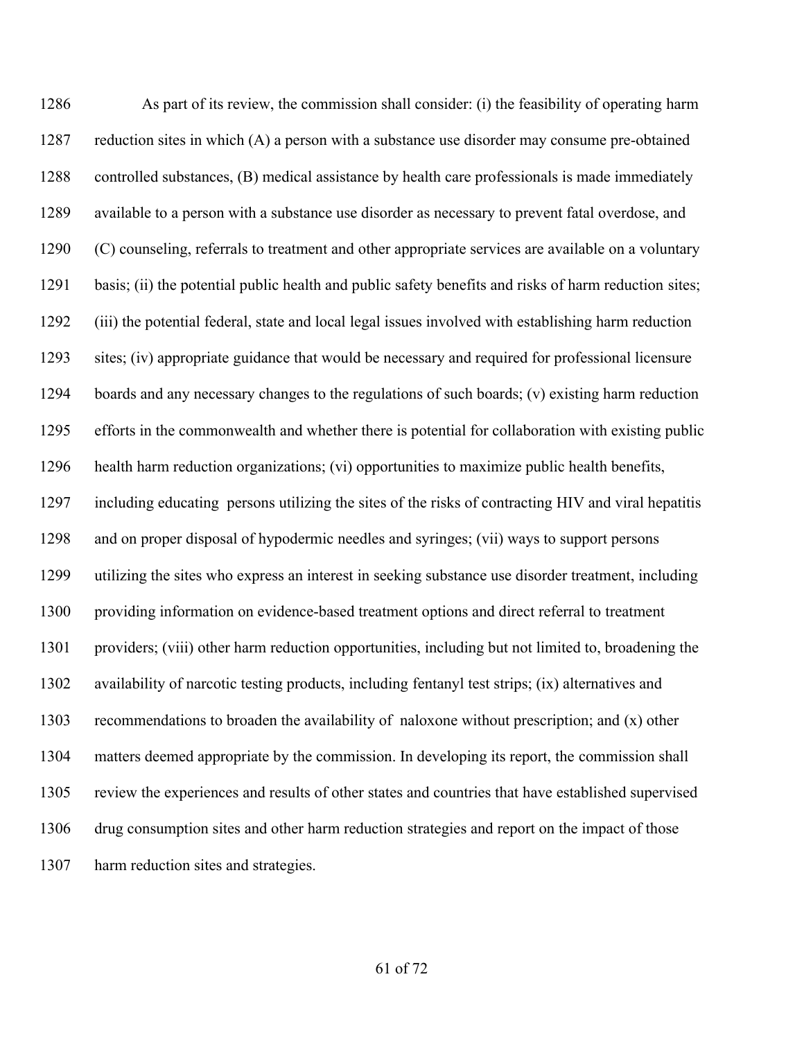As part of its review, the commission shall consider: (i) the feasibility of operating harm reduction sites in which (A) a person with a substance use disorder may consume pre-obtained controlled substances, (B) medical assistance by health care professionals is made immediately available to a person with a substance use disorder as necessary to prevent fatal overdose, and (C) counseling, referrals to treatment and other appropriate services are available on a voluntary basis; (ii) the potential public health and public safety benefits and risks of harm reduction sites; (iii) the potential federal, state and local legal issues involved with establishing harm reduction sites; (iv) appropriate guidance that would be necessary and required for professional licensure boards and any necessary changes to the regulations of such boards; (v) existing harm reduction efforts in the commonwealth and whether there is potential for collaboration with existing public health harm reduction organizations; (vi) opportunities to maximize public health benefits, including educating persons utilizing the sites of the risks of contracting HIV and viral hepatitis and on proper disposal of hypodermic needles and syringes; (vii) ways to support persons utilizing the sites who express an interest in seeking substance use disorder treatment, including providing information on evidence-based treatment options and direct referral to treatment providers; (viii) other harm reduction opportunities, including but not limited to, broadening the availability of narcotic testing products, including fentanyl test strips; (ix) alternatives and recommendations to broaden the availability of naloxone without prescription; and (x) other matters deemed appropriate by the commission. In developing its report, the commission shall review the experiences and results of other states and countries that have established supervised drug consumption sites and other harm reduction strategies and report on the impact of those harm reduction sites and strategies.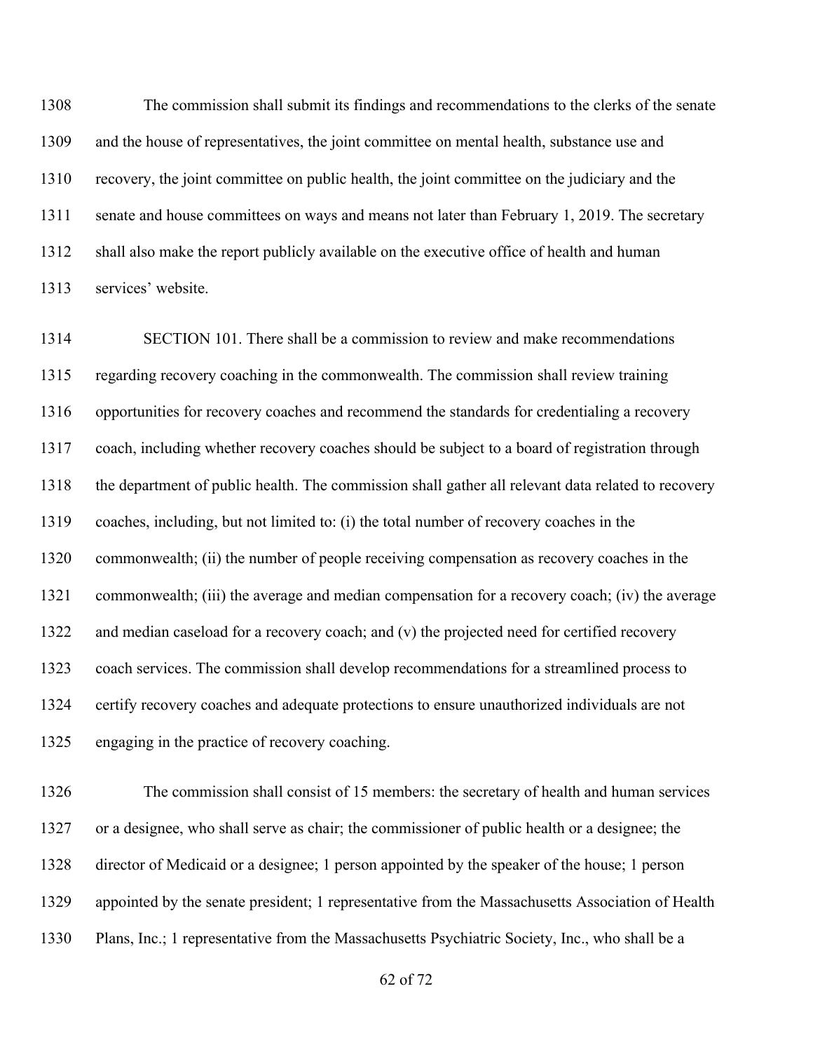The commission shall submit its findings and recommendations to the clerks of the senate and the house of representatives, the joint committee on mental health, substance use and recovery, the joint committee on public health, the joint committee on the judiciary and the senate and house committees on ways and means not later than February 1, 2019. The secretary shall also make the report publicly available on the executive office of health and human services' website.

SECTION 101. There shall be a commission to review and make recommendations regarding recovery coaching in the commonwealth. The commission shall review training opportunities for recovery coaches and recommend the standards for credentialing a recovery coach, including whether recovery coaches should be subject to a board of registration through the department of public health. The commission shall gather all relevant data related to recovery coaches, including, but not limited to: (i) the total number of recovery coaches in the commonwealth; (ii) the number of people receiving compensation as recovery coaches in the commonwealth; (iii) the average and median compensation for a recovery coach; (iv) the average and median caseload for a recovery coach; and (v) the projected need for certified recovery coach services. The commission shall develop recommendations for a streamlined process to certify recovery coaches and adequate protections to ensure unauthorized individuals are not engaging in the practice of recovery coaching.

The commission shall consist of 15 members: the secretary of health and human services or a designee, who shall serve as chair; the commissioner of public health or a designee; the director of Medicaid or a designee; 1 person appointed by the speaker of the house; 1 person appointed by the senate president; 1 representative from the Massachusetts Association of Health Plans, Inc.; 1 representative from the Massachusetts Psychiatric Society, Inc., who shall be a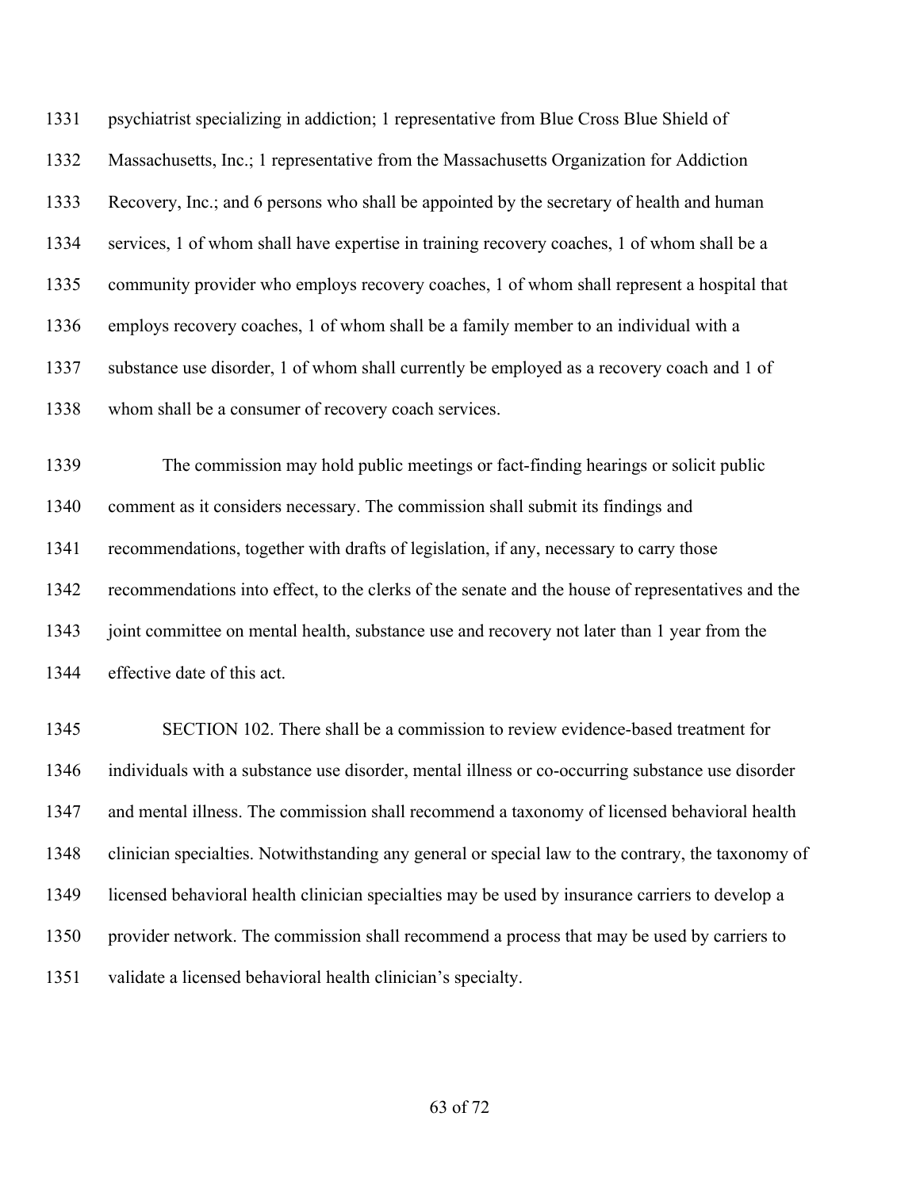psychiatrist specializing in addiction; 1 representative from Blue Cross Blue Shield of Massachusetts, Inc.; 1 representative from the Massachusetts Organization for Addiction Recovery, Inc.; and 6 persons who shall be appointed by the secretary of health and human services, 1 of whom shall have expertise in training recovery coaches, 1 of whom shall be a community provider who employs recovery coaches, 1 of whom shall represent a hospital that employs recovery coaches, 1 of whom shall be a family member to an individual with a substance use disorder, 1 of whom shall currently be employed as a recovery coach and 1 of whom shall be a consumer of recovery coach services.

The commission may hold public meetings or fact-finding hearings or solicit public comment as it considers necessary. The commission shall submit its findings and recommendations, together with drafts of legislation, if any, necessary to carry those recommendations into effect, to the clerks of the senate and the house of representatives and the joint committee on mental health, substance use and recovery not later than 1 year from the effective date of this act.

SECTION 102. There shall be a commission to review evidence-based treatment for individuals with a substance use disorder, mental illness or co-occurring substance use disorder and mental illness. The commission shall recommend a taxonomy of licensed behavioral health clinician specialties. Notwithstanding any general or special law to the contrary, the taxonomy of licensed behavioral health clinician specialties may be used by insurance carriers to develop a provider network. The commission shall recommend a process that may be used by carriers to validate a licensed behavioral health clinician's specialty.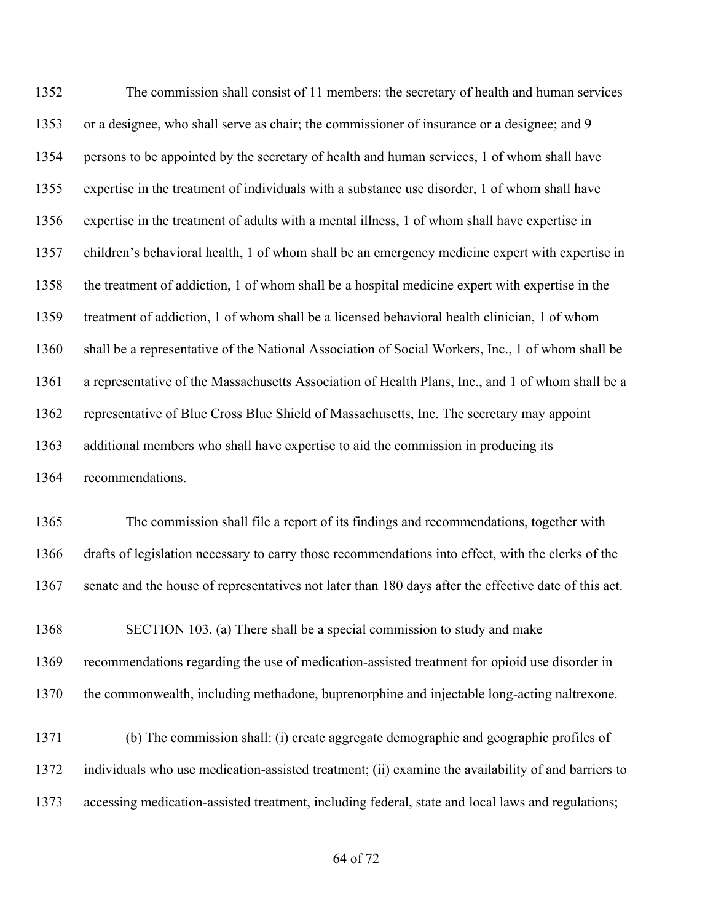The commission shall consist of 11 members: the secretary of health and human services or a designee, who shall serve as chair; the commissioner of insurance or a designee; and 9 persons to be appointed by the secretary of health and human services, 1 of whom shall have expertise in the treatment of individuals with a substance use disorder, 1 of whom shall have expertise in the treatment of adults with a mental illness, 1 of whom shall have expertise in children's behavioral health, 1 of whom shall be an emergency medicine expert with expertise in the treatment of addiction, 1 of whom shall be a hospital medicine expert with expertise in the treatment of addiction, 1 of whom shall be a licensed behavioral health clinician, 1 of whom shall be a representative of the National Association of Social Workers, Inc., 1 of whom shall be a representative of the Massachusetts Association of Health Plans, Inc., and 1 of whom shall be a representative of Blue Cross Blue Shield of Massachusetts, Inc. The secretary may appoint additional members who shall have expertise to aid the commission in producing its recommendations.

The commission shall file a report of its findings and recommendations, together with drafts of legislation necessary to carry those recommendations into effect, with the clerks of the senate and the house of representatives not later than 180 days after the effective date of this act.

SECTION 103. (a) There shall be a special commission to study and make recommendations regarding the use of medication-assisted treatment for opioid use disorder in the commonwealth, including methadone, buprenorphine and injectable long-acting naltrexone.

(b) The commission shall: (i) create aggregate demographic and geographic profiles of individuals who use medication-assisted treatment; (ii) examine the availability of and barriers to accessing medication-assisted treatment, including federal, state and local laws and regulations;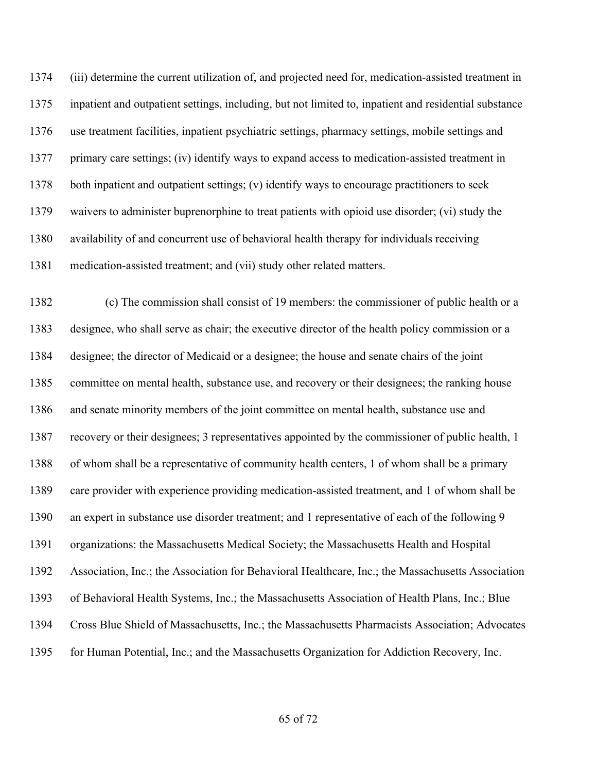(iii) determine the current utilization of, and projected need for, medication-assisted treatment in inpatient and outpatient settings, including, but not limited to, inpatient and residential substance use treatment facilities, inpatient psychiatric settings, pharmacy settings, mobile settings and primary care settings; (iv) identify ways to expand access to medication-assisted treatment in both inpatient and outpatient settings; (v) identify ways to encourage practitioners to seek waivers to administer buprenorphine to treat patients with opioid use disorder; (vi) study the availability of and concurrent use of behavioral health therapy for individuals receiving medication-assisted treatment; and (vii) study other related matters.

(c) The commission shall consist of 19 members: the commissioner of public health or a designee, who shall serve as chair; the executive director of the health policy commission or a designee; the director of Medicaid or a designee; the house and senate chairs of the joint committee on mental health, substance use, and recovery or their designees; the ranking house and senate minority members of the joint committee on mental health, substance use and recovery or their designees; 3 representatives appointed by the commissioner of public health, 1 of whom shall be a representative of community health centers, 1 of whom shall be a primary care provider with experience providing medication-assisted treatment, and 1 of whom shall be an expert in substance use disorder treatment; and 1 representative of each of the following 9 organizations: the Massachusetts Medical Society; the Massachusetts Health and Hospital Association, Inc.; the Association for Behavioral Healthcare, Inc.; the Massachusetts Association of Behavioral Health Systems, Inc.; the Massachusetts Association of Health Plans, Inc.; Blue Cross Blue Shield of Massachusetts, Inc.; the Massachusetts Pharmacists Association; Advocates for Human Potential, Inc.; and the Massachusetts Organization for Addiction Recovery, Inc.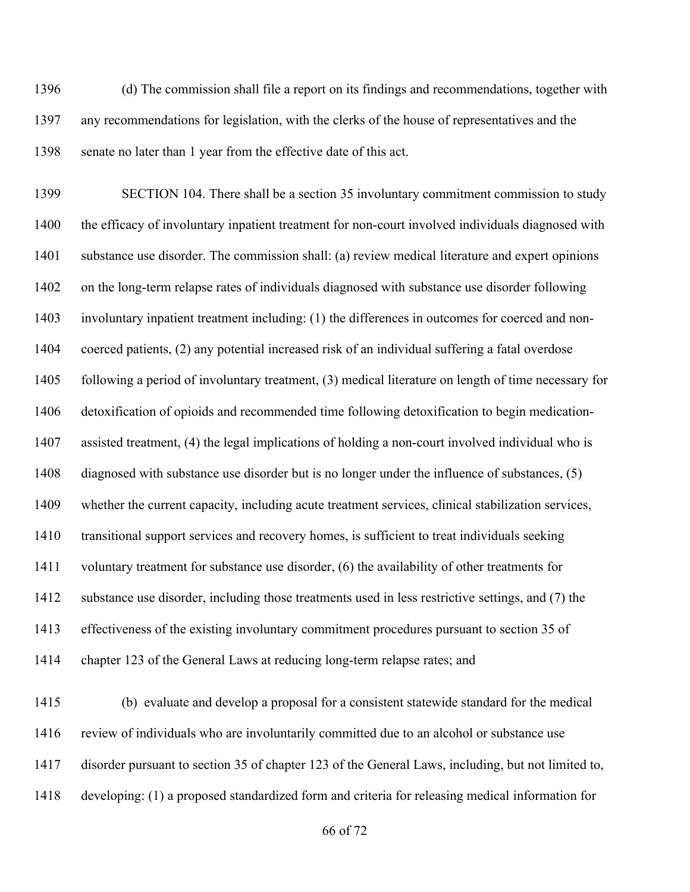(d) The commission shall file a report on its findings and recommendations, together with any recommendations for legislation, with the clerks of the house of representatives and the senate no later than 1 year from the effective date of this act.

SECTION 104. There shall be a section 35 involuntary commitment commission to study the efficacy of involuntary inpatient treatment for non-court involved individuals diagnosed with substance use disorder. The commission shall: (a) review medical literature and expert opinions on the long-term relapse rates of individuals diagnosed with substance use disorder following involuntary inpatient treatment including: (1) the differences in outcomes for coerced and non-coerced patients, (2) any potential increased risk of an individual suffering a fatal overdose following a period of involuntary treatment, (3) medical literature on length of time necessary for detoxification of opioids and recommended time following detoxification to begin medication-assisted treatment, (4) the legal implications of holding a non-court involved individual who is diagnosed with substance use disorder but is no longer under the influence of substances, (5) whether the current capacity, including acute treatment services, clinical stabilization services, transitional support services and recovery homes, is sufficient to treat individuals seeking voluntary treatment for substance use disorder, (6) the availability of other treatments for substance use disorder, including those treatments used in less restrictive settings, and (7) the effectiveness of the existing involuntary commitment procedures pursuant to section 35 of chapter 123 of the General Laws at reducing long-term relapse rates; and

(b) evaluate and develop a proposal for a consistent statewide standard for the medical review of individuals who are involuntarily committed due to an alcohol or substance use disorder pursuant to section 35 of chapter 123 of the General Laws, including, but not limited to, developing: (1) a proposed standardized form and criteria for releasing medical information for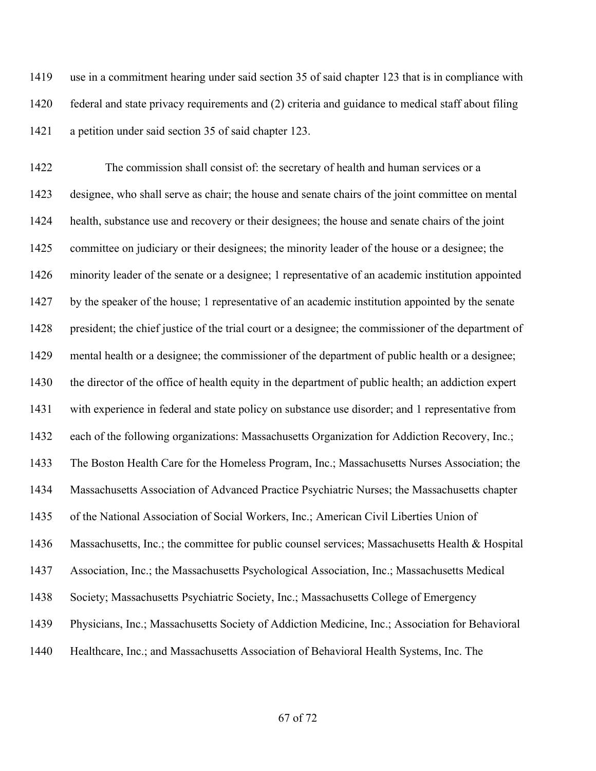use in a commitment hearing under said section 35 of said chapter 123 that is in compliance with federal and state privacy requirements and (2) criteria and guidance to medical staff about filing a petition under said section 35 of said chapter 123.

The commission shall consist of: the secretary of health and human services or a designee, who shall serve as chair; the house and senate chairs of the joint committee on mental health, substance use and recovery or their designees; the house and senate chairs of the joint committee on judiciary or their designees; the minority leader of the house or a designee; the minority leader of the senate or a designee; 1 representative of an academic institution appointed by the speaker of the house; 1 representative of an academic institution appointed by the senate president; the chief justice of the trial court or a designee; the commissioner of the department of mental health or a designee; the commissioner of the department of public health or a designee; the director of the office of health equity in the department of public health; an addiction expert with experience in federal and state policy on substance use disorder; and 1 representative from each of the following organizations: Massachusetts Organization for Addiction Recovery, Inc.; The Boston Health Care for the Homeless Program, Inc.; Massachusetts Nurses Association; the Massachusetts Association of Advanced Practice Psychiatric Nurses; the Massachusetts chapter of the National Association of Social Workers, Inc.; American Civil Liberties Union of Massachusetts, Inc.; the committee for public counsel services; Massachusetts Health & Hospital Association, Inc.; the Massachusetts Psychological Association, Inc.; Massachusetts Medical Society; Massachusetts Psychiatric Society, Inc.; Massachusetts College of Emergency Physicians, Inc.; Massachusetts Society of Addiction Medicine, Inc.; Association for Behavioral Healthcare, Inc.; and Massachusetts Association of Behavioral Health Systems, Inc. The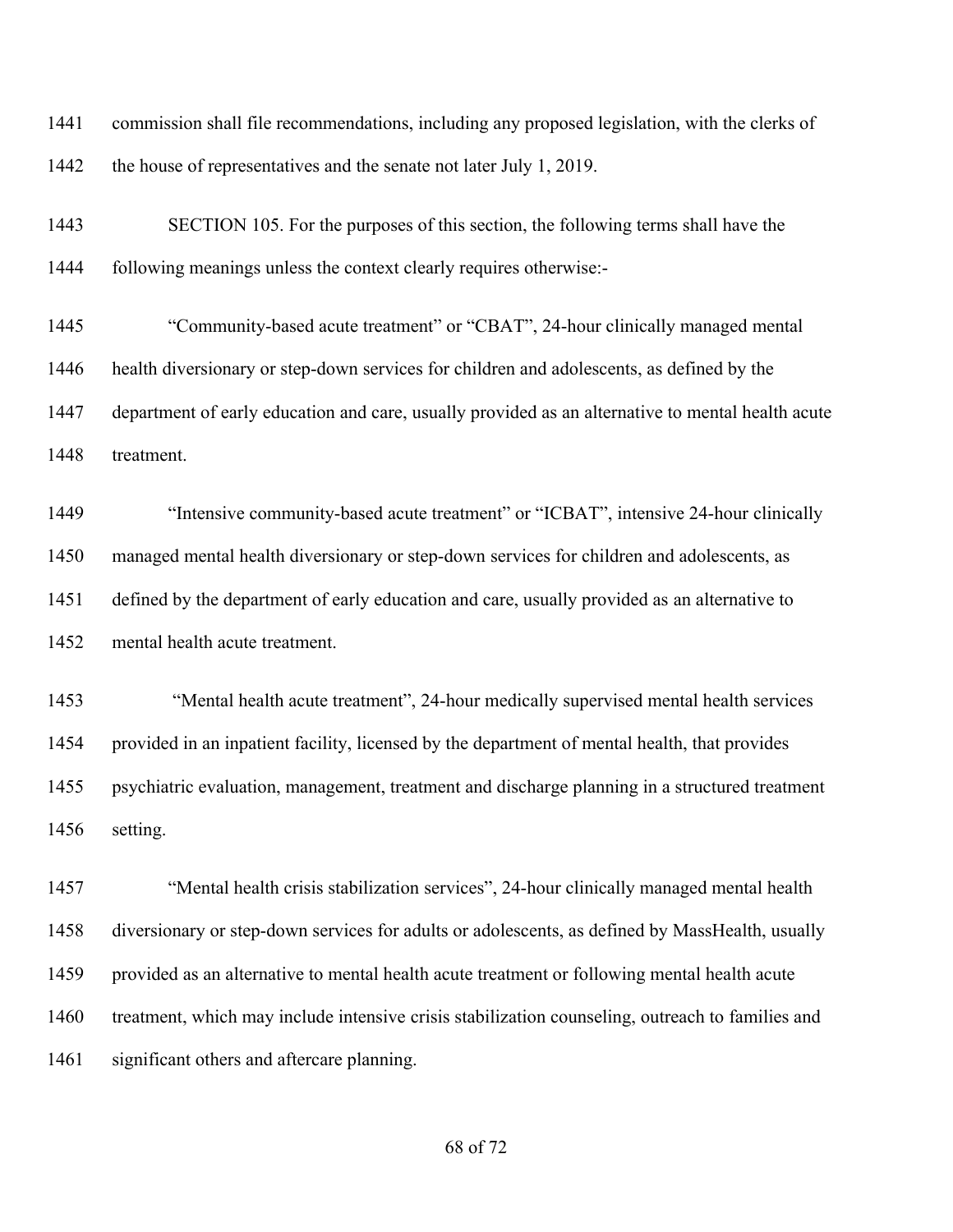commission shall file recommendations, including any proposed legislation, with the clerks of the house of representatives and the senate not later July 1, 2019.

SECTION 105. For the purposes of this section, the following terms shall have the following meanings unless the context clearly requires otherwise:-

"Community-based acute treatment" or "CBAT", 24-hour clinically managed mental health diversionary or step-down services for children and adolescents, as defined by the department of early education and care, usually provided as an alternative to mental health acute treatment.

"Intensive community-based acute treatment" or "ICBAT", intensive 24-hour clinically managed mental health diversionary or step-down services for children and adolescents, as defined by the department of early education and care, usually provided as an alternative to mental health acute treatment.

"Mental health acute treatment", 24-hour medically supervised mental health services provided in an inpatient facility, licensed by the department of mental health, that provides psychiatric evaluation, management, treatment and discharge planning in a structured treatment setting.

"Mental health crisis stabilization services", 24-hour clinically managed mental health diversionary or step-down services for adults or adolescents, as defined by MassHealth, usually provided as an alternative to mental health acute treatment or following mental health acute treatment, which may include intensive crisis stabilization counseling, outreach to families and significant others and aftercare planning.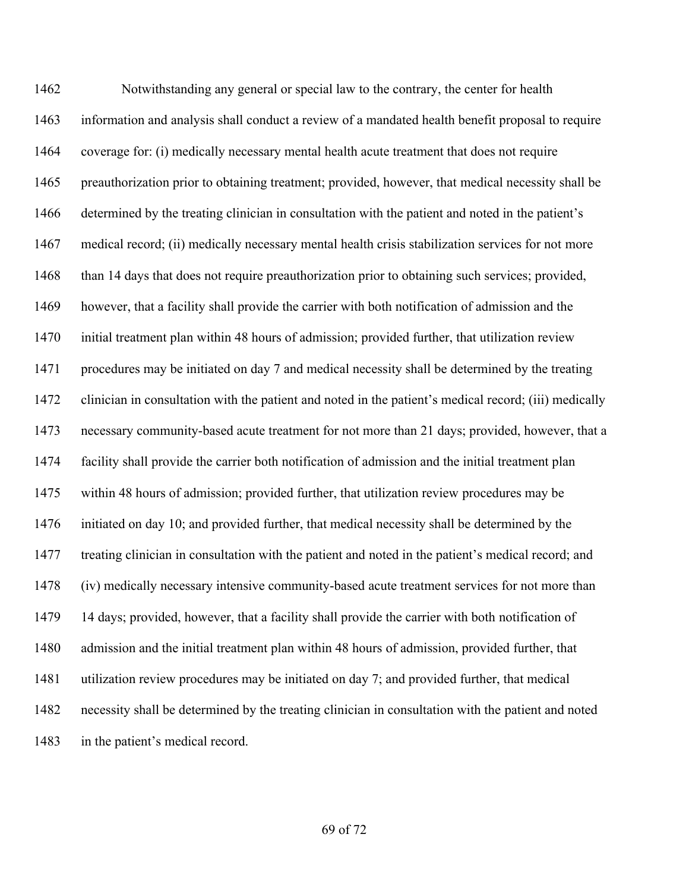Notwithstanding any general or special law to the contrary, the center for health information and analysis shall conduct a review of a mandated health benefit proposal to require coverage for: (i) medically necessary mental health acute treatment that does not require preauthorization prior to obtaining treatment; provided, however, that medical necessity shall be determined by the treating clinician in consultation with the patient and noted in the patient's medical record; (ii) medically necessary mental health crisis stabilization services for not more than 14 days that does not require preauthorization prior to obtaining such services; provided, however, that a facility shall provide the carrier with both notification of admission and the initial treatment plan within 48 hours of admission; provided further, that utilization review procedures may be initiated on day 7 and medical necessity shall be determined by the treating clinician in consultation with the patient and noted in the patient's medical record; (iii) medically necessary community-based acute treatment for not more than 21 days; provided, however, that a facility shall provide the carrier both notification of admission and the initial treatment plan within 48 hours of admission; provided further, that utilization review procedures may be initiated on day 10; and provided further, that medical necessity shall be determined by the treating clinician in consultation with the patient and noted in the patient's medical record; and (iv) medically necessary intensive community-based acute treatment services for not more than 14 days; provided, however, that a facility shall provide the carrier with both notification of admission and the initial treatment plan within 48 hours of admission, provided further, that utilization review procedures may be initiated on day 7; and provided further, that medical necessity shall be determined by the treating clinician in consultation with the patient and noted in the patient's medical record.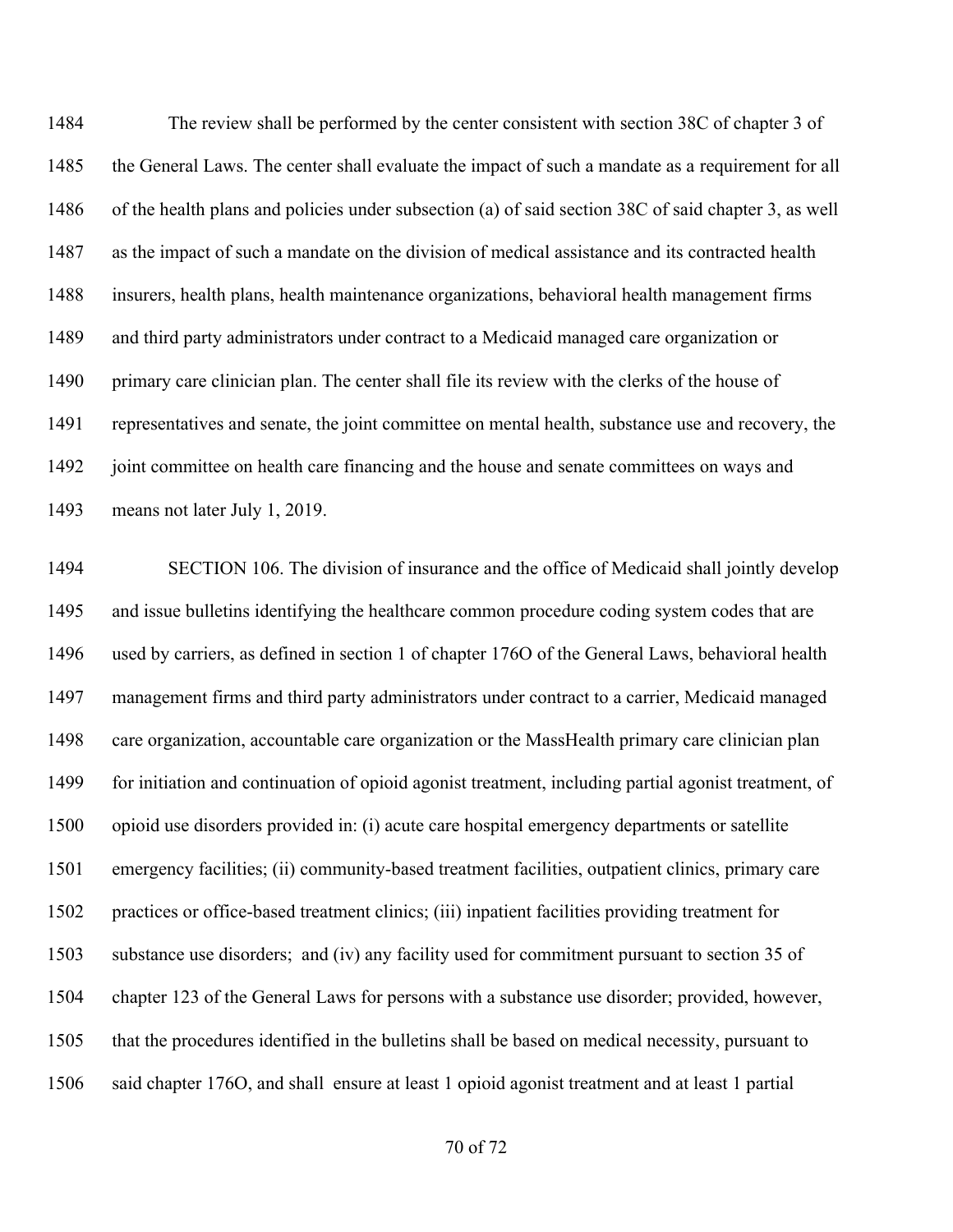The review shall be performed by the center consistent with section 38C of chapter 3 of the General Laws. The center shall evaluate the impact of such a mandate as a requirement for all of the health plans and policies under subsection (a) of said section 38C of said chapter 3, as well as the impact of such a mandate on the division of medical assistance and its contracted health insurers, health plans, health maintenance organizations, behavioral health management firms and third party administrators under contract to a Medicaid managed care organization or primary care clinician plan. The center shall file its review with the clerks of the house of representatives and senate, the joint committee on mental health, substance use and recovery, the joint committee on health care financing and the house and senate committees on ways and means not later July 1, 2019.

SECTION 106. The division of insurance and the office of Medicaid shall jointly develop and issue bulletins identifying the healthcare common procedure coding system codes that are used by carriers, as defined in section 1 of chapter 176O of the General Laws, behavioral health management firms and third party administrators under contract to a carrier, Medicaid managed care organization, accountable care organization or the MassHealth primary care clinician plan for initiation and continuation of opioid agonist treatment, including partial agonist treatment, of opioid use disorders provided in: (i) acute care hospital emergency departments or satellite emergency facilities; (ii) community-based treatment facilities, outpatient clinics, primary care practices or office-based treatment clinics; (iii) inpatient facilities providing treatment for substance use disorders; and (iv) any facility used for commitment pursuant to section 35 of chapter 123 of the General Laws for persons with a substance use disorder; provided, however, that the procedures identified in the bulletins shall be based on medical necessity, pursuant to said chapter 176O, and shall ensure at least 1 opioid agonist treatment and at least 1 partial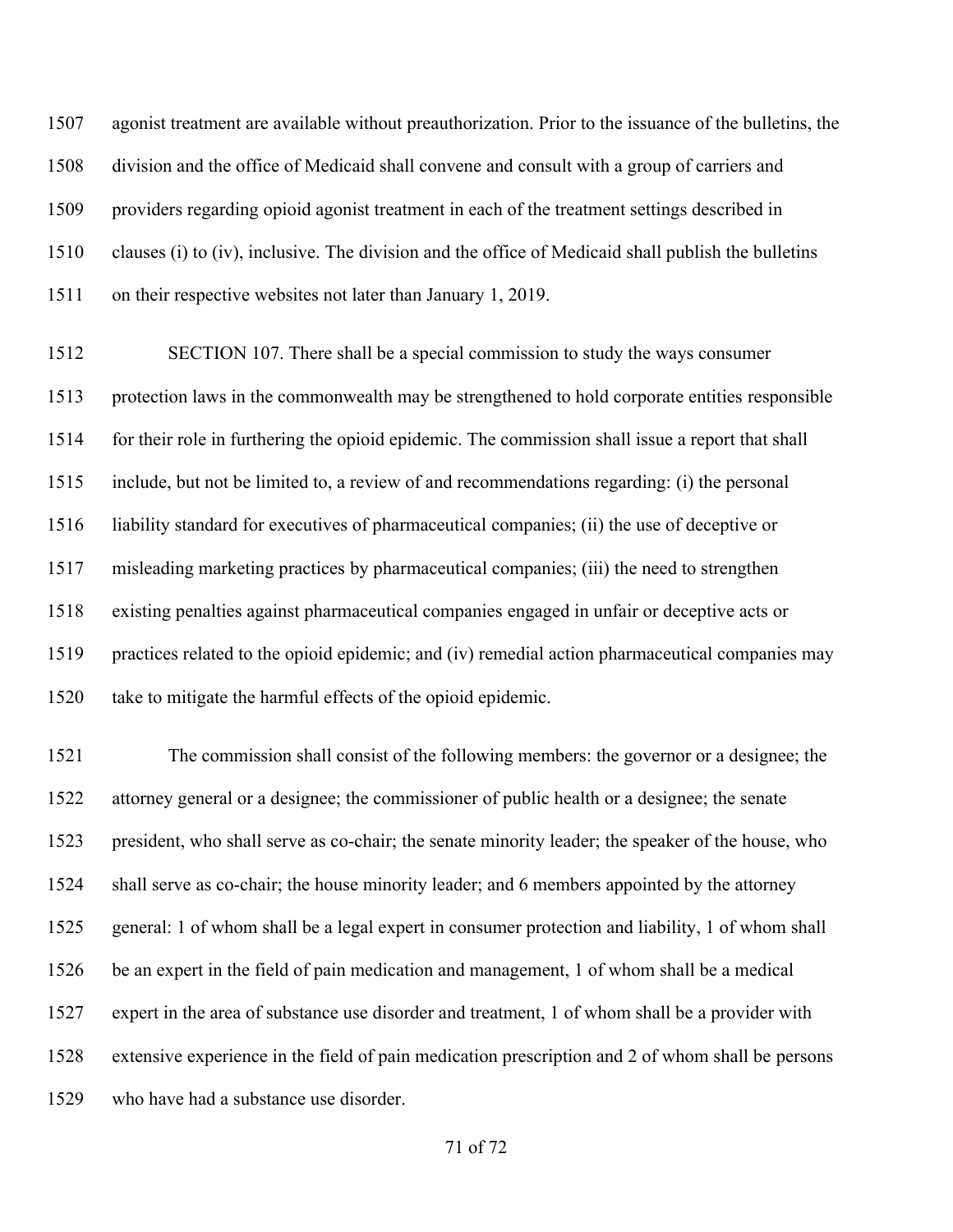agonist treatment are available without preauthorization. Prior to the issuance of the bulletins, the division and the office of Medicaid shall convene and consult with a group of carriers and providers regarding opioid agonist treatment in each of the treatment settings described in clauses (i) to (iv), inclusive. The division and the office of Medicaid shall publish the bulletins on their respective websites not later than January 1, 2019.

SECTION 107. There shall be a special commission to study the ways consumer protection laws in the commonwealth may be strengthened to hold corporate entities responsible for their role in furthering the opioid epidemic. The commission shall issue a report that shall include, but not be limited to, a review of and recommendations regarding: (i) the personal liability standard for executives of pharmaceutical companies; (ii) the use of deceptive or misleading marketing practices by pharmaceutical companies; (iii) the need to strengthen existing penalties against pharmaceutical companies engaged in unfair or deceptive acts or practices related to the opioid epidemic; and (iv) remedial action pharmaceutical companies may take to mitigate the harmful effects of the opioid epidemic.

The commission shall consist of the following members: the governor or a designee; the attorney general or a designee; the commissioner of public health or a designee; the senate president, who shall serve as co-chair; the senate minority leader; the speaker of the house, who shall serve as co-chair; the house minority leader; and 6 members appointed by the attorney general: 1 of whom shall be a legal expert in consumer protection and liability, 1 of whom shall be an expert in the field of pain medication and management, 1 of whom shall be a medical expert in the area of substance use disorder and treatment, 1 of whom shall be a provider with extensive experience in the field of pain medication prescription and 2 of whom shall be persons who have had a substance use disorder.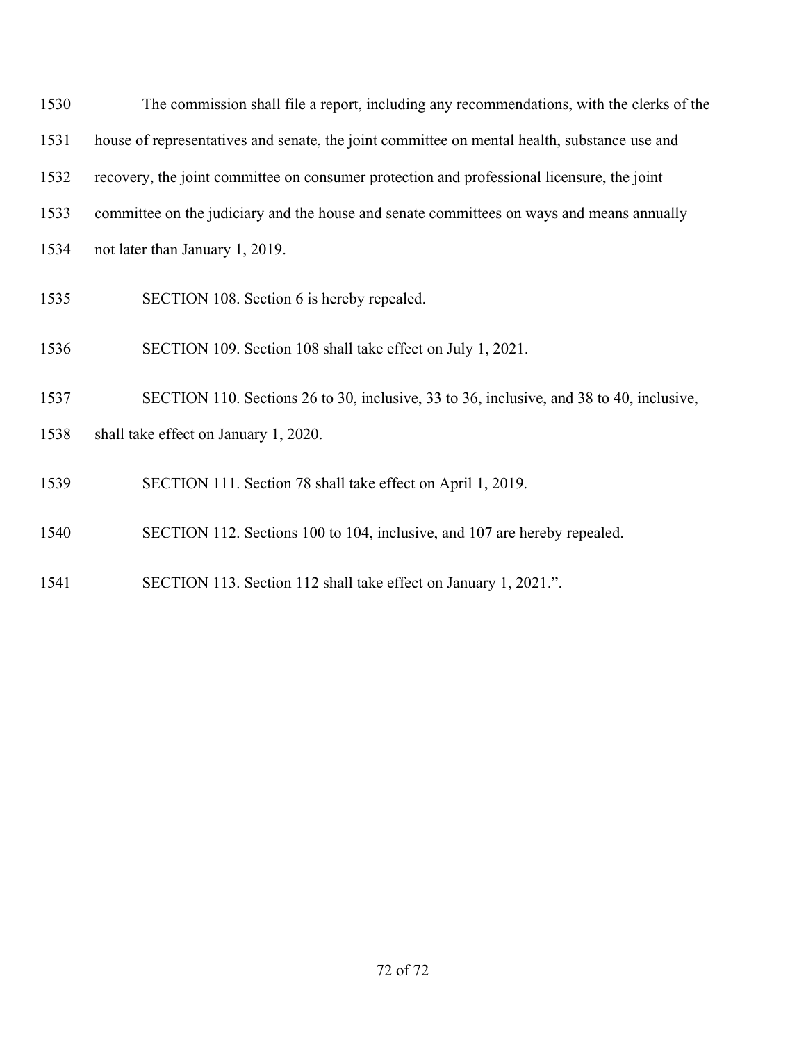The commission shall file a report, including any recommendations, with the clerks of the house of representatives and senate, the joint committee on mental health, substance use and recovery, the joint committee on consumer protection and professional licensure, the joint committee on the judiciary and the house and senate committees on ways and means annually not later than January 1, 2019.

SECTION 108. Section 6 is hereby repealed.

SECTION 109. Section 108 shall take effect on July 1, 2021.

SECTION 110. Sections 26 to 30, inclusive, 33 to 36, inclusive, and 38 to 40, inclusive, shall take effect on January 1, 2020.

SECTION 111. Section 78 shall take effect on April 1, 2019.

SECTION 112. Sections 100 to 104, inclusive, and 107 are hereby repealed.

SECTION 113. Section 112 shall take effect on January 1, 2021.".